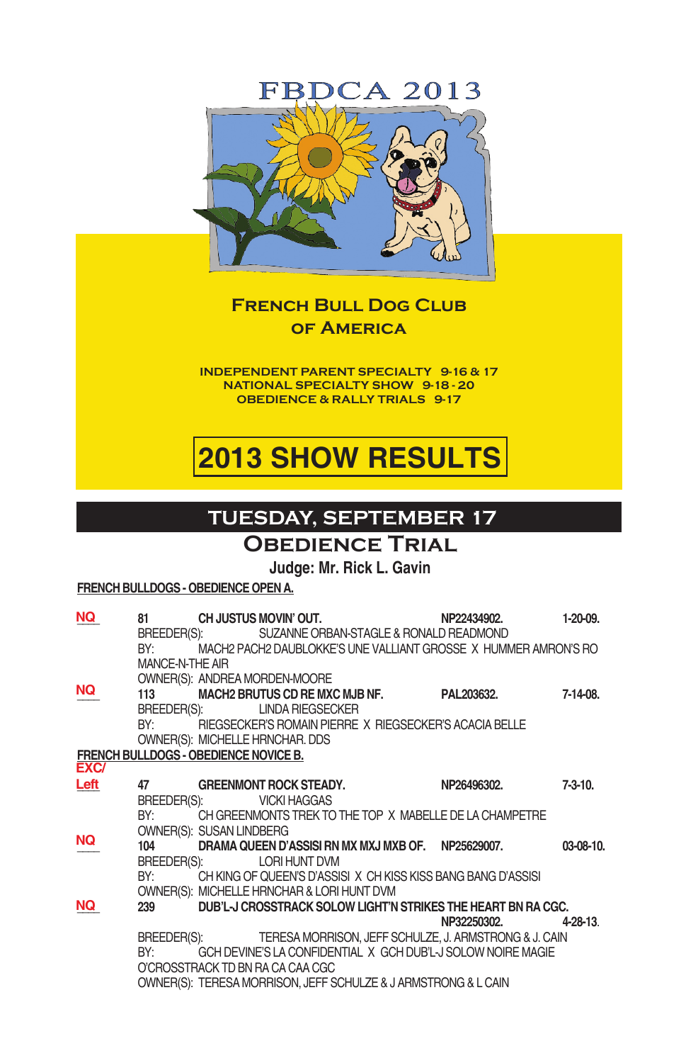# FBDCA 2013

## French Bull Dog Club of America

**INDEPENDENT PARENT SPECIALTY 9-16 & 17**
**NATIONAL SPECIALTY SHOW 9-18 - 20**
**OBEDIENCE & RALLY TRIALS 9-17**

# 2013 SHOW RESULTS

## TUESDAY, SEPTEMBER 17

## Obedience Trial

**Judge: Mr. Rick L. Gavin**

**FRENCH BULLDOGS - OBEDIENCE OPEN A.**

**NQ** 81 **CH JUSTUS MOVIN' OUT.** NP22434902. 1-20-09.
BREEDER(S): SUZANNE ORBAN-STAGLE & RONALD READMOND
BY: MACH2 PACH2 DAUBLOKKE'S UNE VALLIANT GROSSE X HUMMER AMRON'S ROMANCE-N-THE AIR
OWNER(S): ANDREA MORDEN-MOORE

**NQ** 113 **MACH2 BRUTUS CD RE MXC MJB NF.** PAL203632. 7-14-08.
BREEDER(S): LINDA RIEGSECKER
BY: RIEGSECKER'S ROMAIN PIERRE X RIEGSECKER'S ACACIA BELLE
OWNER(S): MICHELLE HRNCHAR. DDS

**FRENCH BULLDOGS - OBEDIENCE NOVICE B.**

**EXC/ Left** 47 **GREENMONT ROCK STEADY.** NP26496302. 7-3-10.
BREEDER(S): VICKI HAGGAS
BY: CH GREENMONTS TREK TO THE TOP X MABELLE DE LA CHAMPETRE
OWNER(S): SUSAN LINDBERG

**NQ** 104 **DRAMA QUEEN D'ASSISI RN MX MXJ MXB OF.** NP25629007. 03-08-10.
BREEDER(S): LORI HUNT DVM
BY: CH KING OF QUEEN'S D'ASSISI X CH KISS KISS BANG BANG D'ASSISI
OWNER(S): MICHELLE HRNCHAR & LORI HUNT DVM

**NQ** 239 **DUB'L-J CROSSTRACK SOLOW LIGHT'N STRIKES THE HEART BN RA CGC.** NP32250302. 4-28-13.
BREEDER(S): TERESA MORRISON, JEFF SCHULZE, J. ARMSTRONG & J. CAIN
BY: GCH DEVINE'S LA CONFIDENTIAL X GCH DUB'L-J SOLOW NOIRE MAGIE O'CROSSTRACK TD BN RA CA CAA CGC
OWNER(S): TERESA MORRISON, JEFF SCHULZE & J ARMSTRONG & L CAIN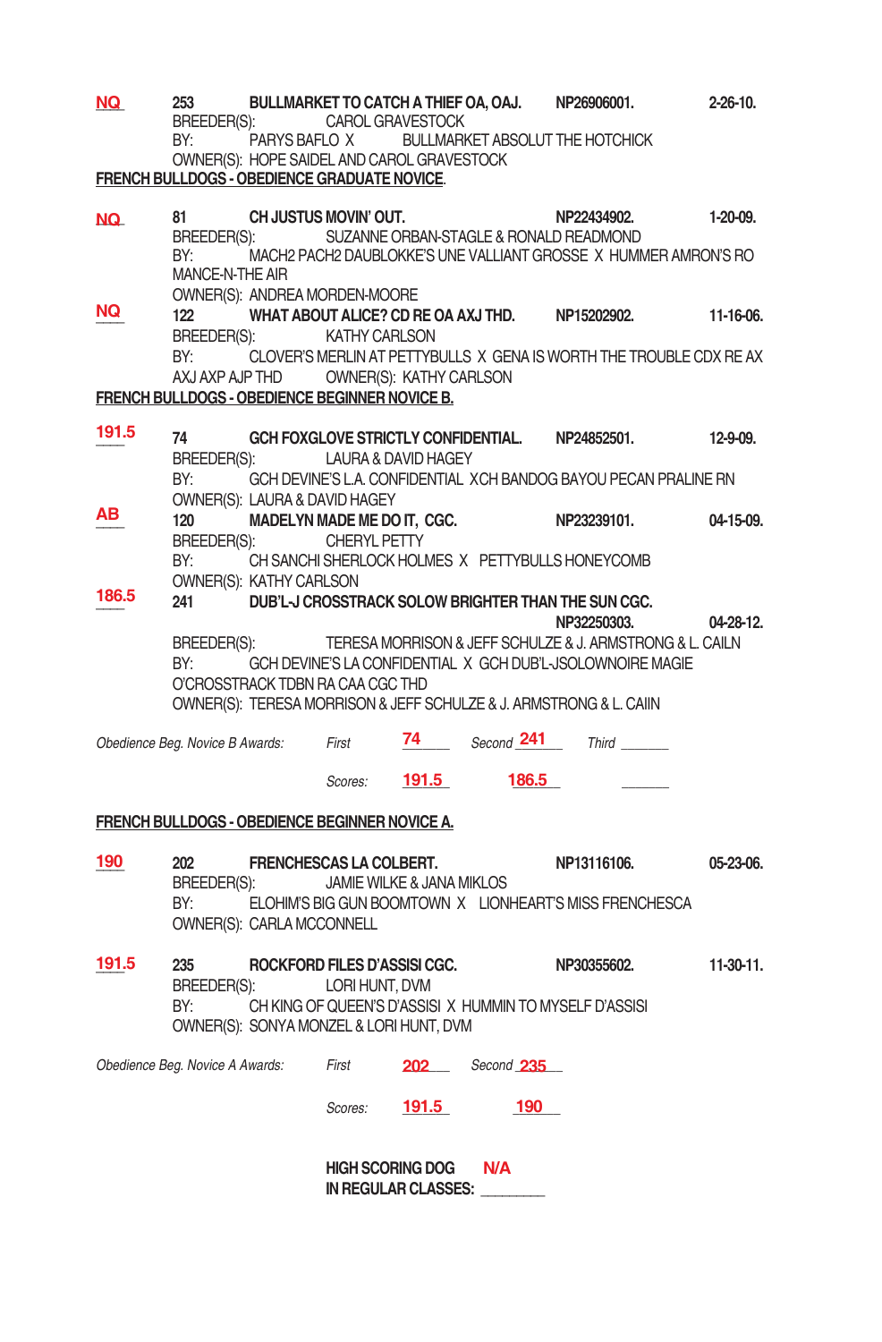**NQ** 253 **BULLMARKET TO CATCH A THIEF OA, OAJ.** **NP26906001.** **2-26-10.**
BREEDER(S): CAROL GRAVESTOCK
BY: PARYS BAFLO X BULLMARKET ABSOLUT THE HOTCHICK
OWNER(S): HOPE SAIDEL AND CAROL GRAVESTOCK

## FRENCH BULLDOGS - OBEDIENCE GRADUATE NOVICE.

**NQ** 81 **CH JUSTUS MOVIN' OUT.** **NP22434902.** **1-20-09.**
BREEDER(S): SUZANNE ORBAN-STAGLE & RONALD READMOND
BY: MACH2 PACH2 DAUBLOKKE'S UNE VALLIANT GROSSE X HUMMER AMRON'S ROMANCE-N-THE AIR
OWNER(S): ANDREA MORDEN-MOORE

**NQ** 122 **WHAT ABOUT ALICE? CD RE OA AXJ THD.** **NP15202902.** **11-16-06.**
BREEDER(S): KATHY CARLSON
BY: CLOVER'S MERLIN AT PETTYBULLS X GENA IS WORTH THE TROUBLE CDX RE AX AXJ AXP AJP THD OWNER(S): KATHY CARLSON

## FRENCH BULLDOGS - OBEDIENCE BEGINNER NOVICE B.

**191.5** 74 **GCH FOXGLOVE STRICTLY CONFIDENTIAL.** **NP24852501.** **12-9-09.**
BREEDER(S): LAURA & DAVID HAGEY
BY: GCH DEVINE'S L.A. CONFIDENTIAL XCH BANDOG BAYOU PECAN PRALINE RN
OWNER(S): LAURA & DAVID HAGEY

**AB** 120 **MADELYN MADE ME DO IT, CGC.** **NP23239101.** **04-15-09.**
BREEDER(S): CHERYL PETTY
BY: CH SANCHI SHERLOCK HOLMES X PETTYBULLS HONEYCOMB
OWNER(S): KATHY CARLSON

**186.5** 241 **DUB'L-J CROSSTRACK SOLOW BRIGHTER THAN THE SUN CGC.** **NP32250303.** **04-28-12.**
BREEDER(S): TERESA MORRISON & JEFF SCHULZE & J. ARMSTRONG & L. CAILN
BY: GCH DEVINE'S LA CONFIDENTIAL X GCH DUB'L-JSOLOWNOIRE MAGIE O'CROSSTRACK TDBN RA CAA CGC THD
OWNER(S): TERESA MORRISON & JEFF SCHULZE & J. ARMSTRONG & L. CAIIN

| *Obedience Beg. Novice B Awards:* | *First* | *Second* | *Third* |
|---|---|---|---|
| | 74 | 241 | ______ |
| *Scores:* | 191.5 | 186.5 | ______ |

## FRENCH BULLDOGS - OBEDIENCE BEGINNER NOVICE A.

**190** 202 **FRENCHESCAS LA COLBERT.** **NP13116106.** **05-23-06.**
BREEDER(S): JAMIE WILKE & JANA MIKLOS
BY: ELOHIM'S BIG GUN BOOMTOWN X LIONHEART'S MISS FRENCHESCA
OWNER(S): CARLA MCCONNELL

**191.5** 235 **ROCKFORD FILES D'ASSISI CGC.** **NP30355602.** **11-30-11.**
BREEDER(S): LORI HUNT, DVM
BY: CH KING OF QUEEN'S D'ASSISI X HUMMIN TO MYSELF D'ASSISI
OWNER(S): SONYA MONZEL & LORI HUNT, DVM

| *Obedience Beg. Novice A Awards:* | *First* | *Second* |
|---|---|---|
| | 202 | 235 |
| *Scores:* | 191.5 | 190 |

**HIGH SCORING DOG IN REGULAR CLASSES:** N/A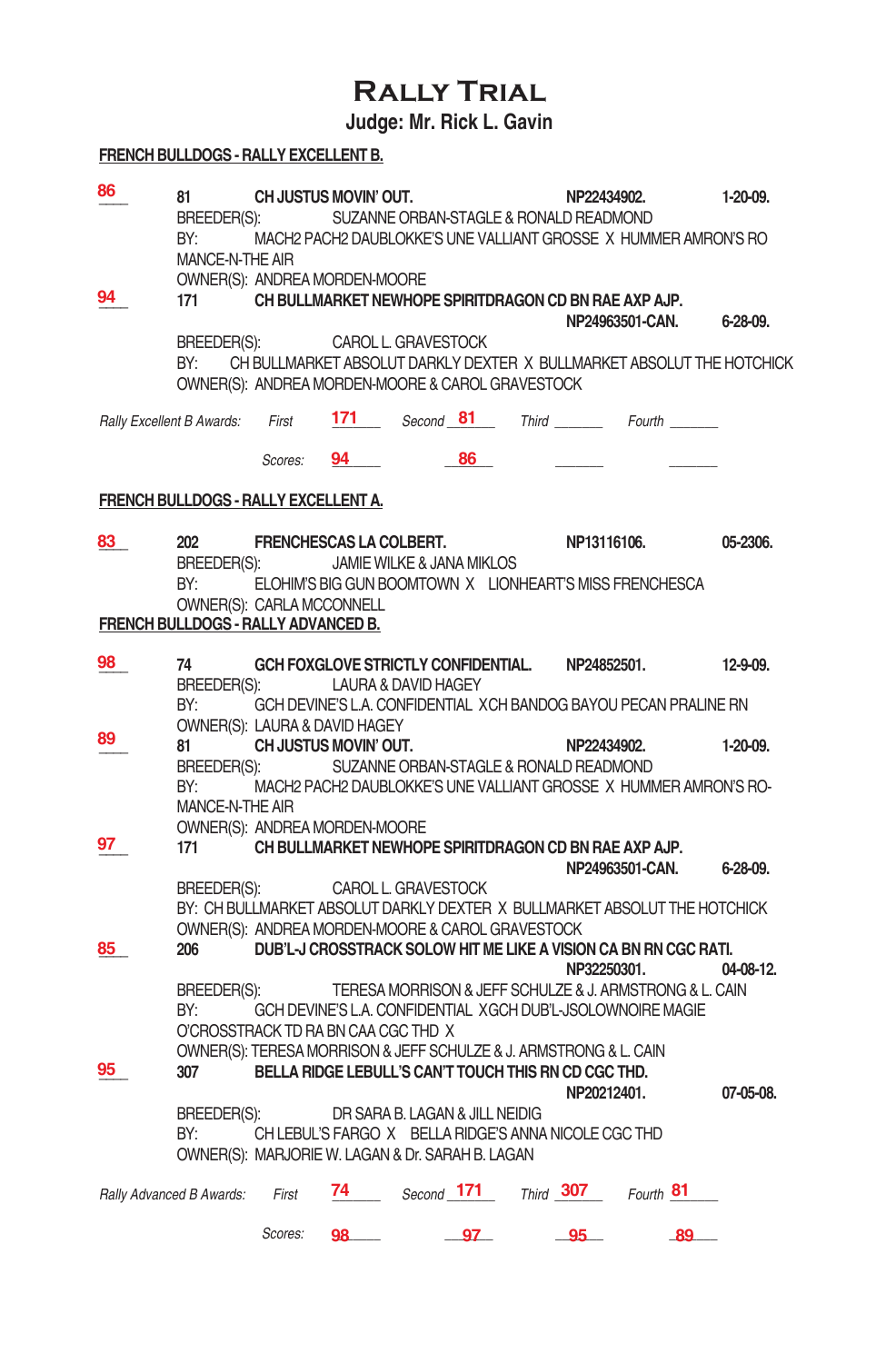# Rally Trial

## Judge: Mr. Rick L. Gavin

**FRENCH BULLDOGS - RALLY EXCELLENT B.**

86 **81 CH JUSTUS MOVIN' OUT.** NP22434902. 1-20-09.
BREEDER(S): SUZANNE ORBAN-STAGLE & RONALD READMOND
BY: MACH2 PACH2 DAUBLOKKE'S UNE VALLIANT GROSSE X HUMMER AMRON'S RO MANCE-N-THE AIR
OWNER(S): ANDREA MORDEN-MOORE

94 **171 CH BULLMARKET NEWHOPE SPIRITDRAGON CD BN RAE AXP AJP.** NP24963501-CAN. 6-28-09.
BREEDER(S): CAROL L. GRAVESTOCK
BY: CH BULLMARKET ABSOLUT DARKLY DEXTER X BULLMARKET ABSOLUT THE HOTCHICK
OWNER(S): ANDREA MORDEN-MOORE & CAROL GRAVESTOCK

*Rally Excellent B Awards:* *First* 171 *Second* 81 *Third* ______ *Fourth* ______

*Scores:* 94 86 ______ ______

**FRENCH BULLDOGS - RALLY EXCELLENT A.**

83 **202 FRENCHESCAS LA COLBERT.** NP13116106. 05-2306.
BREEDER(S): JAMIE WILKE & JANA MIKLOS
BY: ELOHIM'S BIG GUN BOOMTOWN X LIONHEART'S MISS FRENCHESCA
OWNER(S): CARLA MCCONNELL

**FRENCH BULLDOGS - RALLY ADVANCED B.**

98 **74 GCH FOXGLOVE STRICTLY CONFIDENTIAL.** NP24852501. 12-9-09.
BREEDER(S): LAURA & DAVID HAGEY
BY: GCH DEVINE'S L.A. CONFIDENTIAL XCH BANDOG BAYOU PECAN PRALINE RN
OWNER(S): LAURA & DAVID HAGEY

89 **81 CH JUSTUS MOVIN' OUT.** NP22434902. 1-20-09.
BREEDER(S): SUZANNE ORBAN-STAGLE & RONALD READMOND
BY: MACH2 PACH2 DAUBLOKKE'S UNE VALLIANT GROSSE X HUMMER AMRON'S RO-MANCE-N-THE AIR
OWNER(S): ANDREA MORDEN-MOORE

97 **171 CH BULLMARKET NEWHOPE SPIRITDRAGON CD BN RAE AXP AJP.** NP24963501-CAN. 6-28-09.
BREEDER(S): CAROL L. GRAVESTOCK
BY: CH BULLMARKET ABSOLUT DARKLY DEXTER X BULLMARKET ABSOLUT THE HOTCHICK
OWNER(S): ANDREA MORDEN-MOORE & CAROL GRAVESTOCK

85 **206 DUB'L-J CROSSTRACK SOLOW HIT ME LIKE A VISION CA BN RN CGC RATI.** NP32250301. 04-08-12.
BREEDER(S): TERESA MORRISON & JEFF SCHULZE & J. ARMSTRONG & L. CAIN
BY: GCH DEVINE'S L.A. CONFIDENTIAL XGCH DUB'L-JSOLOWNOIRE MAGIE O'CROSSTRACK TD RA BN CAA CGC THD X
OWNER(S): TERESA MORRISON & JEFF SCHULZE & J. ARMSTRONG & L. CAIN

95 **307 BELLA RIDGE LEBULL'S CAN'T TOUCH THIS RN CD CGC THD.** NP20212401. 07-05-08.
BREEDER(S): DR SARA B. LAGAN & JILL NEIDIG
BY: CH LEBUL'S FARGO X BELLA RIDGE'S ANNA NICOLE CGC THD
OWNER(S): MARJORIE W. LAGAN & Dr. SARAH B. LAGAN

*Rally Advanced B Awards:* *First* 74 *Second* 171 *Third* 307 *Fourth* 81

*Scores:* 98 97 95 89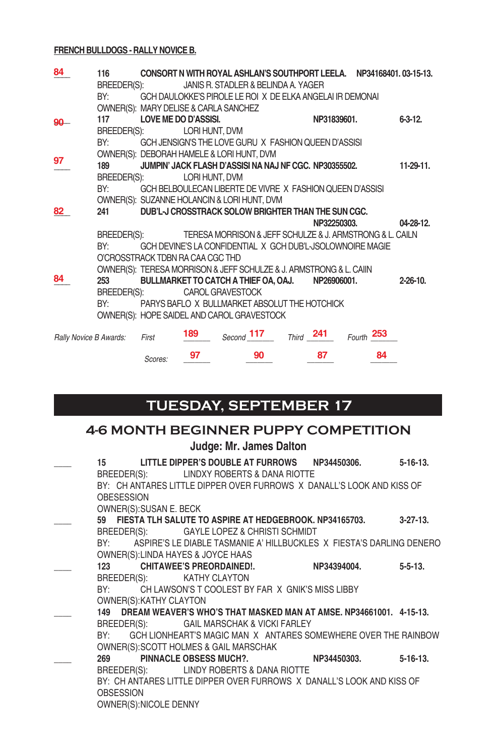**FRENCH BULLDOGS - RALLY NOVICE B.**

84 **116 CONSORT N WITH ROYAL ASHLAN'S SOUTHPORT LEELA. NP34168401. 03-15-13.**
BREEDER(S): JANIS R. STADLER & BELINDA A. YAGER
BY: GCH DAULOKKE'S PIROLE LE ROI X DE ELKA ANGELAI IR DEMONAI
OWNER(S): MARY DELISE & CARLA SANCHEZ

90 **117 LOVE ME DO D'ASSISI. NP31839601. 6-3-12.**
BREEDER(S): LORI HUNT, DVM
BY: GCH JENSIGN'S THE LOVE GURU X FASHION QUEEN D'ASSISI
OWNER(S): DEBORAH HAMELE & LORI HUNT, DVM

97 **189 JUMPIN' JACK FLASH D'ASSISI NA NAJ NF CGC. NP30355502. 11-29-11.**
BREEDER(S): LORI HUNT, DVM
BY: GCH BELBOULECAN LIBERTE DE VIVRE X FASHION QUEEN D'ASSISI
OWNER(S): SUZANNE HOLANCIN & LORI HUNT, DVM

82 **241 DUB'L-J CROSSTRACK SOLOW BRIGHTER THAN THE SUN CGC. NP32250303. 04-28-12.**
BREEDER(S): TERESA MORRISON & JEFF SCHULZE & J. ARMSTRONG & L. CAILN
BY: GCH DEVINE'S LA CONFIDENTIAL X GCH DUB'L-JSOLOWNOIRE MAGIE O'CROSSTRACK TDBN RA CAA CGC THD
OWNER(S): TERESA MORRISON & JEFF SCHULZE & J. ARMSTRONG & L. CAIIN

84 **253 BULLMARKET TO CATCH A THIEF OA, OAJ. NP26906001. 2-26-10.**
BREEDER(S): CAROL GRAVESTOCK
BY: PARYS BAFLO X BULLMARKET ABSOLUT THE HOTCHICK
OWNER(S): HOPE SAIDEL AND CAROL GRAVESTOCK

*Rally Novice B Awards:* *First* 189 *Second* 117 *Third* 241 *Fourth* 253

*Scores:* 97 90 87 84

# TUESDAY, SEPTEMBER 17

## 4-6 MONTH BEGINNER PUPPY COMPETITION

### Judge: Mr. James Dalton

____ **15 LITTLE DIPPER'S DOUBLE AT FURROWS NP34450306. 5-16-13.**
BREEDER(S): LINDXY ROBERTS & DANA RIOTTE
BY: CH ANTARES LITTLE DIPPER OVER FURROWS X DANALL'S LOOK AND KISS OF OBESESSION
OWNER(S):SUSAN E. BECK

____ **59 FIESTA TLH SALUTE TO ASPIRE AT HEDGEBROOK. NP34165703. 3-27-13.**
BREEDER(S): GAYLE LOPEZ & CHRISTI SCHMIDT
BY: ASPIRE'S LE DIABLE TASMANIE A' HILLBUCKLES X FIESTA'S DARLING DENERO
OWNER(S):LINDA HAYES & JOYCE HAAS

____ **123 CHITAWEE'S PREORDAINED!. NP34394004. 5-5-13.**
BREEDER(S): KATHY CLAYTON
BY: CH LAWSON'S T COOLEST BY FAR X GNIK'S MISS LIBBY
OWNER(S):KATHY CLAYTON

____ **149 DREAM WEAVER'S WHO'S THAT MASKED MAN AT AMSE. NP34661001. 4-15-13.**
BREEDER(S): GAIL MARSCHAK & VICKI FARLEY
BY: GCH LIONHEART'S MAGIC MAN X ANTARES SOMEWHERE OVER THE RAINBOW
OWNER(S):SCOTT HOLMES & GAIL MARSCHAK

____ **269 PINNACLE OBSESS MUCH?. NP34450303. 5-16-13.**
BREEDER(S): LINDY ROBERTS & DANA RIOTTE
BY: CH ANTARES LITTLE DIPPER OVER FURROWS X DANALL'S LOOK AND KISS OF OBSESSION
OWNER(S):NICOLE DENNY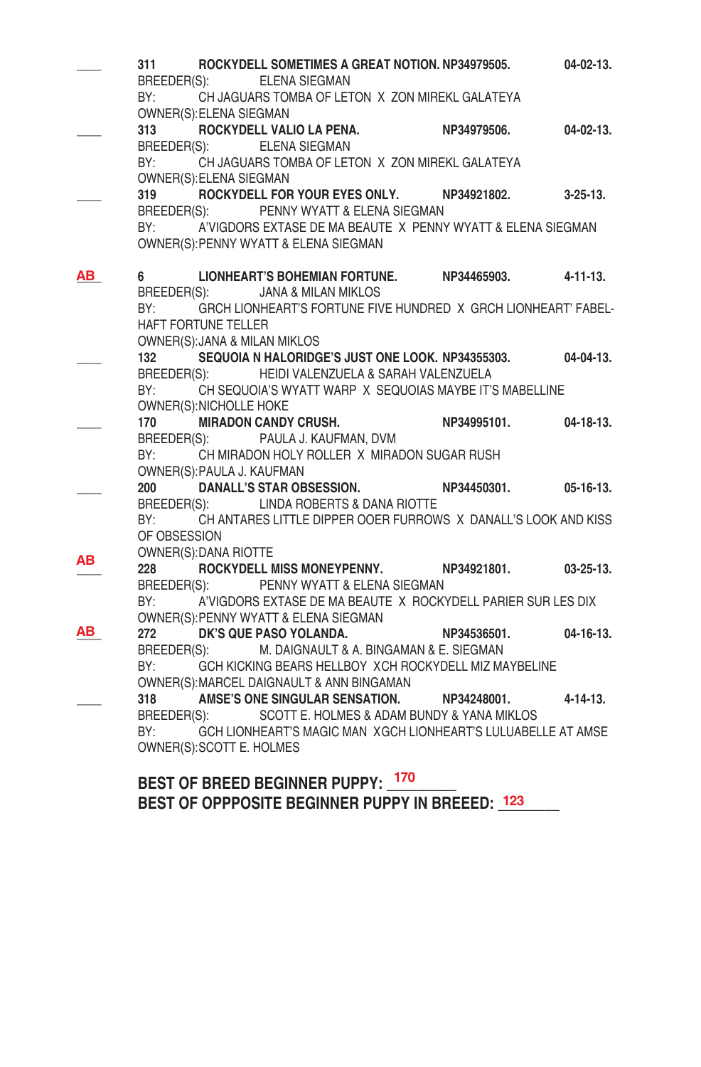\_\_\_\_ **311 ROCKYDELL SOMETIMES A GREAT NOTION. NP34979505. 04-02-13.**
BREEDER(S): ELENA SIEGMAN
BY: CH JAGUARS TOMBA OF LETON X ZON MIREKL GALATEYA
OWNER(S):ELENA SIEGMAN

\_\_\_\_ **313 ROCKYDELL VALIO LA PENA. NP34979506. 04-02-13.**
BREEDER(S): ELENA SIEGMAN
BY: CH JAGUARS TOMBA OF LETON X ZON MIREKL GALATEYA
OWNER(S):ELENA SIEGMAN

\_\_\_\_ **319 ROCKYDELL FOR YOUR EYES ONLY. NP34921802. 3-25-13.**
BREEDER(S): PENNY WYATT & ELENA SIEGMAN
BY: A'VIGDORS EXTASE DE MA BEAUTE X PENNY WYATT & ELENA SIEGMAN
OWNER(S):PENNY WYATT & ELENA SIEGMAN

AB **6 LIONHEART'S BOHEMIAN FORTUNE. NP34465903. 4-11-13.**
BREEDER(S): JANA & MILAN MIKLOS
BY: GRCH LIONHEART'S FORTUNE FIVE HUNDRED X GRCH LIONHEART' FABEL-HAFT FORTUNE TELLER
OWNER(S):JANA & MILAN MIKLOS

\_\_\_\_ **132 SEQUOIA N HALORIDGE'S JUST ONE LOOK. NP34355303. 04-04-13.**
BREEDER(S): HEIDI VALENZUELA & SARAH VALENZUELA
BY: CH SEQUOIA'S WYATT WARP X SEQUOIAS MAYBE IT'S MABELLINE
OWNER(S):NICHOLLE HOKE

\_\_\_\_ **170 MIRADON CANDY CRUSH. NP34995101. 04-18-13.**
BREEDER(S): PAULA J. KAUFMAN, DVM
BY: CH MIRADON HOLY ROLLER X MIRADON SUGAR RUSH
OWNER(S):PAULA J. KAUFMAN

\_\_\_\_ **200 DANALL'S STAR OBSESSION. NP34450301. 05-16-13.**
BREEDER(S): LINDA ROBERTS & DANA RIOTTE
BY: CH ANTARES LITTLE DIPPER OOER FURROWS X DANALL'S LOOK AND KISS OF OBSESSION
OWNER(S):DANA RIOTTE

AB **228 ROCKYDELL MISS MONEYPENNY. NP34921801. 03-25-13.**
BREEDER(S): PENNY WYATT & ELENA SIEGMAN
BY: A'VIGDORS EXTASE DE MA BEAUTE X ROCKYDELL PARIER SUR LES DIX
OWNER(S):PENNY WYATT & ELENA SIEGMAN

AB **272 DK'S QUE PASO YOLANDA. NP34536501. 04-16-13.**
BREEDER(S): M. DAIGNAULT & A. BINGAMAN & E. SIEGMAN
BY: GCH KICKING BEARS HELLBOY XCH ROCKYDELL MIZ MAYBELINE
OWNER(S):MARCEL DAIGNAULT & ANN BINGAMAN

\_\_\_\_ **318 AMSE'S ONE SINGULAR SENSATION. NP34248001. 4-14-13.**
BREEDER(S): SCOTT E. HOLMES & ADAM BUNDY & YANA MIKLOS
BY: GCH LIONHEART'S MAGIC MAN XGCH LIONHEART'S LULUABELLE AT AMSE
OWNER(S):SCOTT E. HOLMES

**BEST OF BREED BEGINNER PUPPY:** 170
**BEST OF OPPPOSITE BEGINNER PUPPY IN BREEED:** 123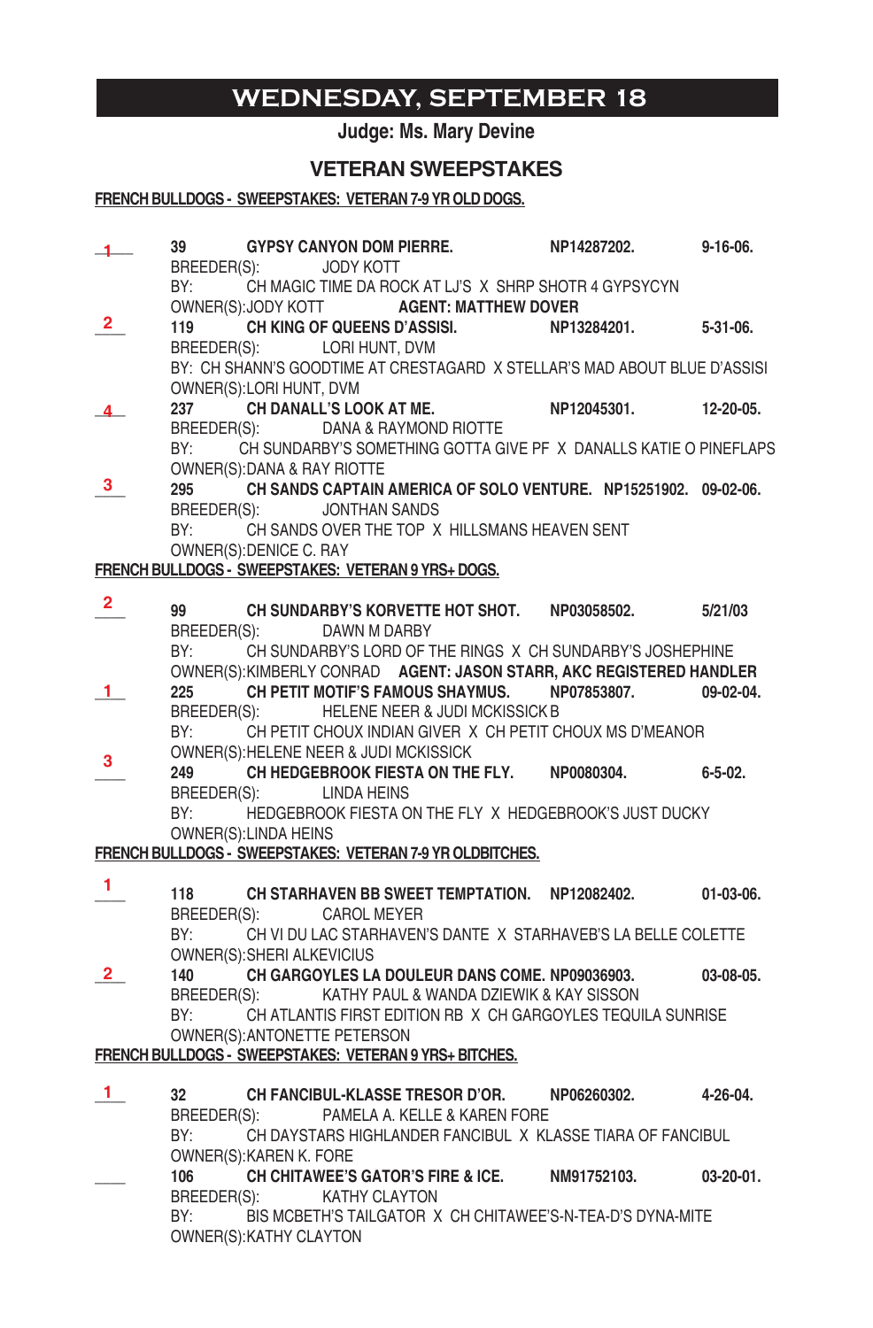# WEDNESDAY, SEPTEMBER 18

**Judge: Ms. Mary Devine**

## VETERAN SWEEPSTAKES

**FRENCH BULLDOGS - SWEEPSTAKES: VETERAN 7-9 YR OLD DOGS.**

1 **39 GYPSY CANYON DOM PIERRE. NP14287202. 9-16-06.**
BREEDER(S): JODY KOTT
BY: CH MAGIC TIME DA ROCK AT LJ'S X SHRP SHOTR 4 GYPSYCYN
OWNER(S):JODY KOTT **AGENT: MATTHEW DOVER**

2 **119 CH KING OF QUEENS D'ASSISI. NP13284201. 5-31-06.**
BREEDER(S): LORI HUNT, DVM
BY: CH SHANN'S GOODTIME AT CRESTAGARD X STELLAR'S MAD ABOUT BLUE D'ASSISI
OWNER(S):LORI HUNT, DVM

4 **237 CH DANALL'S LOOK AT ME. NP12045301. 12-20-05.**
BREEDER(S): DANA & RAYMOND RIOTTE
BY: CH SUNDARBY'S SOMETHING GOTTA GIVE PF X DANALLS KATIE O PINEFLAPS
OWNER(S):DANA & RAY RIOTTE

3 **295 CH SANDS CAPTAIN AMERICA OF SOLO VENTURE. NP15251902. 09-02-06.**
BREEDER(S): JONTHAN SANDS
BY: CH SANDS OVER THE TOP X HILLSMANS HEAVEN SENT
OWNER(S):DENICE C. RAY

**FRENCH BULLDOGS - SWEEPSTAKES: VETERAN 9 YRS+ DOGS.**

2 **99 CH SUNDARBY'S KORVETTE HOT SHOT. NP03058502. 5/21/03**
BREEDER(S): DAWN M DARBY
BY: CH SUNDARBY'S LORD OF THE RINGS X CH SUNDARBY'S JOSHEPHINE
OWNER(S):KIMBERLY CONRAD **AGENT: JASON STARR, AKC REGISTERED HANDLER**

1 **225 CH PETIT MOTIF'S FAMOUS SHAYMUS. NP07853807. 09-02-04.**
BREEDER(S): HELENE NEER & JUDI MCKISSICK B
BY: CH PETIT CHOUX INDIAN GIVER X CH PETIT CHOUX MS D'MEANOR
OWNER(S):HELENE NEER & JUDI MCKISSICK

3 **249 CH HEDGEBROOK FIESTA ON THE FLY. NP0080304. 6-5-02.**
BREEDER(S): LINDA HEINS
BY: HEDGEBROOK FIESTA ON THE FLY X HEDGEBROOK'S JUST DUCKY
OWNER(S):LINDA HEINS

**FRENCH BULLDOGS - SWEEPSTAKES: VETERAN 7-9 YR OLDBITCHES.**

1 **118 CH STARHAVEN BB SWEET TEMPTATION. NP12082402. 01-03-06.**
BREEDER(S): CAROL MEYER
BY: CH VI DU LAC STARHAVEN'S DANTE X STARHAVEB'S LA BELLE COLETTE
OWNER(S):SHERI ALKEVICIUS

2 **140 CH GARGOYLES LA DOULEUR DANS COME. NP09036903. 03-08-05.**
BREEDER(S): KATHY PAUL & WANDA DZIEWIK & KAY SISSON
BY: CH ATLANTIS FIRST EDITION RB X CH GARGOYLES TEQUILA SUNRISE
OWNER(S):ANTONETTE PETERSON

**FRENCH BULLDOGS - SWEEPSTAKES: VETERAN 9 YRS+ BITCHES.**

1 **32 CH FANCIBUL-KLASSE TRESOR D'OR. NP06260302. 4-26-04.**
BREEDER(S): PAMELA A. KELLE & KAREN FORE
BY: CH DAYSTARS HIGHLANDER FANCIBUL X KLASSE TIARA OF FANCIBUL
OWNER(S):KAREN K. FORE

____ **106 CH CHITAWEE'S GATOR'S FIRE & ICE. NM91752103. 03-20-01.**
BREEDER(S): KATHY CLAYTON
BY: BIS MCBETH'S TAILGATOR X CH CHITAWEE'S-N-TEA-D'S DYNA-MITE
OWNER(S):KATHY CLAYTON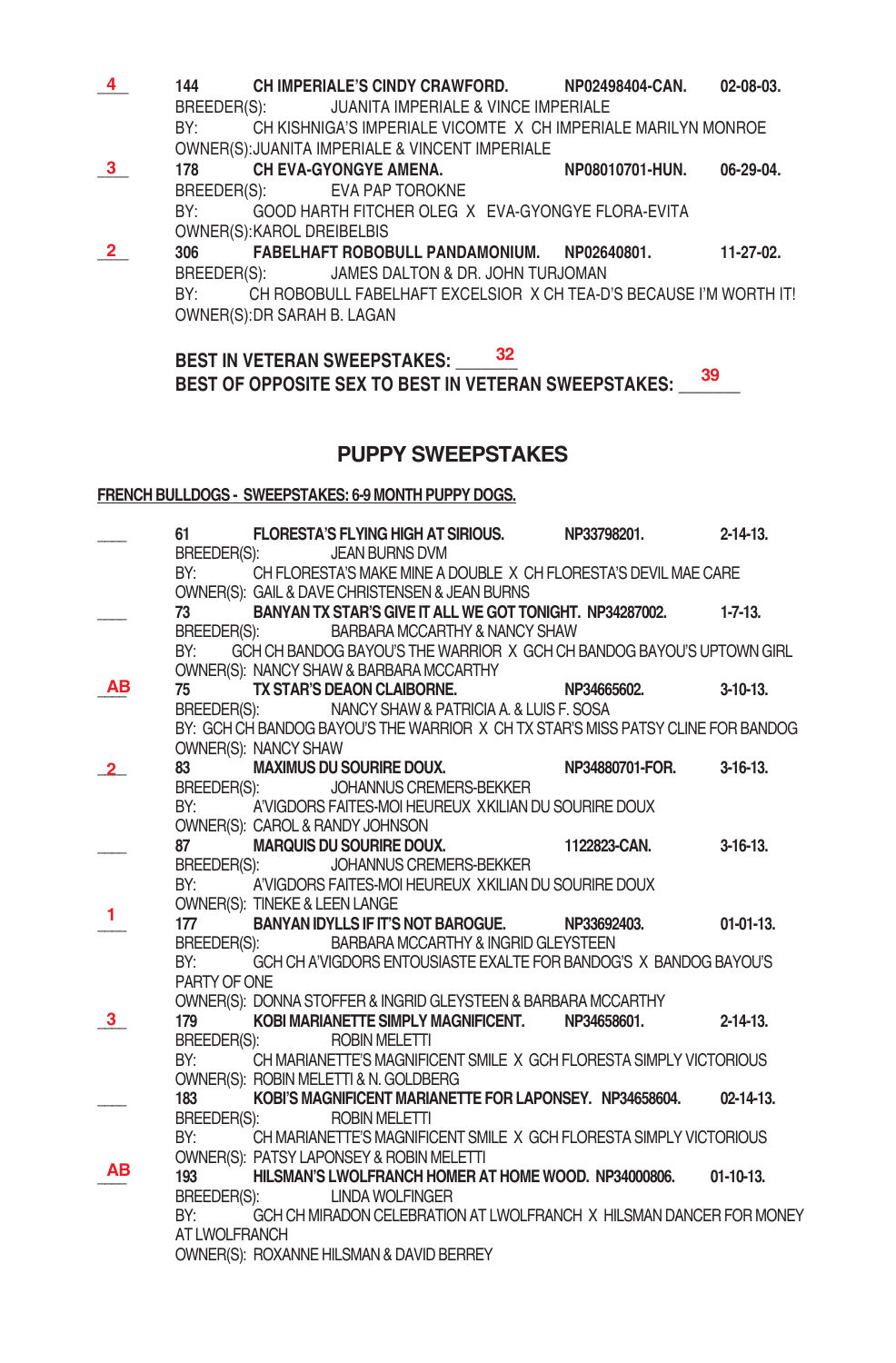**4** 144 **CH IMPERIALE'S CINDY CRAWFORD.** NP02498404-CAN. 02-08-03.
BREEDER(S): JUANITA IMPERIALE & VINCE IMPERIALE
BY: CH KISHNIGA'S IMPERIALE VICOMTE X CH IMPERIALE MARILYN MONROE
OWNER(S):JUANITA IMPERIALE & VINCENT IMPERIALE

**3** 178 **CH EVA-GYONGYE AMENA.** NP08010701-HUN. 06-29-04.
BREEDER(S): EVA PAP TOROKNE
BY: GOOD HARTH FITCHER OLEG X EVA-GYONGYE FLORA-EVITA
OWNER(S):KAROL DREIBELBIS

**2** 306 **FABELHAFT ROBOBULL PANDAMONIUM.** NP02640801. 11-27-02.
BREEDER(S): JAMES DALTON & DR. JOHN TURJOMAN
BY: CH ROBOBULL FABELHAFT EXCELSIOR X CH TEA-D'S BECAUSE I'M WORTH IT!
OWNER(S):DR SARAH B. LAGAN

**BEST IN VETERAN SWEEPSTAKES:** 32
**BEST OF OPPOSITE SEX TO BEST IN VETERAN SWEEPSTAKES:** 39

## PUPPY SWEEPSTAKES

**FRENCH BULLDOGS - SWEEPSTAKES: 6-9 MONTH PUPPY DOGS.**

___ 61 **FLORESTA'S FLYING HIGH AT SIRIOUS.** NP33798201. 2-14-13.
BREEDER(S): JEAN BURNS DVM
BY: CH FLORESTA'S MAKE MINE A DOUBLE X CH FLORESTA'S DEVIL MAE CARE
OWNER(S): GAIL & DAVE CHRISTENSEN & JEAN BURNS

___ 73 **BANYAN TX STAR'S GIVE IT ALL WE GOT TONIGHT.** NP34287002. 1-7-13.
BREEDER(S): BARBARA MCCARTHY & NANCY SHAW
BY: GCH CH BANDOG BAYOU'S THE WARRIOR X GCH CH BANDOG BAYOU'S UPTOWN GIRL
OWNER(S): NANCY SHAW & BARBARA MCCARTHY

**AB** 75 **TX STAR'S DEAON CLAIBORNE.** NP34665602. 3-10-13.
BREEDER(S): NANCY SHAW & PATRICIA A. & LUIS F. SOSA
BY: GCH CH BANDOG BAYOU'S THE WARRIOR X CH TX STAR'S MISS PATSY CLINE FOR BANDOG
OWNER(S): NANCY SHAW

**2** 83 **MAXIMUS DU SOURIRE DOUX.** NP34880701-FOR. 3-16-13.
BREEDER(S): JOHANNUS CREMERS-BEKKER
BY: A'VIGDORS FAITES-MOI HEUREUX XKILIAN DU SOURIRE DOUX
OWNER(S): CAROL & RANDY JOHNSON

___ 87 **MARQUIS DU SOURIRE DOUX.** 1122823-CAN. 3-16-13.
BREEDER(S): JOHANNUS CREMERS-BEKKER
BY: A'VIGDORS FAITES-MOI HEUREUX XKILIAN DU SOURIRE DOUX
OWNER(S): TINEKE & LEEN LANGE

**1** 177 **BANYAN IDYLLS IF IT'S NOT BAROGUE.** NP33692403. 01-01-13.
BREEDER(S): BARBARA MCCARTHY & INGRID GLEYSTEEN
BY: GCH CH A'VIGDORS ENTOUSIASTE EXALTE FOR BANDOG'S X BANDOG BAYOU'S PARTY OF ONE
OWNER(S): DONNA STOFFER & INGRID GLEYSTEEN & BARBARA MCCARTHY

**3** 179 **KOBI MARIANETTE SIMPLY MAGNIFICENT.** NP34658601. 2-14-13.
BREEDER(S): ROBIN MELETTI
BY: CH MARIANETTE'S MAGNIFICENT SMILE X GCH FLORESTA SIMPLY VICTORIOUS
OWNER(S): ROBIN MELETTI & N. GOLDBERG

___ 183 **KOBI'S MAGNIFICENT MARIANETTE FOR LAPONSEY.** NP34658604. 02-14-13.
BREEDER(S): ROBIN MELETTI
BY: CH MARIANETTE'S MAGNIFICENT SMILE X GCH FLORESTA SIMPLY VICTORIOUS
OWNER(S): PATSY LAPONSEY & ROBIN MELETTI

**AB** 193 **HILSMAN'S LWOLFRANCH HOMER AT HOME WOOD.** NP34000806. 01-10-13.
BREEDER(S): LINDA WOLFINGER
BY: GCH CH MIRADON CELEBRATION AT LWOLFRANCH X HILSMAN DANCER FOR MONEY AT LWOLFRANCH
OWNER(S): ROXANNE HILSMAN & DAVID BERREY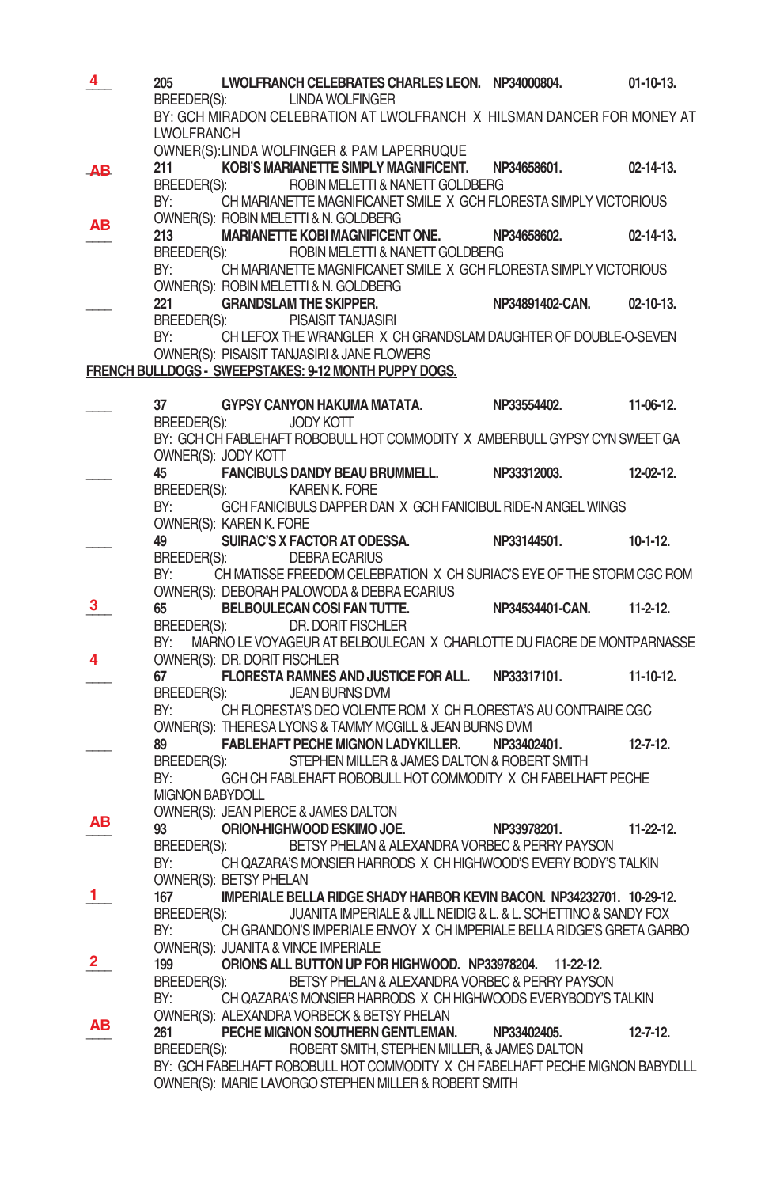**4** 205 **LWOLFRANCH CELEBRATES CHARLES LEON.** NP34000804. 01-10-13.
BREEDER(S): LINDA WOLFINGER
BY: GCH MIRADON CELEBRATION AT LWOLFRANCH X HILSMAN DANCER FOR MONEY AT LWOLFRANCH
OWNER(S):LINDA WOLFINGER & PAM LAPERRUQUE

**AB** 211 **KOBI'S MARIANETTE SIMPLY MAGNIFICENT.** NP34658601. 02-14-13.
BREEDER(S): ROBIN MELETTI & NANETT GOLDBERG
BY: CH MARIANETTE MAGNIFICANET SMILE X GCH FLORESTA SIMPLY VICTORIOUS
OWNER(S): ROBIN MELETTI & N. GOLDBERG

**AB** 213 **MARIANETTE KOBI MAGNIFICENT ONE.** NP34658602. 02-14-13.
BREEDER(S): ROBIN MELETTI & NANETT GOLDBERG
BY: CH MARIANETTE MAGNIFICANET SMILE X GCH FLORESTA SIMPLY VICTORIOUS
OWNER(S): ROBIN MELETTI & N. GOLDBERG

___ 221 **GRANDSLAM THE SKIPPER.** NP34891402-CAN. 02-10-13.
BREEDER(S): PISAISIT TANJASIRI
BY: CH LEFOX THE WRANGLER X CH GRANDSLAM DAUGHTER OF DOUBLE-O-SEVEN
OWNER(S): PISAISIT TANJASIRI & JANE FLOWERS

**FRENCH BULLDOGS - SWEEPSTAKES: 9-12 MONTH PUPPY DOGS.**

___ 37 **GYPSY CANYON HAKUMA MATATA.** NP33554402. 11-06-12.
BREEDER(S): JODY KOTT
BY: GCH CH FABLEHAFT ROBOBULL HOT COMMODITY X AMBERBULL GYPSY CYN SWEET GA
OWNER(S): JODY KOTT

___ 45 **FANCIBULS DANDY BEAU BRUMMELL.** NP33312003. 12-02-12.
BREEDER(S): KAREN K. FORE
BY: GCH FANICIBULS DAPPER DAN X GCH FANICIBUL RIDE-N ANGEL WINGS
OWNER(S): KAREN K. FORE

___ 49 **SUIRAC'S X FACTOR AT ODESSA.** NP33144501. 10-1-12.
BREEDER(S): DEBRA ECARIUS
BY: CH MATISSE FREEDOM CELEBRATION X CH SURIAC'S EYE OF THE STORM CGC ROM
OWNER(S): DEBORAH PALOWODA & DEBRA ECARIUS

**3** 65 **BELBOULECAN COSI FAN TUTTE.** NP34534401-CAN. 11-2-12.
BREEDER(S): DR. DORIT FISCHLER
BY: MARNO LE VOYAGEUR AT BELBOULECAN X CHARLOTTE DU FIACRE DE MONTPARNASSE
OWNER(S): DR. DORIT FISCHLER

**4** 67 **FLORESTA RAMNES AND JUSTICE FOR ALL.** NP33317101. 11-10-12.
BREEDER(S): JEAN BURNS DVM
BY: CH FLORESTA'S DEO VOLENTE ROM X CH FLORESTA'S AU CONTRAIRE CGC
OWNER(S): THERESA LYONS & TAMMY MCGILL & JEAN BURNS DVM

___ 89 **FABLEHAFT PECHE MIGNON LADYKILLER.** NP33402401. 12-7-12.
BREEDER(S): STEPHEN MILLER & JAMES DALTON & ROBERT SMITH
BY: GCH CH FABLEHAFT ROBOBULL HOT COMMODITY X CH FABELHAFT PECHE MIGNON BABYDOLL
OWNER(S): JEAN PIERCE & JAMES DALTON

**AB** 93 **ORION-HIGHWOOD ESKIMO JOE.** NP33978201. 11-22-12.
BREEDER(S): BETSY PHELAN & ALEXANDRA VORBEC & PERRY PAYSON
BY: CH QAZARA'S MONSIER HARRODS X CH HIGHWOOD'S EVERY BODY'S TALKIN
OWNER(S): BETSY PHELAN

**1** 167 **IMPERIALE BELLA RIDGE SHADY HARBOR KEVIN BACON.** NP34232701. 10-29-12.
BREEDER(S): JUANITA IMPERIALE & JILL NEIDIG & L. & L. SCHETTINO & SANDY FOX
BY: CH GRANDON'S IMPERIALE ENVOY X CH IMPERIALE BELLA RIDGE'S GRETA GARBO
OWNER(S): JUANITA & VINCE IMPERIALE

**2** 199 **ORIONS ALL BUTTON UP FOR HIGHWOOD.** NP33978204. 11-22-12.
BREEDER(S): BETSY PHELAN & ALEXANDRA VORBEC & PERRY PAYSON
BY: CH QAZARA'S MONSIER HARRODS X CH HIGHWOODS EVERYBODY'S TALKIN
OWNER(S): ALEXANDRA VORBECK & BETSY PHELAN

**AB** 261 **PECHE MIGNON SOUTHERN GENTLEMAN.** NP33402405. 12-7-12.
BREEDER(S): ROBERT SMITH, STEPHEN MILLER, & JAMES DALTON
BY: GCH FABELHAFT ROBOBULL HOT COMMODITY X CH FABELHAFT PECHE MIGNON BABYDLLL
OWNER(S): MARIE LAVORGO STEPHEN MILLER & ROBERT SMITH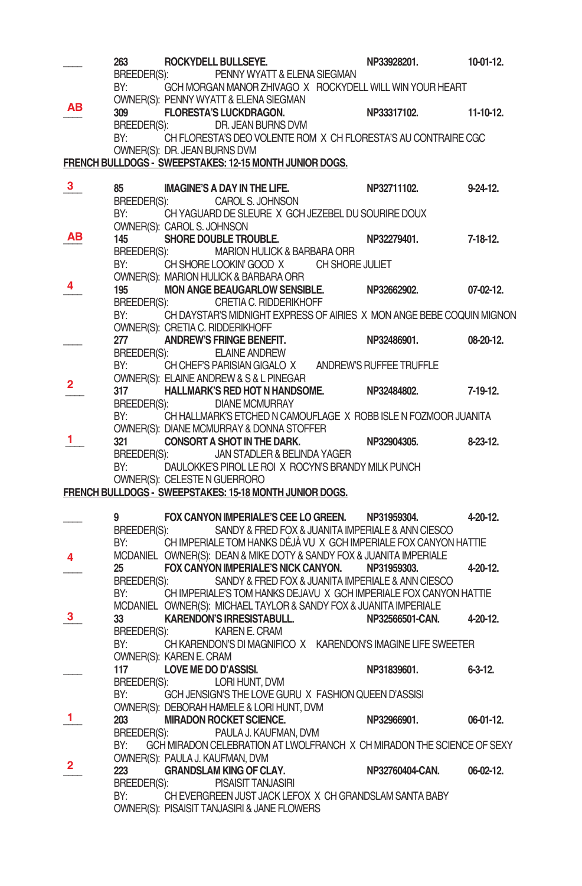____ 263 **ROCKYDELL BULLSEYE.** NP33928201. 10-01-12.
BREEDER(S): PENNY WYATT & ELENA SIEGMAN
BY: GCH MORGAN MANOR ZHIVAGO X ROCKYDELL WILL WIN YOUR HEART
OWNER(S): PENNY WYATT & ELENA SIEGMAN

AB 309 **FLORESTA'S LUCKDRAGON.** NP33317102. 11-10-12.
BREEDER(S): DR. JEAN BURNS DVM
BY: CH FLORESTA'S DEO VOLENTE ROM X CH FLORESTA'S AU CONTRAIRE CGC
OWNER(S): DR. JEAN BURNS DVM

**FRENCH BULLDOGS - SWEEPSTAKES: 12-15 MONTH JUNIOR DOGS.**

3 85 **IMAGINE'S A DAY IN THE LIFE.** NP32711102. 9-24-12.
BREEDER(S): CAROL S. JOHNSON
BY: CH YAGUARD DE SLEURE X GCH JEZEBEL DU SOURIRE DOUX
OWNER(S): CAROL S. JOHNSON

AB 145 **SHORE DOUBLE TROUBLE.** NP32279401. 7-18-12.
BREEDER(S): MARION HULICK & BARBARA ORR
BY: CH SHORE LOOKIN' GOOD X CH SHORE JULIET
OWNER(S): MARION HULICK & BARBARA ORR

4 195 **MON ANGE BEAUGARLOW SENSIBLE.** NP32662902. 07-02-12.
BREEDER(S): CRETIA C. RIDDERIKHOFF
BY: CH DAYSTAR'S MIDNIGHT EXPRESS OF AIRIES X MON ANGE BEBE COQUIN MIGNON
OWNER(S): CRETIA C. RIDDERIKHOFF

____ 277 **ANDREW'S FRINGE BENEFIT.** NP32486901. 08-20-12.
BREEDER(S): ELAINE ANDREW
BY: CH CHEF'S PARISIAN GIGALO X ANDREW'S RUFFEE TRUFFLE
OWNER(S): ELAINE ANDREW & S & L PINEGAR

2 317 **HALLMARK'S RED HOT N HANDSOME.** NP32484802. 7-19-12.
BREEDER(S): DIANE MCMURRAY
BY: CH HALLMARK'S ETCHED N CAMOUFLAGE X ROBB ISLE N FOZMOOR JUANITA
OWNER(S): DIANE MCMURRAY & DONNA STOFFER

1 321 **CONSORT A SHOT IN THE DARK.** NP32904305. 8-23-12.
BREEDER(S): JAN STADLER & BELINDA YAGER
BY: DAULOKKE'S PIROL LE ROI X ROCYN'S BRANDY MILK PUNCH
OWNER(S): CELESTE N GUERRORO

**FRENCH BULLDOGS - SWEEPSTAKES: 15-18 MONTH JUNIOR DOGS.**

____ 9 **FOX CANYON IMPERIALE'S CEE LO GREEN.** NP31959304. 4-20-12.
BREEDER(S): SANDY & FRED FOX & JUANITA IMPERIALE & ANN CIESCO
BY: CH IMPERIALE TOM HANKS DÉJÀ VU X GCH IMPERIALE FOX CANYON HATTIE MCDANIEL
OWNER(S): DEAN & MIKE DOTY & SANDY FOX & JUANITA IMPERIALE

4 25 **FOX CANYON IMPERIALE'S NICK CANYON.** NP31959303. 4-20-12.
BREEDER(S): SANDY & FRED FOX & JUANITA IMPERIALE & ANN CIESCO
BY: CH IMPERIALE'S TOM HANKS DEJAVU X GCH IMPERIALE FOX CANYON HATTIE MCDANIEL
OWNER(S): MICHAEL TAYLOR & SANDY FOX & JUANITA IMPERIALE

3 33 **KARENDON'S IRRESISTABULL.** NP32566501-CAN. 4-20-12.
BREEDER(S): KAREN E. CRAM
BY: CH KARENDON'S DI MAGNIFICO X KARENDON'S IMAGINE LIFE SWEETER
OWNER(S): KAREN E. CRAM

____ 117 **LOVE ME DO D'ASSISI.** NP31839601. 6-3-12.
BREEDER(S): LORI HUNT, DVM
BY: GCH JENSIGN'S THE LOVE GURU X FASHION QUEEN D'ASSISI
OWNER(S): DEBORAH HAMELE & LORI HUNT, DVM

1 203 **MIRADON ROCKET SCIENCE.** NP32966901. 06-01-12.
BREEDER(S): PAULA J. KAUFMAN, DVM
BY: GCH MIRADON CELEBRATION AT LWOLFRANCH X CH MIRADON THE SCIENCE OF SEXY
OWNER(S): PAULA J. KAUFMAN, DVM

2 223 **GRANDSLAM KING OF CLAY.** NP32760404-CAN. 06-02-12.
BREEDER(S): PISAISIT TANJASIRI
BY: CH EVERGREEN JUST JACK LEFOX X CH GRANDSLAM SANTA BABY
OWNER(S): PISAISIT TANJASIRI & JANE FLOWERS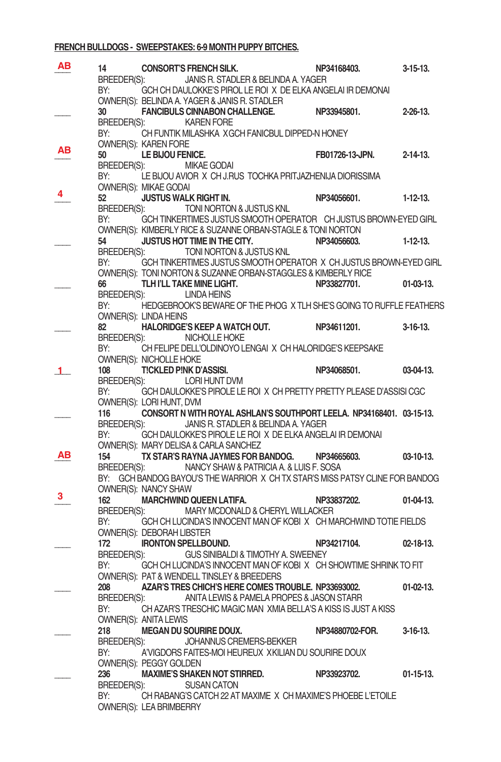**FRENCH BULLDOGS - SWEEPSTAKES: 6-9 MONTH PUPPY BITCHES.**

**AB** **14** **CONSORT'S FRENCH SILK.** **NP34168403.** **3-15-13.**
BREEDER(S): JANIS R. STADLER & BELINDA A. YAGER
BY: GCH CH DAULOKKE'S PIROL LE ROI X DE ELKA ANGELAI IR DEMONAI
OWNER(S): BELINDA A. YAGER & JANIS R. STADLER

\_\_\_\_ **30** **FANCIBULS CINNABON CHALLENGE.** **NP33945801.** **2-26-13.**
BREEDER(S): KAREN FORE
BY: CH FUNTIK MILASHKA XGCH FANICBUL DIPPED-N HONEY
OWNER(S): KAREN FORE

**AB** **50** **LE BIJOU FENICE.** **FB01726-13-JPN.** **2-14-13.**
BREEDER(S): MIKAE GODAI
BY: LE BIJOU AVIOR X CH J.RUS TOCHKA PRITJAZHENIJA DIORISSIMA
OWNER(S): MIKAE GODAI

**4** **52** **JUSTUS WALK RIGHT IN.** **NP34056601.** **1-12-13.**
BREEDER(S): TONI NORTON & JUSTUS KNL
BY: GCH TINKERTIMES JUSTUS SMOOTH OPERATOR CH JUSTUS BROWN-EYED GIRL
OWNER(S): KIMBERLY RICE & SUZANNE ORBAN-STAGLE & TONI NORTON

\_\_\_\_ **54** **JUSTUS HOT TIME IN THE CITY.** **NP34056603.** **1-12-13.**
BREEDER(S): TONI NORTON & JUSTUS KNL
BY: GCH TINKERTIMES JUSTUS SMOOTH OPERATOR X CH JUSTUS BROWN-EYED GIRL
OWNER(S): TONI NORTON & SUZANNE ORBAN-STAGGLES & KIMBERLY RICE

\_\_\_\_ **66** **TLH I'LL TAKE MINE LIGHT.** **NP33827701.** **01-03-13.**
BREEDER(S): LINDA HEINS
BY: HEDGEBROOK'S BEWARE OF THE PHOG X TLH SHE'S GOING TO RUFFLE FEATHERS
OWNER(S): LINDA HEINS

\_\_\_\_ **82** **HALORIDGE'S KEEP A WATCH OUT.** **NP34611201.** **3-16-13.**
BREEDER(S): NICHOLLE HOKE
BY: CH FELIPE DELL'OLDINOYO LENGAI X CH HALORIDGE'S KEEPSAKE
OWNER(S): NICHOLLE HOKE

**1** **108** **T!CKLED P!NK D'ASSISI.** **NP34068501.** **03-04-13.**
BREEDER(S): LORI HUNT DVM
BY: GCH DAULOKKE'S PIROLE LE ROI X CH PRETTY PRETTY PLEASE D'ASSISI CGC
OWNER(S): LORI HUNT, DVM

\_\_\_\_ **116** **CONSORT N WITH ROYAL ASHLAN'S SOUTHPORT LEELA.** **NP34168401.** **03-15-13.**
BREEDER(S): JANIS R. STADLER & BELINDA A. YAGER
BY: GCH DAULOKKE'S PIROLE LE ROI X DE ELKA ANGELAI IR DEMONAI
OWNER(S): MARY DELISA & CARLA SANCHEZ

**AB** **154** **TX STAR'S RAYNA JAYMES FOR BANDOG.** **NP34665603.** **03-10-13.**
BREEDER(S): NANCY SHAW & PATRICIA A. & LUIS F. SOSA
BY: GCH BANDOG BAYOU'S THE WARRIOR X CH TX STAR'S MISS PATSY CLINE FOR BANDOG
OWNER(S): NANCY SHAW

**3** **162** **MARCHWIND QUEEN LATIFA.** **NP33837202.** **01-04-13.**
BREEDER(S): MARY MCDONALD & CHERYL WILLACKER
BY: GCH CH LUCINDA'S INNOCENT MAN OF KOBI X CH MARCHWIND TOTIE FIELDS
OWNER(S): DEBORAH LIBSTER

\_\_\_\_ **172** **IRONTON SPELLBOUND.** **NP34217104.** **02-18-13.**
BREEDER(S): GUS SINIBALDI & TIMOTHY A. SWEENEY
BY: GCH CH LUCINDA'S INNOCENT MAN OF KOBI X CH SHOWTIME SHRINK TO FIT
OWNER(S): PAT & WENDELL TINSLEY & BREEDERS

\_\_\_\_ **208** **AZAR'S TRES CHICH'S HERE COMES TROUBLE.** **NP33693002.** **01-02-13.**
BREEDER(S): ANITA LEWIS & PAMELA PROPES & JASON STARR
BY: CH AZAR'S TRESCHIC MAGIC MAN XMIA BELLA'S A KISS IS JUST A KISS
OWNER(S): ANITA LEWIS

\_\_\_\_ **218** **MEGAN DU SOURIRE DOUX.** **NP34880702-FOR.** **3-16-13.**
BREEDER(S): JOHANNUS CREMERS-BEKKER
BY: A'VIGDORS FAITES-MOI HEUREUX XKILIAN DU SOURIRE DOUX
OWNER(S): PEGGY GOLDEN

\_\_\_\_ **236** **MAXIME'S SHAKEN NOT STIRRED.** **NP33923702.** **01-15-13.**
BREEDER(S): SUSAN CATON
BY: CH RABANG'S CATCH 22 AT MAXIME X CH MAXIME'S PHOEBE L'ETOILE
OWNER(S): LEA BRIMBERRY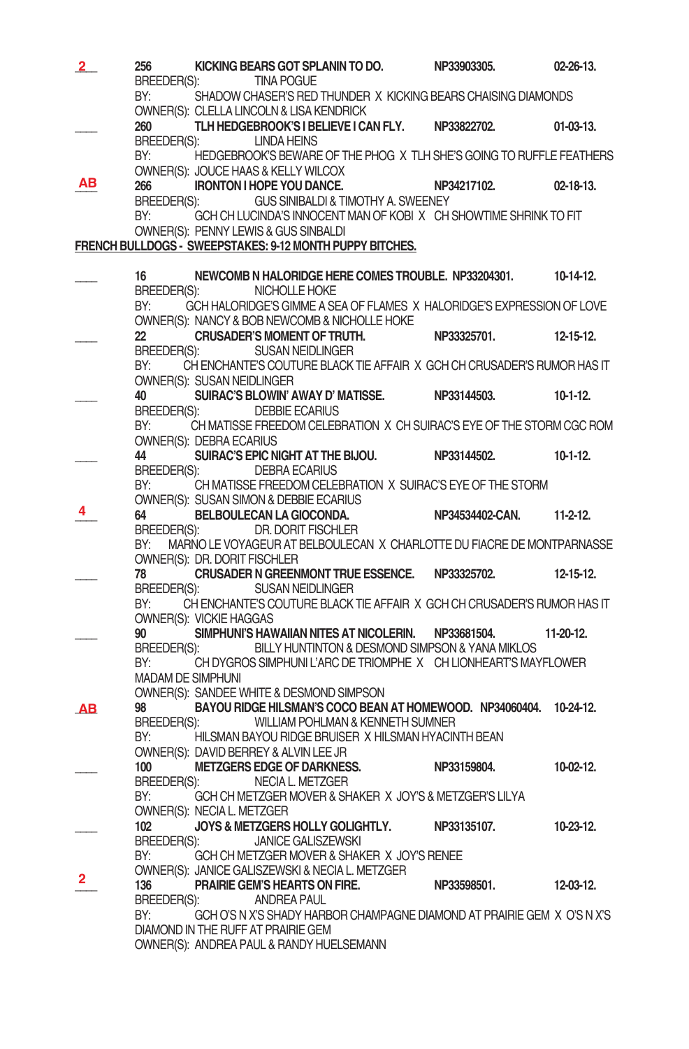2 256 **KICKING BEARS GOT SPLANIN TO DO.** NP33903305. 02-26-13.
BREEDER(S): TINA POGUE
BY: SHADOW CHASER'S RED THUNDER X KICKING BEARS CHAISING DIAMONDS
OWNER(S): CLELLA LINCOLN & LISA KENDRICK

____ 260 **TLH HEDGEBROOK'S I BELIEVE I CAN FLY.** NP33822702. 01-03-13.
BREEDER(S): LINDA HEINS
BY: HEDGEBROOK'S BEWARE OF THE PHOG X TLH SHE'S GOING TO RUFFLE FEATHERS
OWNER(S): JOUCE HAAS & KELLY WILCOX

AB 266 **IRONTON I HOPE YOU DANCE.** NP34217102. 02-18-13.
BREEDER(S): GUS SINIBALDI & TIMOTHY A. SWEENEY
BY: GCH CH LUCINDA'S INNOCENT MAN OF KOBI X CH SHOWTIME SHRINK TO FIT
OWNER(S): PENNY LEWIS & GUS SINBALDI

**FRENCH BULLDOGS - SWEEPSTAKES: 9-12 MONTH PUPPY BITCHES.**

____ 16 **NEWCOMB N HALORIDGE HERE COMES TROUBLE.** NP33204301. 10-14-12.
BREEDER(S): NICHOLLE HOKE
BY: GCH HALORIDGE'S GIMME A SEA OF FLAMES X HALORIDGE'S EXPRESSION OF LOVE
OWNER(S): NANCY & BOB NEWCOMB & NICHOLLE HOKE

____ 22 **CRUSADER'S MOMENT OF TRUTH.** NP33325701. 12-15-12.
BREEDER(S): SUSAN NEIDLINGER
BY: CH ENCHANTE'S COUTURE BLACK TIE AFFAIR X GCH CH CRUSADER'S RUMOR HAS IT
OWNER(S): SUSAN NEIDLINGER

____ 40 **SUIRAC'S BLOWIN' AWAY D' MATISSE.** NP33144503. 10-1-12.
BREEDER(S): DEBBIE ECARIUS
BY: CH MATISSE FREEDOM CELEBRATION X CH SUIRAC'S EYE OF THE STORM CGC ROM
OWNER(S): DEBRA ECARIUS

____ 44 **SUIRAC'S EPIC NIGHT AT THE BIJOU.** NP33144502. 10-1-12.
BREEDER(S): DEBRA ECARIUS
BY: CH MATISSE FREEDOM CELEBRATION X SUIRAC'S EYE OF THE STORM
OWNER(S): SUSAN SIMON & DEBBIE ECARIUS

4 64 **BELBOULECAN LA GIOCONDA.** NP34534402-CAN. 11-2-12.
BREEDER(S): DR. DORIT FISCHLER
BY: MARNO LE VOYAGEUR AT BELBOULECAN X CHARLOTTE DU FIACRE DE MONTPARNASSE
OWNER(S): DR. DORIT FISCHLER

____ 78 **CRUSADER N GREENMONT TRUE ESSENCE.** NP33325702. 12-15-12.
BREEDER(S): SUSAN NEIDLINGER
BY: CH ENCHANTE'S COUTURE BLACK TIE AFFAIR X GCH CH CRUSADER'S RUMOR HAS IT
OWNER(S): VICKIE HAGGAS

____ 90 **SIMPHUNI'S HAWAIIAN NITES AT NICOLERIN.** NP33681504. 11-20-12.
BREEDER(S): BILLY HUNTINTON & DESMOND SIMPSON & YANA MIKLOS
BY: CH DYGROS SIMPHUNI L'ARC DE TRIOMPHE X CH LIONHEART'S MAYFLOWER MADAM DE SIMPHUNI
OWNER(S): SANDEE WHITE & DESMOND SIMPSON

AB 98 **BAYOU RIDGE HILSMAN'S COCO BEAN AT HOMEWOOD.** NP34060404. 10-24-12.
BREEDER(S): WILLIAM POHLMAN & KENNETH SUMNER
BY: HILSMAN BAYOU RIDGE BRUISER X HILSMAN HYACINTH BEAN
OWNER(S): DAVID BERREY & ALVIN LEE JR

____ 100 **METZGERS EDGE OF DARKNESS.** NP33159804. 10-02-12.
BREEDER(S): NECIA L. METZGER
BY: GCH CH METZGER MOVER & SHAKER X JOY'S & METZGER'S LILYA
OWNER(S): NECIA L. METZGER

____ 102 **JOYS & METZGERS HOLLY GOLIGHTLY.** NP33135107. 10-23-12.
BREEDER(S): JANICE GALISZEWSKI
BY: GCH CH METZGER MOVER & SHAKER X JOY'S RENEE
OWNER(S): JANICE GALISZEWSKI & NECIA L. METZGER

2 136 **PRAIRIE GEM'S HEARTS ON FIRE.** NP33598501. 12-03-12.
BREEDER(S): ANDREA PAUL
BY: GCH O'S N X'S SHADY HARBOR CHAMPAGNE DIAMOND AT PRAIRIE GEM X O'S N X'S DIAMOND IN THE RUFF AT PRAIRIE GEM
OWNER(S): ANDREA PAUL & RANDY HUELSEMANN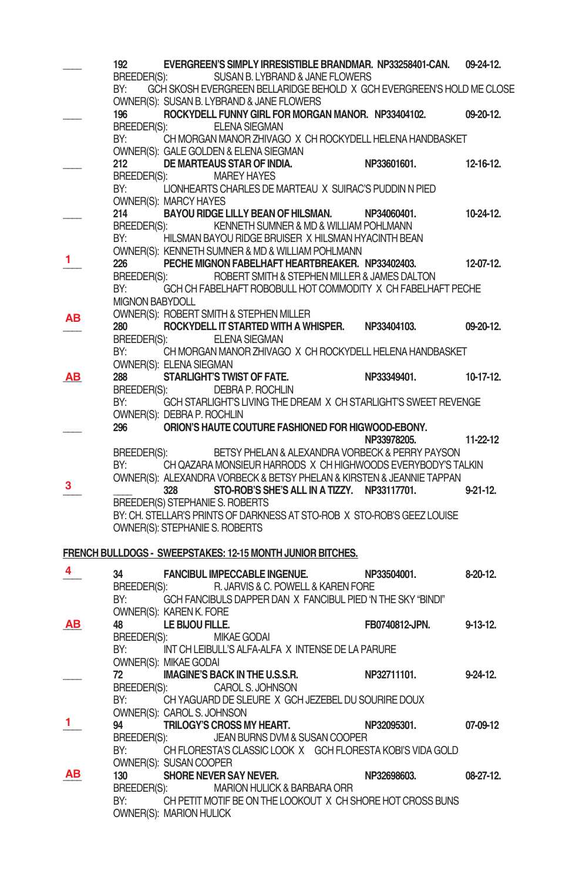____ **192 EVERGREEN'S SIMPLY IRRESISTIBLE BRANDMAR. NP33258401-CAN. 09-24-12.**
BREEDER(S): SUSAN B. LYBRAND & JANE FLOWERS
BY: GCH SKOSH EVERGREEN BELLARIDGE BEHOLD X GCH EVERGREEN'S HOLD ME CLOSE
OWNER(S): SUSAN B. LYBRAND & JANE FLOWERS

____ **196 ROCKYDELL FUNNY GIRL FOR MORGAN MANOR. NP33404102. 09-20-12.**
BREEDER(S): ELENA SIEGMAN
BY: CH MORGAN MANOR ZHIVAGO X CH ROCKYDELL HELENA HANDBASKET
OWNER(S): GALE GOLDEN & ELENA SIEGMAN

____ **212 DE MARTEAUS STAR OF INDIA. NP33601601. 12-16-12.**
BREEDER(S): MAREY HAYES
BY: LIONHEARTS CHARLES DE MARTEAU X SUIRAC'S PUDDIN N PIED
OWNER(S): MARCY HAYES

____ **214 BAYOU RIDGE LILLY BEAN OF HILSMAN. NP34060401. 10-24-12.**
BREEDER(S): KENNETH SUMNER & MD & WILLIAM POHLMANN
BY: HILSMAN BAYOU RIDGE BRUISER X HILSMAN HYACINTH BEAN
OWNER(S): KENNETH SUMNER & MD & WILLIAM POHLMANN

1 **226 PECHE MIGNON FABELHAFT HEARTBREAKER. NP33402403. 12-07-12.**
BREEDER(S): ROBERT SMITH & STEPHEN MILLER & JAMES DALTON
BY: GCH CH FABELHAFT ROBOBULL HOT COMMODITY X CH FABELHAFT PECHE MIGNON BABYDOLL
OWNER(S): ROBERT SMITH & STEPHEN MILLER

AB **280 ROCKYDELL IT STARTED WITH A WHISPER. NP33404103. 09-20-12.**
BREEDER(S): ELENA SIEGMAN
BY: CH MORGAN MANOR ZHIVAGO X CH ROCKYDELL HELENA HANDBASKET
OWNER(S): ELENA SIEGMAN

AB **288 STARLIGHT'S TWIST OF FATE. NP33349401. 10-17-12.**
BREEDER(S): DEBRA P. ROCHLIN
BY: GCH STARLIGHT'S LIVING THE DREAM X CH STARLIGHT'S SWEET REVENGE
OWNER(S): DEBRA P. ROCHLIN

____ **296 ORION'S HAUTE COUTURE FASHIONED FOR HIGWOOD-EBONY. NP33978205. 11-22-12**
BREEDER(S): BETSY PHELAN & ALEXANDRA VORBECK & PERRY PAYSON
BY: CH QAZARA MONSIEUR HARRODS X CH HIGHWOODS EVERYBODY'S TALKIN
OWNER(S): ALEXANDRA VORBECK & BETSY PHELAN & KIRSTEN & JEANNIE TAPPAN

3 **328 STO-ROB'S SHE'S ALL IN A TIZZY. NP33117701. 9-21-12.**
BREEDER(S) STEPHANIE S. ROBERTS
BY: CH. STELLAR'S PRINTS OF DARKNESS AT STO-ROB X STO-ROB'S GEEZ LOUISE
OWNER(S): STEPHANIE S. ROBERTS

**FRENCH BULLDOGS - SWEEPSTAKES: 12-15 MONTH JUNIOR BITCHES.**

4 **34 FANCIBUL IMPECCABLE INGENUE. NP33504001. 8-20-12.**
BREEDER(S): R. JARVIS & C. POWELL & KAREN FORE
BY: GCH FANCIBULS DAPPER DAN X FANCIBUL PIED 'N THE SKY "BINDI"
OWNER(S): KAREN K. FORE

AB **48 LE BIJOU FILLE. FB0740812-JPN. 9-13-12.**
BREEDER(S): MIKAE GODAI
BY: INT CH LEIBULL'S ALFA-ALFA X INTENSE DE LA PARURE
OWNER(S): MIKAE GODAI

____ **72 IMAGINE'S BACK IN THE U.S.S.R. NP32711101. 9-24-12.**
BREEDER(S): CAROL S. JOHNSON
BY: CH YAGUARD DE SLEURE X GCH JEZEBEL DU SOURIRE DOUX
OWNER(S): CAROL S. JOHNSON

1 **94 TRILOGY'S CROSS MY HEART. NP32095301. 07-09-12**
BREEDER(S): JEAN BURNS DVM & SUSAN COOPER
BY: CH FLORESTA'S CLASSIC LOOK X GCH FLORESTA KOBI'S VIDA GOLD
OWNER(S): SUSAN COOPER

AB **130 SHORE NEVER SAY NEVER. NP32698603. 08-27-12.**
BREEDER(S): MARION HULICK & BARBARA ORR
BY: CH PETIT MOTIF BE ON THE LOOKOUT X CH SHORE HOT CROSS BUNS
OWNER(S): MARION HULICK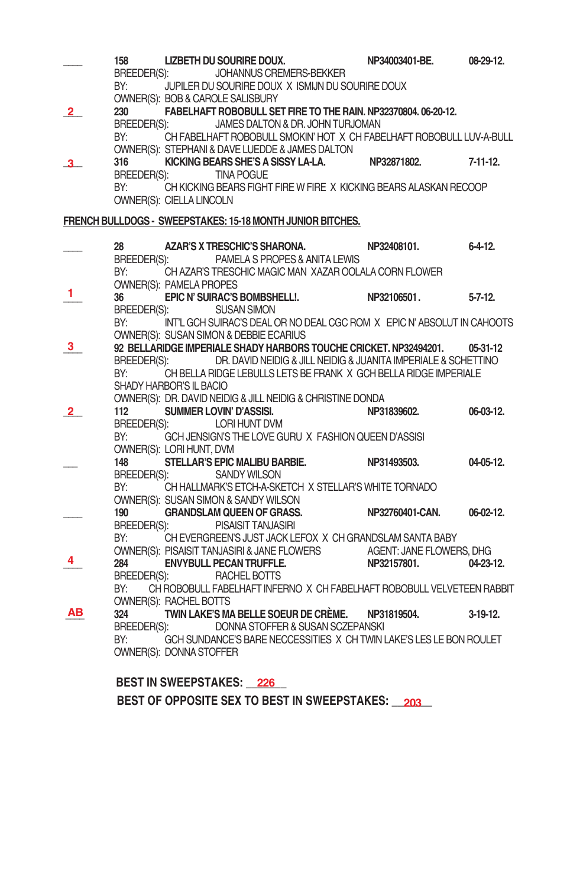\_\_\_\_ **158 LIZBETH DU SOURIRE DOUX. NP34003401-BE. 08-29-12.**
BREEDER(S): JOHANNUS CREMERS-BEKKER
BY: JUPILER DU SOURIRE DOUX X ISMIJN DU SOURIRE DOUX
OWNER(S): BOB & CAROLE SALISBURY

**2** **230 FABELHAFT ROBOBULL SET FIRE TO THE RAIN. NP32370804. 06-20-12.**
BREEDER(S): JAMES DALTON & DR. JOHN TURJOMAN
BY: CH FABELHAFT ROBOBULL SMOKIN' HOT X CH FABELHAFT ROBOBULL LUV-A-BULL
OWNER(S): STEPHANI & DAVE LUEDDE & JAMES DALTON

**3** **316 KICKING BEARS SHE'S A SISSY LA-LA. NP32871802. 7-11-12.**
BREEDER(S): TINA POGUE
BY: CH KICKING BEARS FIGHT FIRE W FIRE X KICKING BEARS ALASKAN RECOOP
OWNER(S): CIELLA LINCOLN

**FRENCH BULLDOGS - SWEEPSTAKES: 15-18 MONTH JUNIOR BITCHES.**

\_\_\_\_ **28 AZAR'S X TRESCHIC'S SHARONA. NP32408101. 6-4-12.**
BREEDER(S): PAMELA S PROPES & ANITA LEWIS
BY: CH AZAR'S TRESCHIC MAGIC MAN XAZAR OOLALA CORN FLOWER
OWNER(S): PAMELA PROPES

**1** **36 EPIC N' SUIRAC'S BOMBSHELL!. NP32106501 . 5-7-12.**
BREEDER(S): SUSAN SIMON
BY: INT'L GCH SUIRAC'S DEAL OR NO DEAL CGC ROM X EPIC N' ABSOLUT IN CAHOOTS
OWNER(S): SUSAN SIMON & DEBBIE ECARIUS

**3** **92 BELLARIDGE IMPERIALE SHADY HARBORS TOUCHE CRICKET. NP32494201. 05-31-12**
BREEDER(S): DR. DAVID NEIDIG & JILL NEIDIG & JUANITA IMPERIALE & SCHETTINO
BY: CH BELLA RIDGE LEBULLS LETS BE FRANK X GCH BELLA RIDGE IMPERIALE SHADY HARBOR'S IL BACIO
OWNER(S): DR. DAVID NEIDIG & JILL NEIDIG & CHRISTINE DONDA

**2** **112 SUMMER LOVIN' D'ASSISI. NP31839602. 06-03-12.**
BREEDER(S): LORI HUNT DVM
BY: GCH JENSIGN'S THE LOVE GURU X FASHION QUEEN D'ASSISI
OWNER(S): LORI HUNT, DVM

\_\_\_\_ **148 STELLAR'S EPIC MALIBU BARBIE. NP31493503. 04-05-12.**
BREEDER(S): SANDY WILSON
BY: CH HALLMARK'S ETCH-A-SKETCH X STELLAR'S WHITE TORNADO
OWNER(S): SUSAN SIMON & SANDY WILSON

\_\_\_\_ **190 GRANDSLAM QUEEN OF GRASS. NP32760401-CAN. 06-02-12.**
BREEDER(S): PISAISIT TANJASIRI
BY: CH EVERGREEN'S JUST JACK LEFOX X CH GRANDSLAM SANTA BABY
OWNER(S): PISAISIT TANJASIRI & JANE FLOWERS AGENT: JANE FLOWERS, DHG

**4** **284 ENVYBULL PECAN TRUFFLE. NP32157801. 04-23-12.**
BREEDER(S): RACHEL BOTTS
BY: CH ROBOBULL FABELHAFT INFERNO X CH FABELHAFT ROBOBULL VELVETEEN RABBIT
OWNER(S): RACHEL BOTTS

**AB** **324 TWIN LAKE'S MA BELLE SOEUR DE CRÈME. NP31819504. 3-19-12.**
BREEDER(S): DONNA STOFFER & SUSAN SCZEPANSKI
BY: GCH SUNDANCE'S BARE NECCESSITIES X CH TWIN LAKE'S LES LE BON ROULET
OWNER(S): DONNA STOFFER

**BEST IN SWEEPSTAKES: 226**

**BEST OF OPPOSITE SEX TO BEST IN SWEEPSTAKES: 203**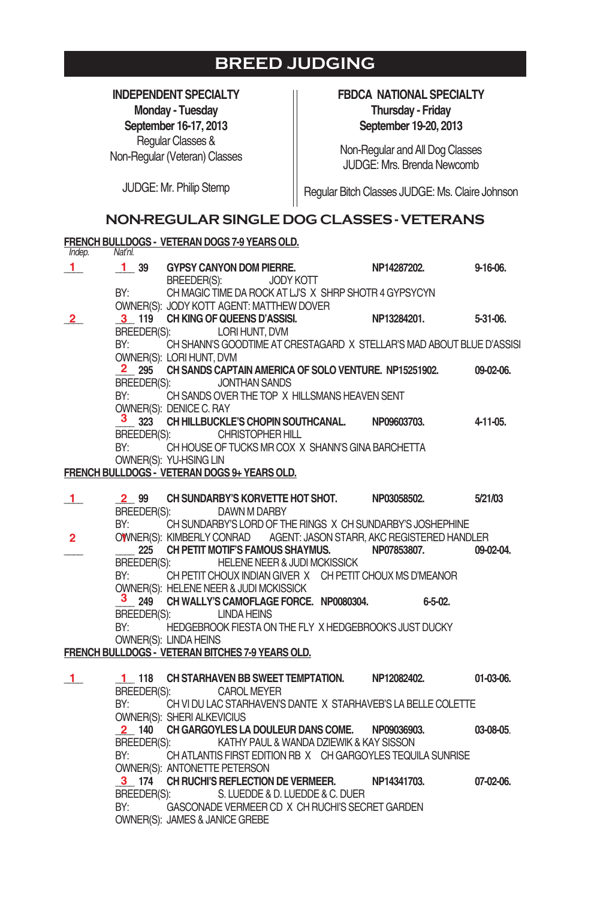# BREED JUDGING

**INDEPENDENT SPECIALTY**
**Monday - Tuesday**
**September 16-17, 2013**
Regular Classes &
Non-Regular (Veteran) Classes

JUDGE: Mr. Philip Stemp

**FBDCA NATIONAL SPECIALTY**
**Thursday - Friday**
**September 19-20, 2013**

Non-Regular and All Dog Classes
JUDGE: Mrs. Brenda Newcomb

Regular Bitch Classes JUDGE: Ms. Claire Johnson

## NON-REGULAR SINGLE DOG CLASSES - VETERANS

**FRENCH BULLDOGS - VETERAN DOGS 7-9 YEARS OLD.**

*Indep.* *Nat'nl.*

1 — 1 — 39 **GYPSY CANYON DOM PIERRE.** NP14287202. 9-16-06.
BREEDER(S): JODY KOTT
BY: CH MAGIC TIME DA ROCK AT LJ'S X SHRP SHOTR 4 GYPSYCYN
OWNER(S): JODY KOTT AGENT: MATTHEW DOVER

2 — 3 — 119 **CH KING OF QUEENS D'ASSISI.** NP13284201. 5-31-06.
BREEDER(S): LORI HUNT, DVM
BY: CH SHANN'S GOODTIME AT CRESTAGARD X STELLAR'S MAD ABOUT BLUE D'ASSISI
OWNER(S): LORI HUNT, DVM

2 — 295 **CH SANDS CAPTAIN AMERICA OF SOLO VENTURE.** NP15251902. 09-02-06.
BREEDER(S): JONTHAN SANDS
BY: CH SANDS OVER THE TOP X HILLSMANS HEAVEN SENT
OWNER(S): DENICE C. RAY

3 — 323 **CH HILLBUCKLE'S CHOPIN SOUTHCANAL.** NP09603703. 4-11-05.
BREEDER(S): CHRISTOPHER HILL
BY: CH HOUSE OF TUCKS MR COX X SHANN'S GINA BARCHETTA
OWNER(S): YU-HSING LIN

**FRENCH BULLDOGS - VETERAN DOGS 9+ YEARS OLD.**

1 — 2 — 99 **CH SUNDARBY'S KORVETTE HOT SHOT.** NP03058502. 5/21/03
BREEDER(S): DAWN M DARBY
BY: CH SUNDARBY'S LORD OF THE RINGS X CH SUNDARBY'S JOSHEPHINE
OWNER(S): KIMBERLY CONRAD AGENT: JASON STARR, AKC REGISTERED HANDLER

2 — ___ — 225 **CH PETIT MOTIF'S FAMOUS SHAYMUS.** NP07853807. 09-02-04.
BREEDER(S): HELENE NEER & JUDI MCKISSICK
BY: CH PETIT CHOUX INDIAN GIVER X CH PETIT CHOUX MS D'MEANOR
OWNER(S): HELENE NEER & JUDI MCKISSICK

3 — 249 **CH WALLY'S CAMOFLAGE FORCE.** NP0080304. 6-5-02.
BREEDER(S): LINDA HEINS
BY: HEDGEBROOK FIESTA ON THE FLY X HEDGEBROOK'S JUST DUCKY
OWNER(S): LINDA HEINS

**FRENCH BULLDOGS - VETERAN BITCHES 7-9 YEARS OLD.**

1 — 1 — 118 **CH STARHAVEN BB SWEET TEMPTATION.** NP12082402. 01-03-06.
BREEDER(S): CAROL MEYER
BY: CH VI DU LAC STARHAVEN'S DANTE X STARHAVEB'S LA BELLE COLETTE
OWNER(S): SHERI ALKEVICIUS

2 — 140 **CH GARGOYLES LA DOULEUR DANS COME.** NP09036903. 03-08-05.
BREEDER(S): KATHY PAUL & WANDA DZIEWIK & KAY SISSON
BY: CH ATLANTIS FIRST EDITION RB X CH GARGOYLES TEQUILA SUNRISE
OWNER(S): ANTONETTE PETERSON

3 — 174 **CH RUCHI'S REFLECTION DE VERMEER.** NP14341703. 07-02-06.
BREEDER(S): S. LUEDDE & D. LUEDDE & C. DUER
BY: GASCONADE VERMEER CD X CH RUCHI'S SECRET GARDEN
OWNER(S): JAMES & JANICE GREBE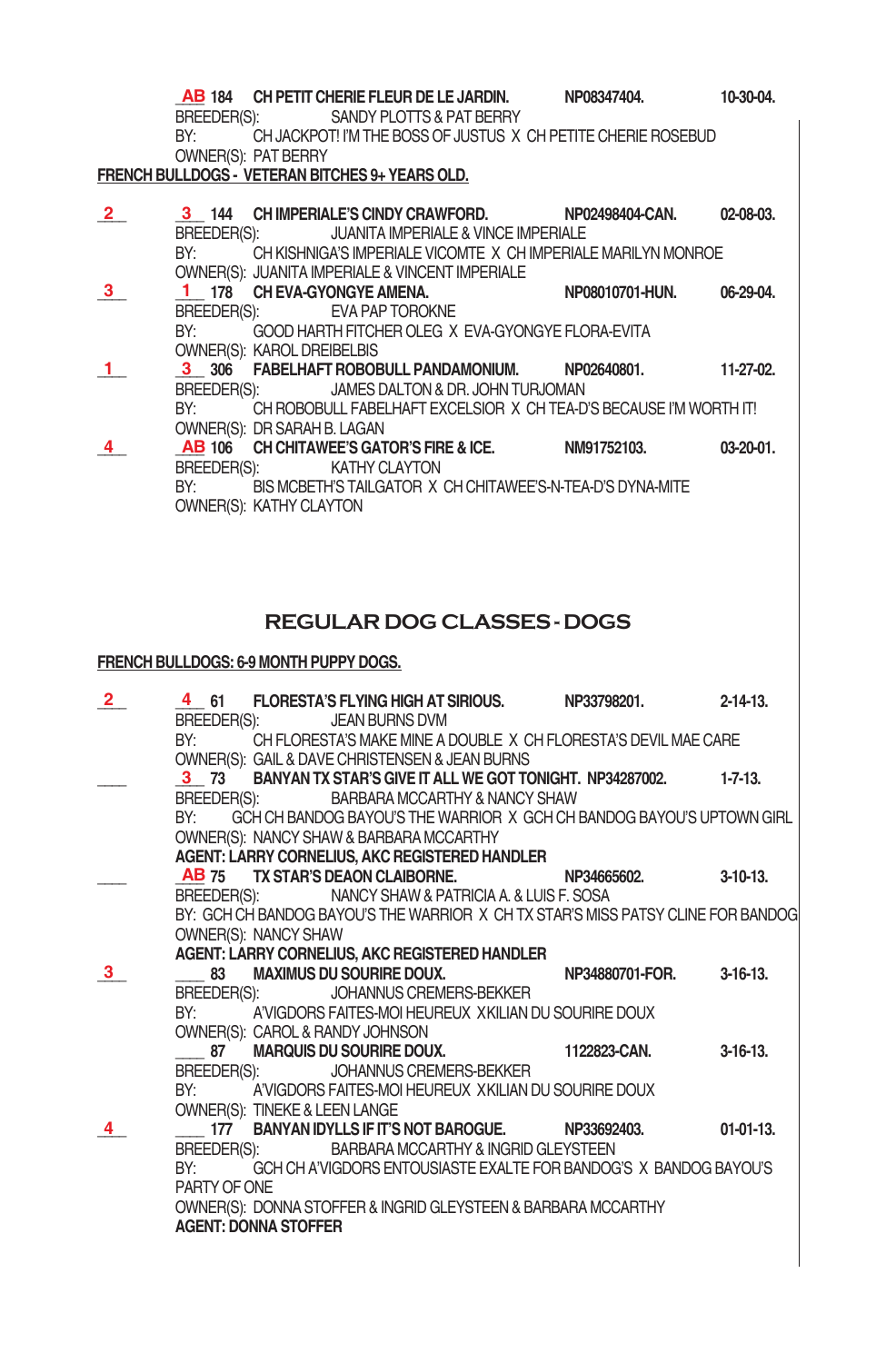_AB_ 184 **CH PETIT CHERIE FLEUR DE LE JARDIN.** **NP08347404.** **10-30-04.**
BREEDER(S): SANDY PLOTTS & PAT BERRY
BY: CH JACKPOT! I'M THE BOSS OF JUSTUS X CH PETITE CHERIE ROSEBUD
OWNER(S): PAT BERRY

**FRENCH BULLDOGS - VETERAN BITCHES 9+ YEARS OLD.**

_2_ _3_ 144 **CH IMPERIALE'S CINDY CRAWFORD.** **NP02498404-CAN.** **02-08-03.**
BREEDER(S): JUANITA IMPERIALE & VINCE IMPERIALE
BY: CH KISHNIGA'S IMPERIALE VICOMTE X CH IMPERIALE MARILYN MONROE
OWNER(S): JUANITA IMPERIALE & VINCENT IMPERIALE

_3_ _1_ 178 **CH EVA-GYONGYE AMENA.** **NP08010701-HUN.** **06-29-04.**
BREEDER(S): EVA PAP TOROKNE
BY: GOOD HARTH FITCHER OLEG X EVA-GYONGYE FLORA-EVITA
OWNER(S): KAROL DREIBELBIS

_1_ _3_ 306 **FABELHAFT ROBOBULL PANDAMONIUM.** **NP02640801.** **11-27-02.**
BREEDER(S): JAMES DALTON & DR. JOHN TURJOMAN
BY: CH ROBOBULL FABELHAFT EXCELSIOR X CH TEA-D'S BECAUSE I'M WORTH IT!
OWNER(S): DR SARAH B. LAGAN

_4_ _AB_ 106 **CH CHITAWEE'S GATOR'S FIRE & ICE.** **NM91752103.** **03-20-01.**
BREEDER(S): KATHY CLAYTON
BY: BIS MCBETH'S TAILGATOR X CH CHITAWEE'S-N-TEA-D'S DYNA-MITE
OWNER(S): KATHY CLAYTON

## REGULAR DOG CLASSES - DOGS

**FRENCH BULLDOGS: 6-9 MONTH PUPPY DOGS.**

_2_ _4_ 61 **FLORESTA'S FLYING HIGH AT SIRIOUS.** **NP33798201.** **2-14-13.**
BREEDER(S): JEAN BURNS DVM
BY: CH FLORESTA'S MAKE MINE A DOUBLE X CH FLORESTA'S DEVIL MAE CARE
OWNER(S): GAIL & DAVE CHRISTENSEN & JEAN BURNS

___ _3_ 73 **BANYAN TX STAR'S GIVE IT ALL WE GOT TONIGHT.** **NP34287002.** **1-7-13.**
BREEDER(S): BARBARA MCCARTHY & NANCY SHAW
BY: GCH CH BANDOG BAYOU'S THE WARRIOR X GCH CH BANDOG BAYOU'S UPTOWN GIRL
OWNER(S): NANCY SHAW & BARBARA MCCARTHY
**AGENT: LARRY CORNELIUS, AKC REGISTERED HANDLER**

___ _AB_ 75 **TX STAR'S DEAON CLAIBORNE.** **NP34665602.** **3-10-13.**
BREEDER(S): NANCY SHAW & PATRICIA A. & LUIS F. SOSA
BY: GCH CH BANDOG BAYOU'S THE WARRIOR X CH TX STAR'S MISS PATSY CLINE FOR BANDOG
OWNER(S): NANCY SHAW
**AGENT: LARRY CORNELIUS, AKC REGISTERED HANDLER**

_3_ ___ 83 **MAXIMUS DU SOURIRE DOUX.** **NP34880701-FOR.** **3-16-13.**
BREEDER(S): JOHANNUS CREMERS-BEKKER
BY: A'VIGDORS FAITES-MOI HEUREUX XKILIAN DU SOURIRE DOUX
OWNER(S): CAROL & RANDY JOHNSON

___ 87 **MARQUIS DU SOURIRE DOUX.** **1122823-CAN.** **3-16-13.**
BREEDER(S): JOHANNUS CREMERS-BEKKER
BY: A'VIGDORS FAITES-MOI HEUREUX XKILIAN DU SOURIRE DOUX
OWNER(S): TINEKE & LEEN LANGE

_4_ ___ 177 **BANYAN IDYLLS IF IT'S NOT BAROGUE.** **NP33692403.** **01-01-13.**
BREEDER(S): BARBARA MCCARTHY & INGRID GLEYSTEEN
BY: GCH CH A'VIGDORS ENTOUSIASTE EXALTE FOR BANDOG'S X BANDOG BAYOU'S PARTY OF ONE
OWNER(S): DONNA STOFFER & INGRID GLEYSTEEN & BARBARA MCCARTHY
**AGENT: DONNA STOFFER**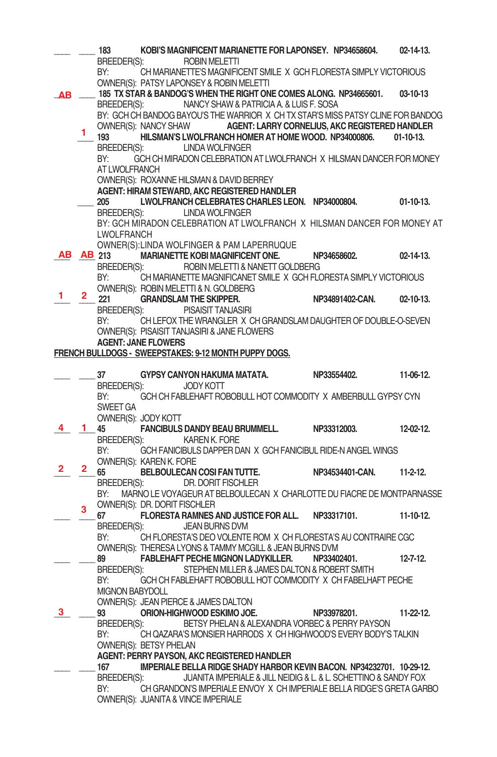\_\_\_ \_\_\_ **183 KOBI'S MAGNIFICENT MARIANETTE FOR LAPONSEY. NP34658604. 02-14-13.**
BREEDER(S): ROBIN MELETTI
BY: CH MARIANETTE'S MAGNIFICENT SMILE X GCH FLORESTA SIMPLY VICTORIOUS
OWNER(S): PATSY LAPONSEY & ROBIN MELETTI

AB \_\_\_ **185 TX STAR & BANDOG'S WHEN THE RIGHT ONE COMES ALONG. NP34665601. 03-10-13**
BREEDER(S): NANCY SHAW & PATRICIA A. & LUIS F. SOSA
BY: GCH CH BANDOG BAYOU'S THE WARRIOR X CH TX STAR'S MISS PATSY CLINE FOR BANDOG
OWNER(S): NANCY SHAW **AGENT: LARRY CORNELIUS, AKC REGISTERED HANDLER**

\_\_\_ 1 **193 HILSMAN'S LWOLFRANCH HOMER AT HOME WOOD. NP34000806. 01-10-13.**
BREEDER(S): LINDA WOLFINGER
BY: GCH CH MIRADON CELEBRATION AT LWOLFRANCH X HILSMAN DANCER FOR MONEY AT LWOLFRANCH
OWNER(S): ROXANNE HILSMAN & DAVID BERREY
**AGENT: HIRAM STEWARD, AKC REGISTERED HANDLER**

\_\_\_ \_\_\_ **205 LWOLFRANCH CELEBRATES CHARLES LEON. NP34000804. 01-10-13.**
BREEDER(S): LINDA WOLFINGER
BY: GCH MIRADON CELEBRATION AT LWOLFRANCH X HILSMAN DANCER FOR MONEY AT LWOLFRANCH
OWNER(S):LINDA WOLFINGER & PAM LAPERRUQUE

AB AB **213 MARIANETTE KOBI MAGNIFICENT ONE. NP34658602. 02-14-13.**
BREEDER(S): ROBIN MELETTI & NANETT GOLDBERG
BY: CH MARIANETTE MAGNIFICANET SMILE X GCH FLORESTA SIMPLY VICTORIOUS
OWNER(S): ROBIN MELETTI & N. GOLDBERG

1 2 **221 GRANDSLAM THE SKIPPER. NP34891402-CAN. 02-10-13.**
BREEDER(S): PISAISIT TANJASIRI
BY: CH LEFOX THE WRANGLER X CH GRANDSLAM DAUGHTER OF DOUBLE-O-SEVEN
OWNER(S): PISAISIT TANJASIRI & JANE FLOWERS
**AGENT: JANE FLOWERS**

**FRENCH BULLDOGS - SWEEPSTAKES: 9-12 MONTH PUPPY DOGS.**

\_\_\_ \_\_\_ **37 GYPSY CANYON HAKUMA MATATA. NP33554402. 11-06-12.**
BREEDER(S): JODY KOTT
BY: GCH CH FABLEHAFT ROBOBULL HOT COMMODITY X AMBERBULL GYPSY CYN SWEET GA
OWNER(S): JODY KOTT

4 1 **45 FANCIBULS DANDY BEAU BRUMMELL. NP33312003. 12-02-12.**
BREEDER(S): KAREN K. FORE
BY: GCH FANICIBULS DAPPER DAN X GCH FANICIBUL RIDE-N ANGEL WINGS
OWNER(S): KAREN K. FORE

2 2 **65 BELBOULECAN COSI FAN TUTTE. NP34534401-CAN. 11-2-12.**
BREEDER(S): DR. DORIT FISCHLER
BY: MARNO LE VOYAGEUR AT BELBOULECAN X CHARLOTTE DU FIACRE DE MONTPARNASSE
OWNER(S): DR. DORIT FISCHLER

\_\_\_ 3 **67 FLORESTA RAMNES AND JUSTICE FOR ALL. NP33317101. 11-10-12.**
BREEDER(S): JEAN BURNS DVM
BY: CH FLORESTA'S DEO VOLENTE ROM X CH FLORESTA'S AU CONTRAIRE CGC
OWNER(S): THERESA LYONS & TAMMY MCGILL & JEAN BURNS DVM

\_\_\_ \_\_\_ **89 FABLEHAFT PECHE MIGNON LADYKILLER. NP33402401. 12-7-12.**
BREEDER(S): STEPHEN MILLER & JAMES DALTON & ROBERT SMITH
BY: GCH CH FABLEHAFT ROBOBULL HOT COMMODITY X CH FABELHAFT PECHE MIGNON BABYDOLL
OWNER(S): JEAN PIERCE & JAMES DALTON

3 \_\_\_ **93 ORION-HIGHWOOD ESKIMO JOE. NP33978201. 11-22-12.**
BREEDER(S): BETSY PHELAN & ALEXANDRA VORBEC & PERRY PAYSON
BY: CH QAZARA'S MONSIER HARRODS X CH HIGHWOOD'S EVERY BODY'S TALKIN
OWNER(S): BETSY PHELAN
**AGENT: PERRY PAYSON, AKC REGISTERED HANDLER**

\_\_\_ \_\_\_ **167 IMPERIALE BELLA RIDGE SHADY HARBOR KEVIN BACON. NP34232701. 10-29-12.**
BREEDER(S): JUANITA IMPERIALE & JILL NEIDIG & L. & L. SCHETTINO & SANDY FOX
BY: CH GRANDON'S IMPERIALE ENVOY X CH IMPERIALE BELLA RIDGE'S GRETA GARBO
OWNER(S): JUANITA & VINCE IMPERIALE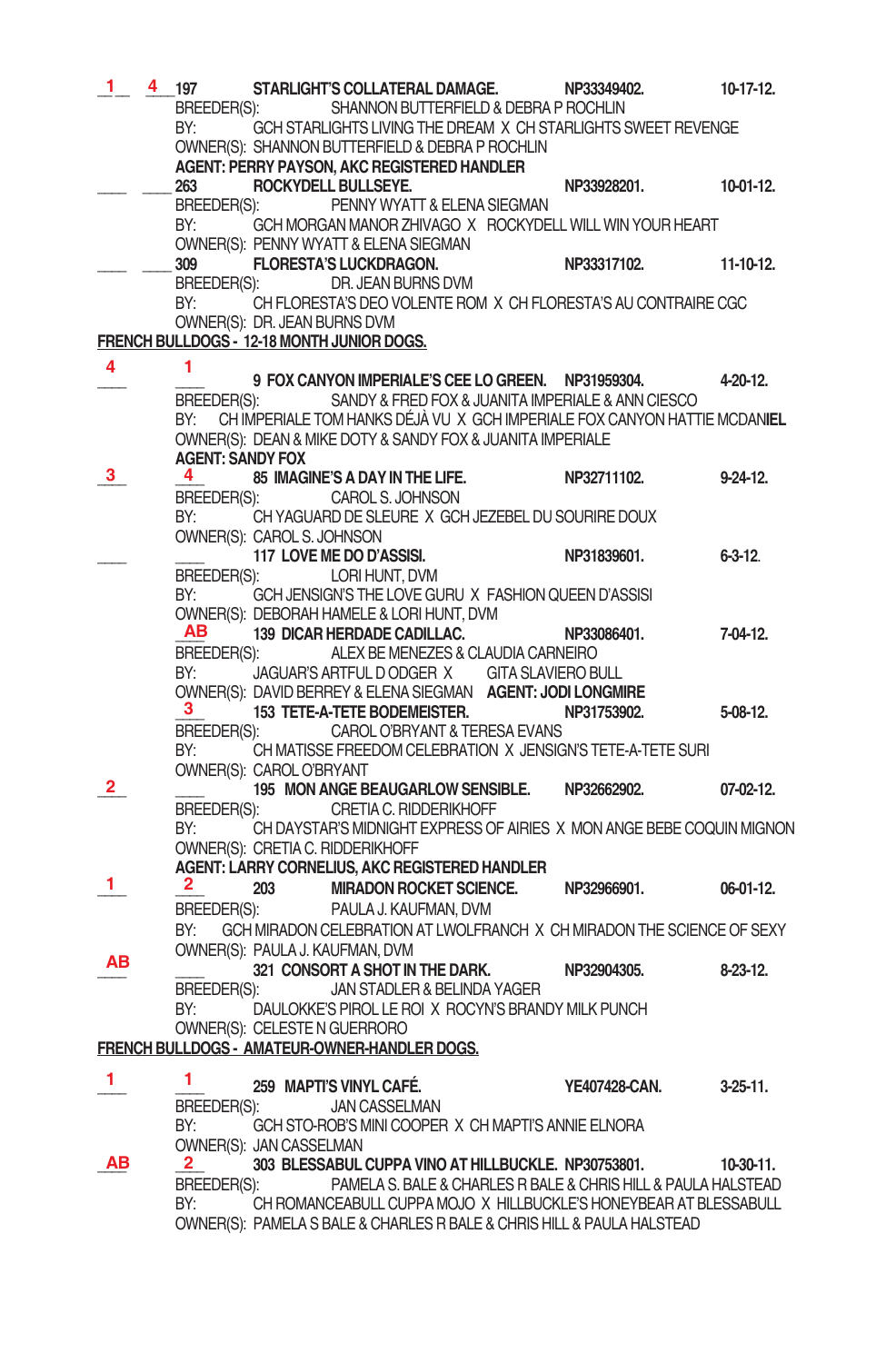1 4 197 **STARLIGHT'S COLLATERAL DAMAGE.** NP33349402. 10-17-12.
BREEDER(S): SHANNON BUTTERFIELD & DEBRA P ROCHLIN
BY: GCH STARLIGHTS LIVING THE DREAM X CH STARLIGHTS SWEET REVENGE
OWNER(S): SHANNON BUTTERFIELD & DEBRA P ROCHLIN
**AGENT: PERRY PAYSON, AKC REGISTERED HANDLER**

___ ___ 263 **ROCKYDELL BULLSEYE.** NP33928201. 10-01-12.
BREEDER(S): PENNY WYATT & ELENA SIEGMAN
BY: GCH MORGAN MANOR ZHIVAGO X ROCKYDELL WILL WIN YOUR HEART
OWNER(S): PENNY WYATT & ELENA SIEGMAN

___ ___ 309 **FLORESTA'S LUCKDRAGON.** NP33317102. 11-10-12.
BREEDER(S): DR. JEAN BURNS DVM
BY: CH FLORESTA'S DEO VOLENTE ROM X CH FLORESTA'S AU CONTRAIRE CGC
OWNER(S): DR. JEAN BURNS DVM

**FRENCH BULLDOGS - 12-18 MONTH JUNIOR DOGS.**

4 1 9 **FOX CANYON IMPERIALE'S CEE LO GREEN.** NP31959304. 4-20-12.
BREEDER(S): SANDY & FRED FOX & JUANITA IMPERIALE & ANN CIESCO
BY: CH IMPERIALE TOM HANKS DÉJÀ VU X GCH IMPERIALE FOX CANYON HATTIE MCDANIEL
OWNER(S): DEAN & MIKE DOTY & SANDY FOX & JUANITA IMPERIALE
**AGENT: SANDY FOX**

3 4 85 **IMAGINE'S A DAY IN THE LIFE.** NP32711102. 9-24-12.
BREEDER(S): CAROL S. JOHNSON
BY: CH YAGUARD DE SLEURE X GCH JEZEBEL DU SOURIRE DOUX
OWNER(S): CAROL S. JOHNSON

___ ___ 117 **LOVE ME DO D'ASSISI.** NP31839601. 6-3-12.
BREEDER(S): LORI HUNT, DVM
BY: GCH JENSIGN'S THE LOVE GURU X FASHION QUEEN D'ASSISI
OWNER(S): DEBORAH HAMELE & LORI HUNT, DVM

AB 139 **DICAR HERDADE CADILLAC.** NP33086401. 7-04-12.
BREEDER(S): ALEX BE MENEZES & CLAUDIA CARNEIRO
BY: JAGUAR'S ARTFUL D ODGER X GITA SLAVIERO BULL
OWNER(S): DAVID BERREY & ELENA SIEGMAN **AGENT: JODI LONGMIRE**

3 153 **TETE-A-TETE BODEMEISTER.** NP31753902. 5-08-12.
BREEDER(S): CAROL O'BRYANT & TERESA EVANS
BY: CH MATISSE FREEDOM CELEBRATION X JENSIGN'S TETE-A-TETE SURI
OWNER(S): CAROL O'BRYANT

2 ___ 195 **MON ANGE BEAUGARLOW SENSIBLE.** NP32662902. 07-02-12.
BREEDER(S): CRETIA C. RIDDERIKHOFF
BY: CH DAYSTAR'S MIDNIGHT EXPRESS OF AIRIES X MON ANGE BEBE COQUIN MIGNON
OWNER(S): CRETIA C. RIDDERIKHOFF
**AGENT: LARRY CORNELIUS, AKC REGISTERED HANDLER**

1 2 203 **MIRADON ROCKET SCIENCE.** NP32966901. 06-01-12.
BREEDER(S): PAULA J. KAUFMAN, DVM
BY: GCH MIRADON CELEBRATION AT LWOLFRANCH X CH MIRADON THE SCIENCE OF SEXY
OWNER(S): PAULA J. KAUFMAN, DVM

AB ___ 321 **CONSORT A SHOT IN THE DARK.** NP32904305. 8-23-12.
BREEDER(S): JAN STADLER & BELINDA YAGER
BY: DAULOKKE'S PIROL LE ROI X ROCYN'S BRANDY MILK PUNCH
OWNER(S): CELESTE N GUERRORO

**FRENCH BULLDOGS - AMATEUR-OWNER-HANDLER DOGS.**

1 1 259 **MAPTI'S VINYL CAFÉ.** YE407428-CAN. 3-25-11.
BREEDER(S): JAN CASSELMAN
BY: GCH STO-ROB'S MINI COOPER X CH MAPTI'S ANNIE ELNORA
OWNER(S): JAN CASSELMAN

AB 2 303 **BLESSABUL CUPPA VINO AT HILLBUCKLE.** NP30753801. 10-30-11.
BREEDER(S): PAMELA S. BALE & CHARLES R BALE & CHRIS HILL & PAULA HALSTEAD
BY: CH ROMANCEABULL CUPPA MOJO X HILLBUCKLE'S HONEYBEAR AT BLESSABULL
OWNER(S): PAMELA S BALE & CHARLES R BALE & CHRIS HILL & PAULA HALSTEAD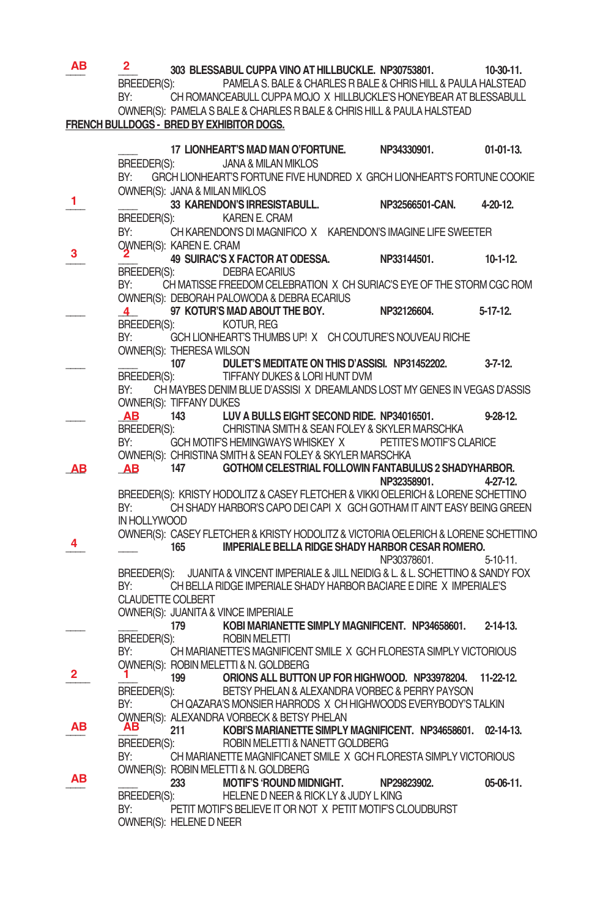AB 2 **303 BLESSABUL CUPPA VINO AT HILLBUCKLE. NP30753801. 10-30-11.**
BREEDER(S): PAMELA S. BALE & CHARLES R BALE & CHRIS HILL & PAULA HALSTEAD
BY: CH ROMANCEABULL CUPPA MOJO X HILLBUCKLE'S HONEYBEAR AT BLESSABULL
OWNER(S): PAMELA S BALE & CHARLES R BALE & CHRIS HILL & PAULA HALSTEAD

**FRENCH BULLDOGS - BRED BY EXHIBITOR DOGS.**

____ **17 LIONHEART'S MAD MAN O'FORTUNE. NP34330901. 01-01-13.**
BREEDER(S): JANA & MILAN MIKLOS
BY: GRCH LIONHEART'S FORTUNE FIVE HUNDRED X GRCH LIONHEART'S FORTUNE COOKIE
OWNER(S): JANA & MILAN MIKLOS

1 ____ **33 KARENDON'S IRRESISTABULL. NP32566501-CAN. 4-20-12.**
BREEDER(S): KAREN E. CRAM
BY: CH KARENDON'S DI MAGNIFICO X KARENDON'S IMAGINE LIFE SWEETER
OWNER(S): KAREN E. CRAM

3 2 **49 SUIRAC'S X FACTOR AT ODESSA. NP33144501. 10-1-12.**
BREEDER(S): DEBRA ECARIUS
BY: CH MATISSE FREEDOM CELEBRATION X CH SURIAC'S EYE OF THE STORM CGC ROM
OWNER(S): DEBORAH PALOWODA & DEBRA ECARIUS

____ 4 **97 KOTUR'S MAD ABOUT THE BOY. NP32126604. 5-17-12.**
BREEDER(S): KOTUR, REG
BY: GCH LIONHEART'S THUMBS UP! X CH COUTURE'S NOUVEAU RICHE
OWNER(S): THERESA WILSON

____ ____ **107 DULET'S MEDITATE ON THIS D'ASSISI. NP31452202. 3-7-12.**
BREEDER(S): TIFFANY DUKES & LORI HUNT DVM
BY: CH MAYBES DENIM BLUE D'ASSISI X DREAMLANDS LOST MY GENES IN VEGAS D'ASSIS
OWNER(S): TIFFANY DUKES

____ AB **143 LUV A BULLS EIGHT SECOND RIDE. NP34016501. 9-28-12.**
BREEDER(S): CHRISTINA SMITH & SEAN FOLEY & SKYLER MARSCHKA
BY: GCH MOTIF'S HEMINGWAYS WHISKEY X PETITE'S MOTIF'S CLARICE
OWNER(S): CHRISTINA SMITH & SEAN FOLEY & SKYLER MARSCHKA

AB AB **147 GOTHOM CELESTRIAL FOLLOWIN FANTABULUS 2 SHADYHARBOR. NP32358901. 4-27-12.**
BREEDER(S): KRISTY HODOLITZ & CASEY FLETCHER & VIKKI OELERICH & LORENE SCHETTINO
BY: CH SHADY HARBOR'S CAPO DEI CAPI X GCH GOTHAM IT AIN'T EASY BEING GREEN IN HOLLYWOOD
OWNER(S): CASEY FLETCHER & KRISTY HODOLITZ & VICTORIA OELERICH & LORENE SCHETTINO

4 ____ **165 IMPERIALE BELLA RIDGE SHADY HARBOR CESAR ROMERO. NP30378601. 5-10-11.**
BREEDER(S): JUANITA & VINCENT IMPERIALE & JILL NEIDIG & L. & L. SCHETTINO & SANDY FOX
BY: CH BELLA RIDGE IMPERIALE SHADY HARBOR BACIARE E DIRE X IMPERIALE'S CLAUDETTE COLBERT
OWNER(S): JUANITA & VINCE IMPERIALE

____ ____ **179 KOBI MARIANETTE SIMPLY MAGNIFICENT. NP34658601. 2-14-13.**
BREEDER(S): ROBIN MELETTI
BY: CH MARIANETTE'S MAGNIFICENT SMILE X GCH FLORESTA SIMPLY VICTORIOUS
OWNER(S): ROBIN MELETTI & N. GOLDBERG

2 1 **199 ORIONS ALL BUTTON UP FOR HIGHWOOD. NP33978204. 11-22-12.**
BREEDER(S): BETSY PHELAN & ALEXANDRA VORBEC & PERRY PAYSON
BY: CH QAZARA'S MONSIER HARRODS X CH HIGHWOODS EVERYBODY'S TALKIN
OWNER(S): ALEXANDRA VORBECK & BETSY PHELAN

AB AB **211 KOBI'S MARIANETTE SIMPLY MAGNIFICENT. NP34658601. 02-14-13.**
BREEDER(S): ROBIN MELETTI & NANETT GOLDBERG
BY: CH MARIANETTE MAGNIFICANET SMILE X GCH FLORESTA SIMPLY VICTORIOUS
OWNER(S): ROBIN MELETTI & N. GOLDBERG

AB ____ **233 MOTIF'S 'ROUND MIDNIGHT. NP29823902. 05-06-11.**
BREEDER(S): HELENE D NEER & RICK LY & JUDY L KING
BY: PETIT MOTIF'S BELIEVE IT OR NOT X PETIT MOTIF'S CLOUDBURST
OWNER(S): HELENE D NEER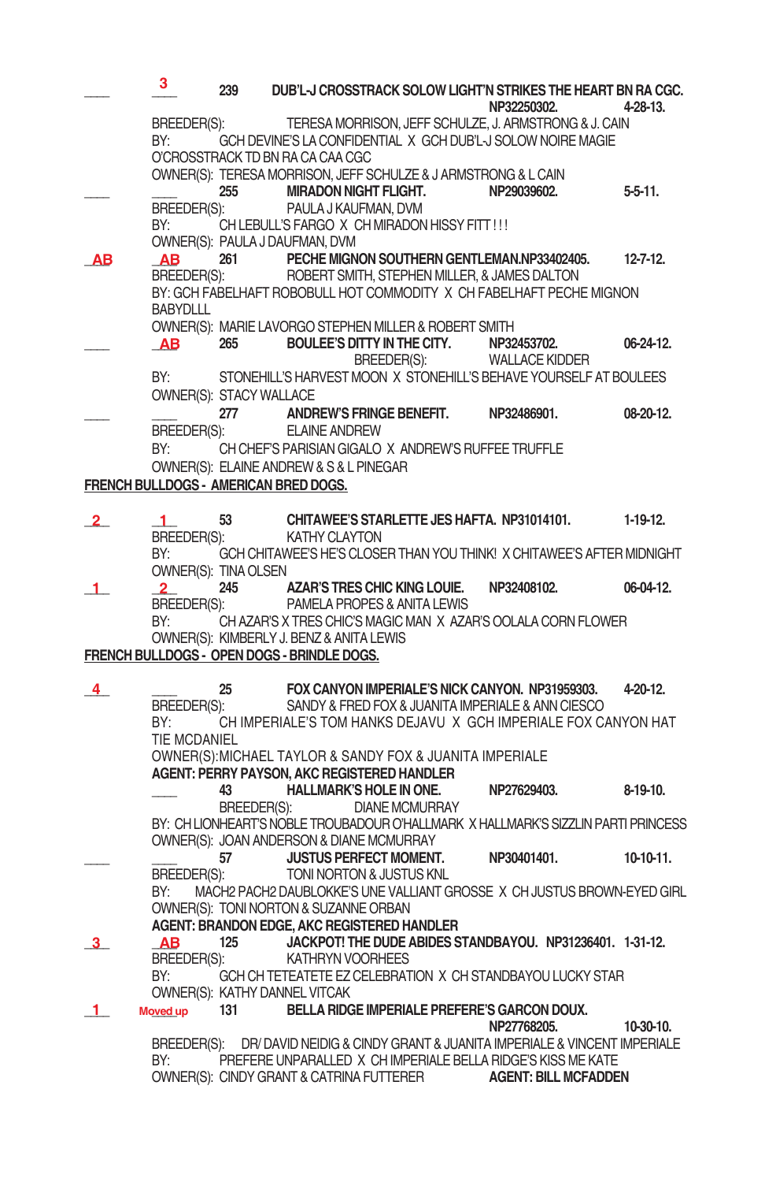| ___ | 3 | 239 | DUB'L-J CROSSTRACK SOLOW LIGHT'N STRIKES THE HEART BN RA CGC. NP32250302. 4-28-13. |
|---|---|---|---|

BREEDER(S): TERESA MORRISON, JEFF SCHULZE, J. ARMSTRONG & J. CAIN
BY: GCH DEVINE'S LA CONFIDENTIAL X GCH DUB'L-J SOLOW NOIRE MAGIE O'CROSSTRACK TD BN RA CA CAA CGC
OWNER(S): TERESA MORRISON, JEFF SCHULZE & J ARMSTRONG & L CAIN

___ ___ 255 **MIRADON NIGHT FLIGHT. NP29039602. 5-5-11.**
BREEDER(S): PAULA J KAUFMAN, DVM
BY: CH LEBULL'S FARGO X CH MIRADON HISSY FITT ! ! !
OWNER(S): PAULA J DAUFMAN, DVM

AB AB 261 **PECHE MIGNON SOUTHERN GENTLEMAN.NP33402405. 12-7-12.**
BREEDER(S): ROBERT SMITH, STEPHEN MILLER, & JAMES DALTON
BY: GCH FABELHAFT ROBOBULL HOT COMMODITY X CH FABELHAFT PECHE MIGNON BABYDLLL
OWNER(S): MARIE LAVORGO STEPHEN MILLER & ROBERT SMITH

___ AB 265 **BOULEE'S DITTY IN THE CITY. NP32453702. 06-24-12.**
BREEDER(S): WALLACE KIDDER
BY: STONEHILL'S HARVEST MOON X STONEHILL'S BEHAVE YOURSELF AT BOULEES
OWNER(S): STACY WALLACE

___ ___ 277 **ANDREW'S FRINGE BENEFIT. NP32486901. 08-20-12.**
BREEDER(S): ELAINE ANDREW
BY: CH CHEF'S PARISIAN GIGALO X ANDREW'S RUFFEE TRUFFLE
OWNER(S): ELAINE ANDREW & S & L PINEGAR

**FRENCH BULLDOGS - AMERICAN BRED DOGS.**

2 1 53 **CHITAWEE'S STARLETTE JES HAFTA. NP31014101. 1-19-12.**
BREEDER(S): KATHY CLAYTON
BY: GCH CHITAWEE'S HE'S CLOSER THAN YOU THINK! X CHITAWEE'S AFTER MIDNIGHT
OWNER(S): TINA OLSEN

1 2 245 **AZAR'S TRES CHIC KING LOUIE. NP32408102. 06-04-12.**
BREEDER(S): PAMELA PROPES & ANITA LEWIS
BY: CH AZAR'S X TRES CHIC'S MAGIC MAN X AZAR'S OOLALA CORN FLOWER
OWNER(S): KIMBERLY J. BENZ & ANITA LEWIS

**FRENCH BULLDOGS - OPEN DOGS - BRINDLE DOGS.**

4 ___ 25 **FOX CANYON IMPERIALE'S NICK CANYON. NP31959303. 4-20-12.**
BREEDER(S): SANDY & FRED FOX & JUANITA IMPERIALE & ANN CIESCO
BY: CH IMPERIALE'S TOM HANKS DEJAVU X GCH IMPERIALE FOX CANYON HAT TIE MCDANIEL
OWNER(S):MICHAEL TAYLOR & SANDY FOX & JUANITA IMPERIALE
**AGENT: PERRY PAYSON, AKC REGISTERED HANDLER**

___ 43 **HALLMARK'S HOLE IN ONE. NP27629403. 8-19-10.**
BREEDER(S): DIANE MCMURRAY
BY: CH LIONHEART'S NOBLE TROUBADOUR O'HALLMARK X HALLMARK'S SIZZLIN PARTI PRINCESS
OWNER(S): JOAN ANDERSON & DIANE MCMURRAY

___ ___ 57 **JUSTUS PERFECT MOMENT. NP30401401. 10-10-11.**
BREEDER(S): TONI NORTON & JUSTUS KNL
BY: MACH2 PACH2 DAUBLOKKE'S UNE VALLIANT GROSSE X CH JUSTUS BROWN-EYED GIRL
OWNER(S): TONI NORTON & SUZANNE ORBAN
**AGENT: BRANDON EDGE, AKC REGISTERED HANDLER**

3 AB 125 **JACKPOT! THE DUDE ABIDES STANDBAYOU. NP31236401. 1-31-12.**
BREEDER(S): KATHRYN VOORHEES
BY: GCH CH TETEATETE EZ CELEBRATION X CH STANDBAYOU LUCKY STAR
OWNER(S): KATHY DANNEL VITCAK

1 Moved up 131 **BELLA RIDGE IMPERIALE PREFERE'S GARCON DOUX. NP27768205. 10-30-10.**
BREEDER(S): DR/ DAVID NEIDIG & CINDY GRANT & JUANITA IMPERIALE & VINCENT IMPERIALE
BY: PREFERE UNPARALLED X CH IMPERIALE BELLA RIDGE'S KISS ME KATE
OWNER(S): CINDY GRANT & CATRINA FUTTERER **AGENT: BILL MCFADDEN**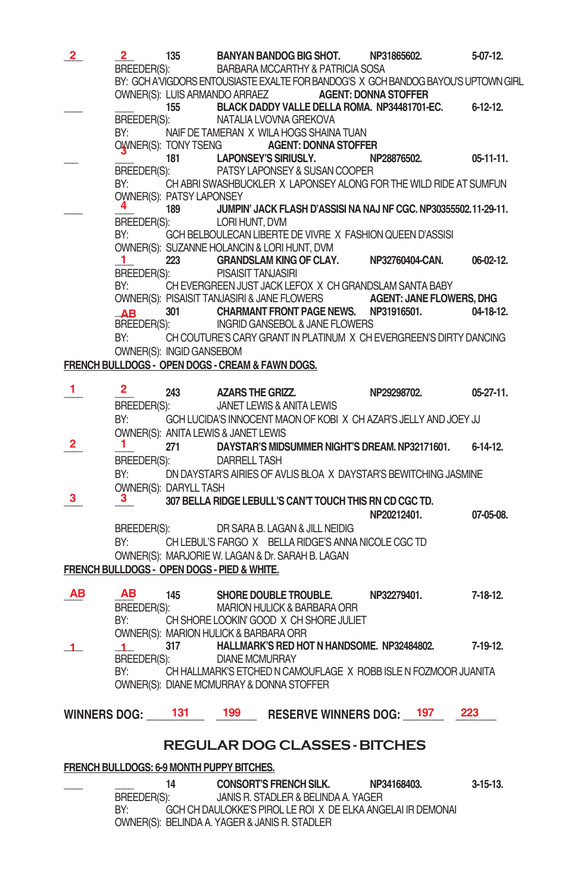**2** **2** 135 **BANYAN BANDOG BIG SHOT.** NP31865602. 5-07-12.
BREEDER(S): BARBARA MCCARTHY & PATRICIA SOSA
BY: GCH A'VIGDORS ENTOUSIASTE EXALTE FOR BANDOG'S X GCH BANDOG BAYOU'S UPTOWN GIRL
OWNER(S): LUIS ARMANDO ARRAEZ **AGENT: DONNA STOFFER**

\_\_\_ \_\_\_ 155 **BLACK DADDY VALLE DELLA ROMA.** NP34481701-EC. 6-12-12.
BREEDER(S): NATALIA LVOVNA GREKOVA
BY: NAIF DE TAMERAN X WILA HOGS SHAINA TUAN
OWNER(S): TONY TSENG **AGENT: DONNA STOFFER**

\_\_\_ **3** 181 **LAPONSEY'S SIRIUSLY.** NP28876502. 05-11-11.
BREEDER(S): PATSY LAPONSEY & SUSAN COOPER
BY: CH ABRI SWASHBUCKLER X LAPONSEY ALONG FOR THE WILD RIDE AT SUMFUN
OWNER(S): PATSY LAPONSEY

\_\_\_ **4** 189 **JUMPIN' JACK FLASH D'ASSISI NA NAJ NF CGC.** NP30355502. 11-29-11.
BREEDER(S): LORI HUNT, DVM
BY: GCH BELBOULECAN LIBERTE DE VIVRE X FASHION QUEEN D'ASSISI
OWNER(S): SUZANNE HOLANCIN & LORI HUNT, DVM

**1** 223 **GRANDSLAM KING OF CLAY.** NP32760404-CAN. 06-02-12.
BREEDER(S): PISAISIT TANJASIRI
BY: CH EVERGREEN JUST JACK LEFOX X CH GRANDSLAM SANTA BABY
OWNER(S): PISAISIT TANJASIRI & JANE FLOWERS **AGENT: JANE FLOWERS, DHG**

**AB** 301 **CHARMANT FRONT PAGE NEWS.** NP31916501. 04-18-12.
BREEDER(S): INGRID GANSEBOL & JANE FLOWERS
BY: CH COUTURE'S CARY GRANT IN PLATINUM X CH EVERGREEN'S DIRTY DANCING
OWNER(S): INGID GANSEBOM

**FRENCH BULLDOGS - OPEN DOGS - CREAM & FAWN DOGS.**

**1** **2** 243 **AZARS THE GRIZZ.** NP29298702. 05-27-11.
BREEDER(S): JANET LEWIS & ANITA LEWIS
BY: GCH LUCIDA'S INNOCENT MAON OF KOBI X CH AZAR'S JELLY AND JOEY JJ
OWNER(S): ANITA LEWIS & JANET LEWIS

**2** **1** 271 **DAYSTAR'S MIDSUMMER NIGHT'S DREAM.** NP32171601. 6-14-12.
BREEDER(S): DARRELL TASH
BY: DN DAYSTAR'S AIRIES OF AVLIS BLOA X DAYSTAR'S BEWITCHING JASMINE
OWNER(S): DARYLL TASH

**3** **3** 307 **BELLA RIDGE LEBULL'S CAN'T TOUCH THIS RN CD CGC TD.** NP20212401. 07-05-08.
BREEDER(S): DR SARA B. LAGAN & JILL NEIDIG
BY: CH LEBUL'S FARGO X BELLA RIDGE'S ANNA NICOLE CGC TD
OWNER(S): MARJORIE W. LAGAN & Dr. SARAH B. LAGAN

**FRENCH BULLDOGS - OPEN DOGS - PIED & WHITE.**

**AB** **AB** 145 **SHORE DOUBLE TROUBLE.** NP32279401. 7-18-12.
BREEDER(S): MARION HULICK & BARBARA ORR
BY: CH SHORE LOOKIN' GOOD X CH SHORE JULIET
OWNER(S): MARION HULICK & BARBARA ORR

**1** **1** 317 **HALLMARK'S RED HOT N HANDSOME.** NP32484802. 7-19-12.
BREEDER(S): DIANE MCMURRAY
BY: CH HALLMARK'S ETCHED N CAMOUFLAGE X ROBB ISLE N FOZMOOR JUANITA
OWNER(S): DIANE MCMURRAY & DONNA STOFFER

**WINNERS DOG:** 131 199 **RESERVE WINNERS DOG:** 197 223

## REGULAR DOG CLASSES - BITCHES

**FRENCH BULLDOGS: 6-9 MONTH PUPPY BITCHES.**

\_\_\_ \_\_\_ 14 **CONSORT'S FRENCH SILK.** NP34168403. 3-15-13.
BREEDER(S): JANIS R. STADLER & BELINDA A. YAGER
BY: GCH CH DAULOKKE'S PIROL LE ROI X DE ELKA ANGELAI IR DEMONAI
OWNER(S): BELINDA A. YAGER & JANIS R. STADLER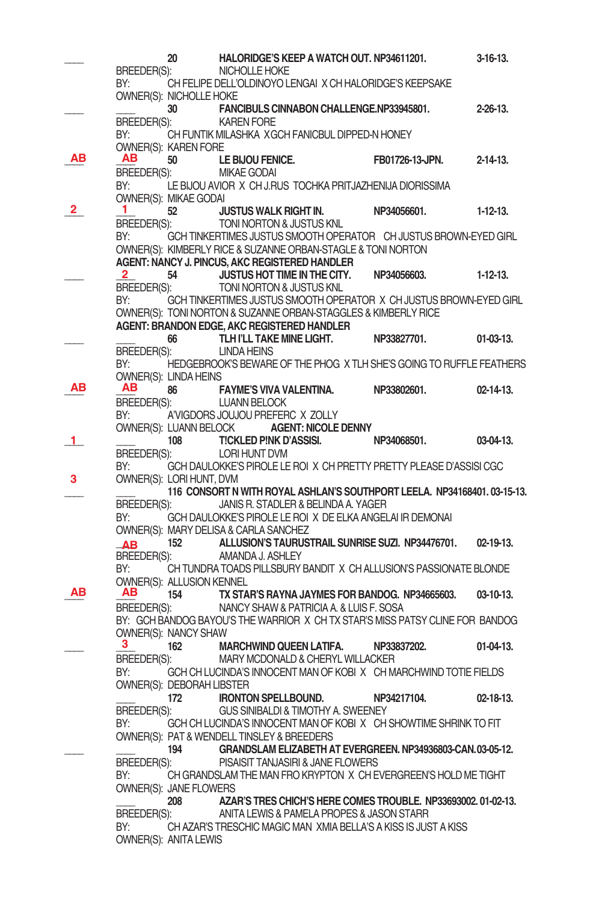| | | | | | |
|---|---|---|---|---|---|
| ___ | | **20** | **HALORIDGE'S KEEP A WATCH OUT.** | **NP34611201.** | **3-16-13.** |

BREEDER(S): NICHOLLE HOKE
BY: CH FELIPE DELL'OLDINOYO LENGAI X CH HALORIDGE'S KEEPSAKE
OWNER(S): NICHOLLE HOKE

| | | | | | |
|---|---|---|---|---|---|
| ___ | ___ | **30** | **FANCIBULS CINNABON CHALLENGE.** | **NP33945801.** | **2-26-13.** |

BREEDER(S): KAREN FORE
BY: CH FUNTIK MILASHKA X GCH FANICBUL DIPPED-N HONEY
OWNER(S): KAREN FORE

| | | | | | |
|---|---|---|---|---|---|
| AB | AB | **50** | **LE BIJOU FENICE.** | **FB01726-13-JPN.** | **2-14-13.** |

BREEDER(S): MIKAE GODAI
BY: LE BIJOU AVIOR X CH J.RUS TOCHKA PRITJAZHENIJA DIORISSIMA
OWNER(S): MIKAE GODAI

| | | | | | |
|---|---|---|---|---|---|
| 2 | 1 | **52** | **JUSTUS WALK RIGHT IN.** | **NP34056601.** | **1-12-13.** |

BREEDER(S): TONI NORTON & JUSTUS KNL
BY: GCH TINKERTIMES JUSTUS SMOOTH OPERATOR CH JUSTUS BROWN-EYED GIRL
OWNER(S): KIMBERLY RICE & SUZANNE ORBAN-STAGLE & TONI NORTON
**AGENT: NANCY J. PINCUS, AKC REGISTERED HANDLER**

| | | | | | |
|---|---|---|---|---|---|
| ___ | 2 | **54** | **JUSTUS HOT TIME IN THE CITY.** | **NP34056603.** | **1-12-13.** |

BREEDER(S): TONI NORTON & JUSTUS KNL
BY: GCH TINKERTIMES JUSTUS SMOOTH OPERATOR X CH JUSTUS BROWN-EYED GIRL
OWNER(S): TONI NORTON & SUZANNE ORBAN-STAGGLES & KIMBERLY RICE
**AGENT: BRANDON EDGE, AKC REGISTERED HANDLER**

| | | | | | |
|---|---|---|---|---|---|
| ___ | ___ | **66** | **TLH I'LL TAKE MINE LIGHT.** | **NP33827701.** | **01-03-13.** |

BREEDER(S): LINDA HEINS
BY: HEDGEBROOK'S BEWARE OF THE PHOG X TLH SHE'S GOING TO RUFFLE FEATHERS
OWNER(S): LINDA HEINS

| | | | | | |
|---|---|---|---|---|---|
| AB | AB | **86** | **FAYME'S VIVA VALENTINA.** | **NP33802601.** | **02-14-13.** |

BREEDER(S): LUANN BELOCK
BY: A'VIGDORS JOUJOU PREFERC X ZOLLY
OWNER(S): LUANN BELOCK **AGENT: NICOLE DENNY**

| | | | | | |
|---|---|---|---|---|---|
| 1 | ___ | **108** | **T!CKLED P!NK D'ASSISI.** | **NP34068501.** | **03-04-13.** |

BREEDER(S): LORI HUNT DVM
BY: GCH DAULOKKE'S PIROLE LE ROI X CH PRETTY PRETTY PLEASE D'ASSISI CGC
OWNER(S): LORI HUNT, DVM

| | | | |
|---|---|---|---|
| 3 ___ | ___ | **116** | **CONSORT N WITH ROYAL ASHLAN'S SOUTHPORT LEELA. NP34168401. 03-15-13.** |

BREEDER(S): JANIS R. STADLER & BELINDA A. YAGER
BY: GCH DAULOKKE'S PIROLE LE ROI X DE ELKA ANGELAI IR DEMONAI
OWNER(S): MARY DELISA & CARLA SANCHEZ

| | | | | |
|---|---|---|---|---|
| | AB | **152** | **ALLUSION'S TAURUSTRAIL SUNRISE SUZI. NP34476701.** | **02-19-13.** |

BREEDER(S): AMANDA J. ASHLEY
BY: CH TUNDRA TOADS PILLSBURY BANDIT X CH ALLUSION'S PASSIONATE BLONDE
OWNER(S): ALLUSION KENNEL

| | | | | |
|---|---|---|---|---|
| AB | AB | **154** | **TX STAR'S RAYNA JAYMES FOR BANDOG. NP34665603.** | **03-10-13.** |

BREEDER(S): NANCY SHAW & PATRICIA A. & LUIS F. SOSA
BY: GCH BANDOG BAYOU'S THE WARRIOR X CH TX STAR'S MISS PATSY CLINE FOR BANDOG
OWNER(S): NANCY SHAW

| | | | | | |
|---|---|---|---|---|---|
| ___ | 3 | **162** | **MARCHWIND QUEEN LATIFA.** | **NP33837202.** | **01-04-13.** |

BREEDER(S): MARY MCDONALD & CHERYL WILLACKER
BY: GCH CH LUCINDA'S INNOCENT MAN OF KOBI X CH MARCHWIND TOTIE FIELDS
OWNER(S): DEBORAH LIBSTER

| | | | | | |
|---|---|---|---|---|---|
| | ___ | **172** | **IRONTON SPELLBOUND.** | **NP34217104.** | **02-18-13.** |

BREEDER(S): GUS SINIBALDI & TIMOTHY A. SWEENEY
BY: GCH CH LUCINDA'S INNOCENT MAN OF KOBI X CH SHOWTIME SHRINK TO FIT
OWNER(S): PAT & WENDELL TINSLEY & BREEDERS

| | | | |
|---|---|---|---|
| ___ | ___ | **194** | **GRANDSLAM ELIZABETH AT EVERGREEN. NP34936803-CAN. 03-05-12.** |

BREEDER(S): PISAISIT TANJASIRI & JANE FLOWERS
BY: CH GRANDSLAM THE MAN FRO KRYPTON X CH EVERGREEN'S HOLD ME TIGHT
OWNER(S): JANE FLOWERS

| | | | |
|---|---|---|---|
| | ___ | **208** | **AZAR'S TRES CHICH'S HERE COMES TROUBLE. NP33693002. 01-02-13.** |

BREEDER(S): ANITA LEWIS & PAMELA PROPES & JASON STARR
BY: CH AZAR'S TRESCHIC MAGIC MAN XMIA BELLA'S A KISS IS JUST A KISS
OWNER(S): ANITA LEWIS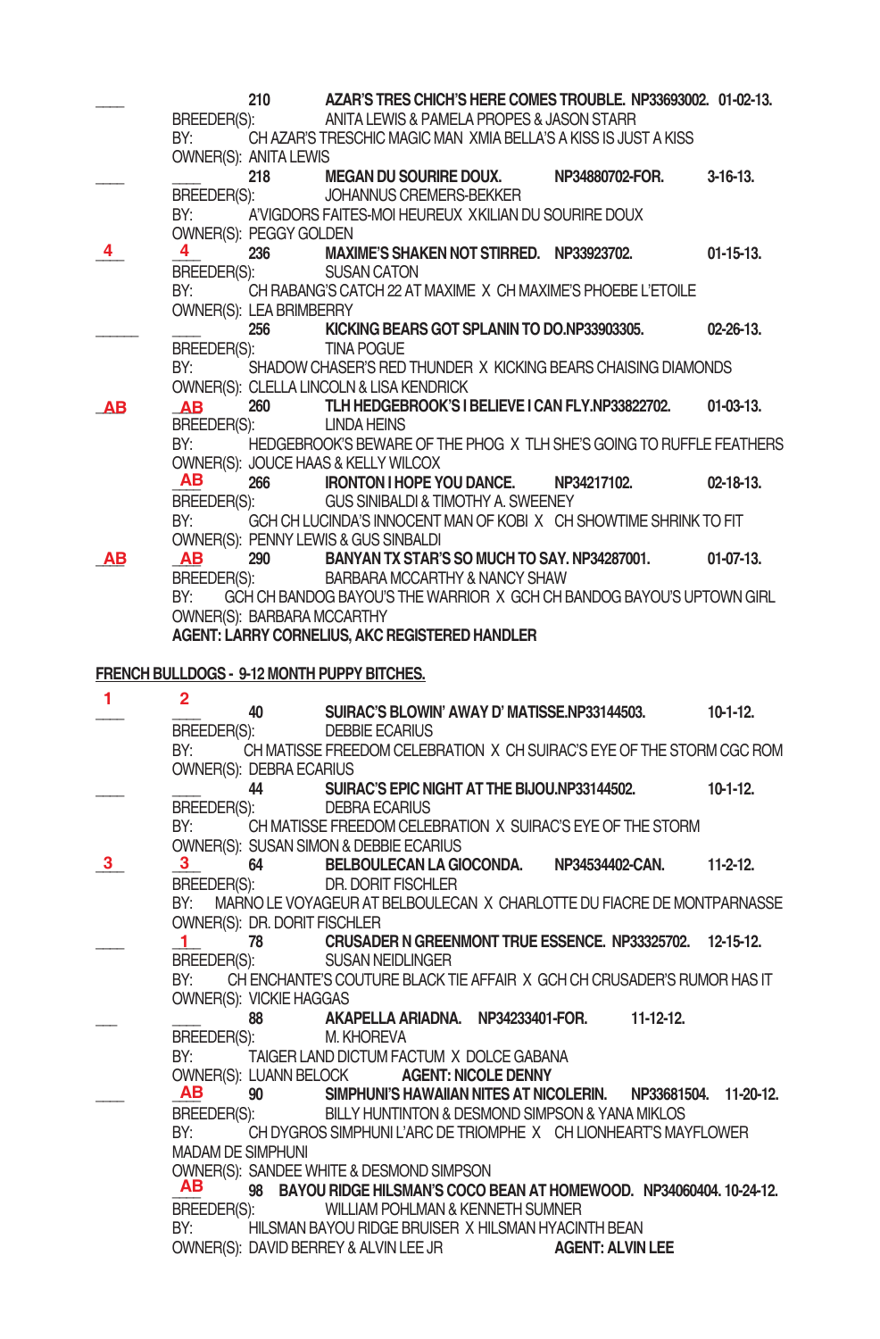\_\_\_\_ 210 **AZAR'S TRES CHICH'S HERE COMES TROUBLE. NP33693002. 01-02-13.**
BREEDER(S): ANITA LEWIS & PAMELA PROPES & JASON STARR
BY: CH AZAR'S TRESCHIC MAGIC MAN XMIA BELLA'S A KISS IS JUST A KISS
OWNER(S): ANITA LEWIS

\_\_\_\_ \_\_\_\_ 218 **MEGAN DU SOURIRE DOUX. NP34880702-FOR. 3-16-13.**
BREEDER(S): JOHANNUS CREMERS-BEKKER
BY: A'VIGDORS FAITES-MOI HEUREUX XKILIAN DU SOURIRE DOUX
OWNER(S): PEGGY GOLDEN

4 4 236 **MAXIME'S SHAKEN NOT STIRRED. NP33923702. 01-15-13.**
BREEDER(S): SUSAN CATON
BY: CH RABANG'S CATCH 22 AT MAXIME X CH MAXIME'S PHOEBE L'ETOILE
OWNER(S): LEA BRIMBERRY

\_\_\_\_ \_\_\_\_ 256 **KICKING BEARS GOT SPLANIN TO DO.NP33903305. 02-26-13.**
BREEDER(S): TINA POGUE
BY: SHADOW CHASER'S RED THUNDER X KICKING BEARS CHAISING DIAMONDS
OWNER(S): CLELLA LINCOLN & LISA KENDRICK

AB AB 260 **TLH HEDGEBROOK'S I BELIEVE I CAN FLY.NP33822702. 01-03-13.**
BREEDER(S): LINDA HEINS
BY: HEDGEBROOK'S BEWARE OF THE PHOG X TLH SHE'S GOING TO RUFFLE FEATHERS
OWNER(S): JOUCE HAAS & KELLY WILCOX

AB 266 **IRONTON I HOPE YOU DANCE. NP34217102. 02-18-13.**
BREEDER(S): GUS SINIBALDI & TIMOTHY A. SWEENEY
BY: GCH CH LUCINDA'S INNOCENT MAN OF KOBI X CH SHOWTIME SHRINK TO FIT
OWNER(S): PENNY LEWIS & GUS SINBALDI

AB AB 290 **BANYAN TX STAR'S SO MUCH TO SAY. NP34287001. 01-07-13.**
BREEDER(S): BARBARA MCCARTHY & NANCY SHAW
BY: GCH CH BANDOG BAYOU'S THE WARRIOR X GCH CH BANDOG BAYOU'S UPTOWN GIRL
OWNER(S): BARBARA MCCARTHY
**AGENT: LARRY CORNELIUS, AKC REGISTERED HANDLER**

**FRENCH BULLDOGS - 9-12 MONTH PUPPY BITCHES.**

1 2 40 **SUIRAC'S BLOWIN' AWAY D' MATISSE.NP33144503. 10-1-12.**
BREEDER(S): DEBBIE ECARIUS
BY: CH MATISSE FREEDOM CELEBRATION X CH SUIRAC'S EYE OF THE STORM CGC ROM
OWNER(S): DEBRA ECARIUS

\_\_\_\_ \_\_\_\_ 44 **SUIRAC'S EPIC NIGHT AT THE BIJOU.NP33144502. 10-1-12.**
BREEDER(S): DEBRA ECARIUS
BY: CH MATISSE FREEDOM CELEBRATION X SUIRAC'S EYE OF THE STORM
OWNER(S): SUSAN SIMON & DEBBIE ECARIUS

3 3 64 **BELBOULECAN LA GIOCONDA. NP34534402-CAN. 11-2-12.**
BREEDER(S): DR. DORIT FISCHLER
BY: MARNO LE VOYAGEUR AT BELBOULECAN X CHARLOTTE DU FIACRE DE MONTPARNASSE
OWNER(S): DR. DORIT FISCHLER

\_\_\_\_ 1 78 **CRUSADER N GREENMONT TRUE ESSENCE. NP33325702. 12-15-12.**
BREEDER(S): SUSAN NEIDLINGER
BY: CH ENCHANTE'S COUTURE BLACK TIE AFFAIR X GCH CH CRUSADER'S RUMOR HAS IT
OWNER(S): VICKIE HAGGAS

\_\_\_ \_\_\_\_ 88 **AKAPELLA ARIADNA. NP34233401-FOR. 11-12-12.**
BREEDER(S): M. KHOREVA
BY: TAIGER LAND DICTUM FACTUM X DOLCE GABANA
OWNER(S): LUANN BELOCK **AGENT: NICOLE DENNY**

\_\_\_\_ AB 90 **SIMPHUNI'S HAWAIIAN NITES AT NICOLERIN. NP33681504. 11-20-12.**
BREEDER(S): BILLY HUNTINTON & DESMOND SIMPSON & YANA MIKLOS
BY: CH DYGROS SIMPHUNI L'ARC DE TRIOMPHE X CH LIONHEART'S MAYFLOWER MADAM DE SIMPHUNI
OWNER(S): SANDEE WHITE & DESMOND SIMPSON

AB 98 **BAYOU RIDGE HILSMAN'S COCO BEAN AT HOMEWOOD. NP34060404. 10-24-12.**
BREEDER(S): WILLIAM POHLMAN & KENNETH SUMNER
BY: HILSMAN BAYOU RIDGE BRUISER X HILSMAN HYACINTH BEAN
OWNER(S): DAVID BERREY & ALVIN LEE JR **AGENT: ALVIN LEE**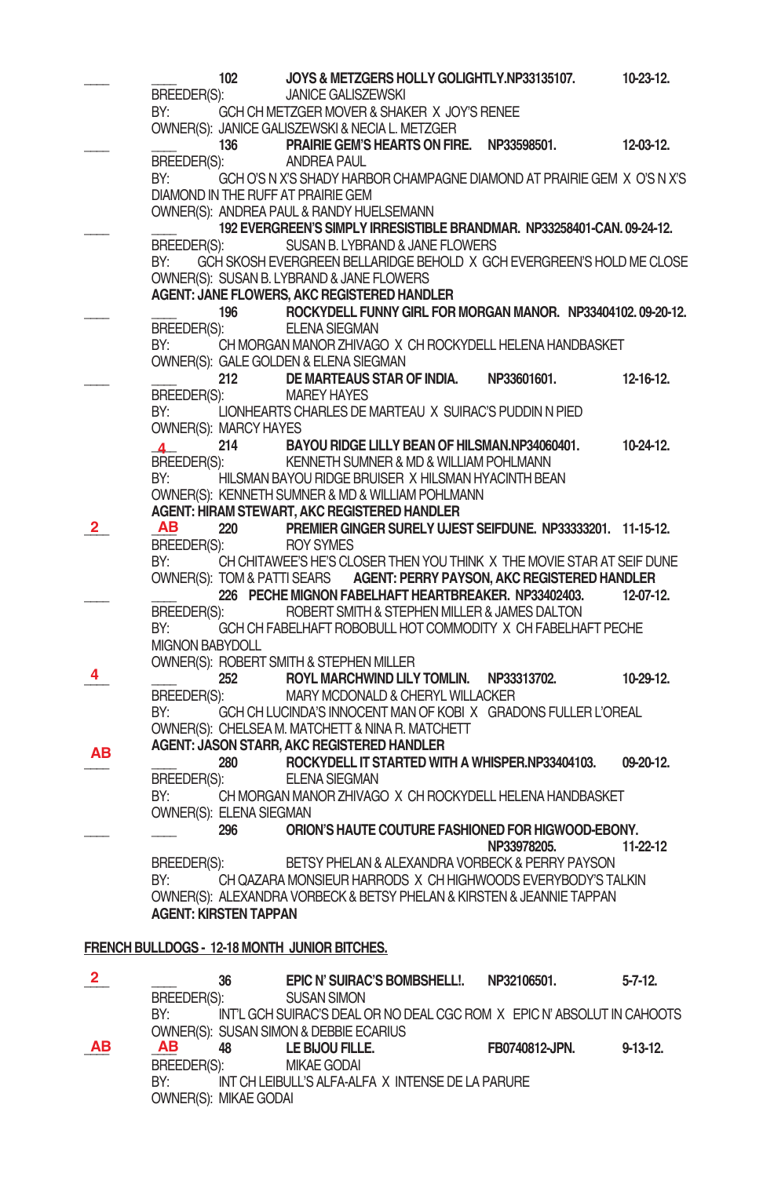\_\_\_\_ \_\_\_\_ 102 **JOYS & METZGERS HOLLY GOLIGHTLY.NP33135107. 10-23-12.**
BREEDER(S): JANICE GALISZEWSKI
BY: GCH CH METZGER MOVER & SHAKER X JOY'S RENEE
OWNER(S): JANICE GALISZEWSKI & NECIA L. METZGER

\_\_\_\_ \_\_\_\_ 136 **PRAIRIE GEM'S HEARTS ON FIRE. NP33598501. 12-03-12.**
BREEDER(S): ANDREA PAUL
BY: GCH O'S N X'S SHADY HARBOR CHAMPAGNE DIAMOND AT PRAIRIE GEM X O'S N X'S DIAMOND IN THE RUFF AT PRAIRIE GEM
OWNER(S): ANDREA PAUL & RANDY HUELSEMANN

\_\_\_\_ \_\_\_\_ **192 EVERGREEN'S SIMPLY IRRESISTIBLE BRANDMAR. NP33258401-CAN. 09-24-12.**
BREEDER(S): SUSAN B. LYBRAND & JANE FLOWERS
BY: GCH SKOSH EVERGREEN BELLARIDGE BEHOLD X GCH EVERGREEN'S HOLD ME CLOSE
OWNER(S): SUSAN B. LYBRAND & JANE FLOWERS
**AGENT: JANE FLOWERS, AKC REGISTERED HANDLER**

\_\_\_\_ \_\_\_\_ 196 **ROCKYDELL FUNNY GIRL FOR MORGAN MANOR. NP33404102. 09-20-12.**
BREEDER(S): ELENA SIEGMAN
BY: CH MORGAN MANOR ZHIVAGO X CH ROCKYDELL HELENA HANDBASKET
OWNER(S): GALE GOLDEN & ELENA SIEGMAN

\_\_\_\_ \_\_\_\_ 212 **DE MARTEAUS STAR OF INDIA. NP33601601. 12-16-12.**
BREEDER(S): MAREY HAYES
BY: LIONHEARTS CHARLES DE MARTEAU X SUIRAC'S PUDDIN N PIED
OWNER(S): MARCY HAYES

\_\_\_\_ 4 214 **BAYOU RIDGE LILLY BEAN OF HILSMAN.NP34060401. 10-24-12.**
BREEDER(S): KENNETH SUMNER & MD & WILLIAM POHLMANN
BY: HILSMAN BAYOU RIDGE BRUISER X HILSMAN HYACINTH BEAN
OWNER(S): KENNETH SUMNER & MD & WILLIAM POHLMANN
**AGENT: HIRAM STEWART, AKC REGISTERED HANDLER**

2 AB 220 **PREMIER GINGER SURELY UJEST SEIFDUNE. NP33333201. 11-15-12.**
BREEDER(S): ROY SYMES
BY: CH CHITAWEE'S HE'S CLOSER THEN YOU THINK X THE MOVIE STAR AT SEIF DUNE
OWNER(S): TOM & PATTI SEARS **AGENT: PERRY PAYSON, AKC REGISTERED HANDLER**

\_\_\_\_ \_\_\_\_ 226 **PECHE MIGNON FABELHAFT HEARTBREAKER. NP33402403. 12-07-12.**
BREEDER(S): ROBERT SMITH & STEPHEN MILLER & JAMES DALTON
BY: GCH CH FABELHAFT ROBOBULL HOT COMMODITY X CH FABELHAFT PECHE MIGNON BABYDOLL
OWNER(S): ROBERT SMITH & STEPHEN MILLER

4 \_\_\_\_ 252 **ROYL MARCHWIND LILY TOMLIN. NP33313702. 10-29-12.**
BREEDER(S): MARY MCDONALD & CHERYL WILLACKER
BY: GCH CH LUCINDA'S INNOCENT MAN OF KOBI X GRADONS FULLER L'OREAL
OWNER(S): CHELSEA M. MATCHETT & NINA R. MATCHETT
**AGENT: JASON STARR, AKC REGISTERED HANDLER**

AB \_\_\_\_ 280 **ROCKYDELL IT STARTED WITH A WHISPER.NP33404103. 09-20-12.**
BREEDER(S): ELENA SIEGMAN
BY: CH MORGAN MANOR ZHIVAGO X CH ROCKYDELL HELENA HANDBASKET
OWNER(S): ELENA SIEGMAN

\_\_\_\_ \_\_\_\_ 296 **ORION'S HAUTE COUTURE FASHIONED FOR HIGWOOD-EBONY. NP33978205. 11-22-12**
BREEDER(S): BETSY PHELAN & ALEXANDRA VORBECK & PERRY PAYSON
BY: CH QAZARA MONSIEUR HARRODS X CH HIGHWOODS EVERYBODY'S TALKIN
OWNER(S): ALEXANDRA VORBECK & BETSY PHELAN & KIRSTEN & JEANNIE TAPPAN
**AGENT: KIRSTEN TAPPAN**

**FRENCH BULLDOGS - 12-18 MONTH JUNIOR BITCHES.**

2 \_\_\_\_ 36 **EPIC N' SUIRAC'S BOMBSHELL!. NP32106501. 5-7-12.**
BREEDER(S): SUSAN SIMON
BY: INT'L GCH SUIRAC'S DEAL OR NO DEAL CGC ROM X EPIC N' ABSOLUT IN CAHOOTS
OWNER(S): SUSAN SIMON & DEBBIE ECARIUS

AB AB 48 **LE BIJOU FILLE. FB0740812-JPN. 9-13-12.**
BREEDER(S): MIKAE GODAI
BY: INT CH LEIBULL'S ALFA-ALFA X INTENSE DE LA PARURE
OWNER(S): MIKAE GODAI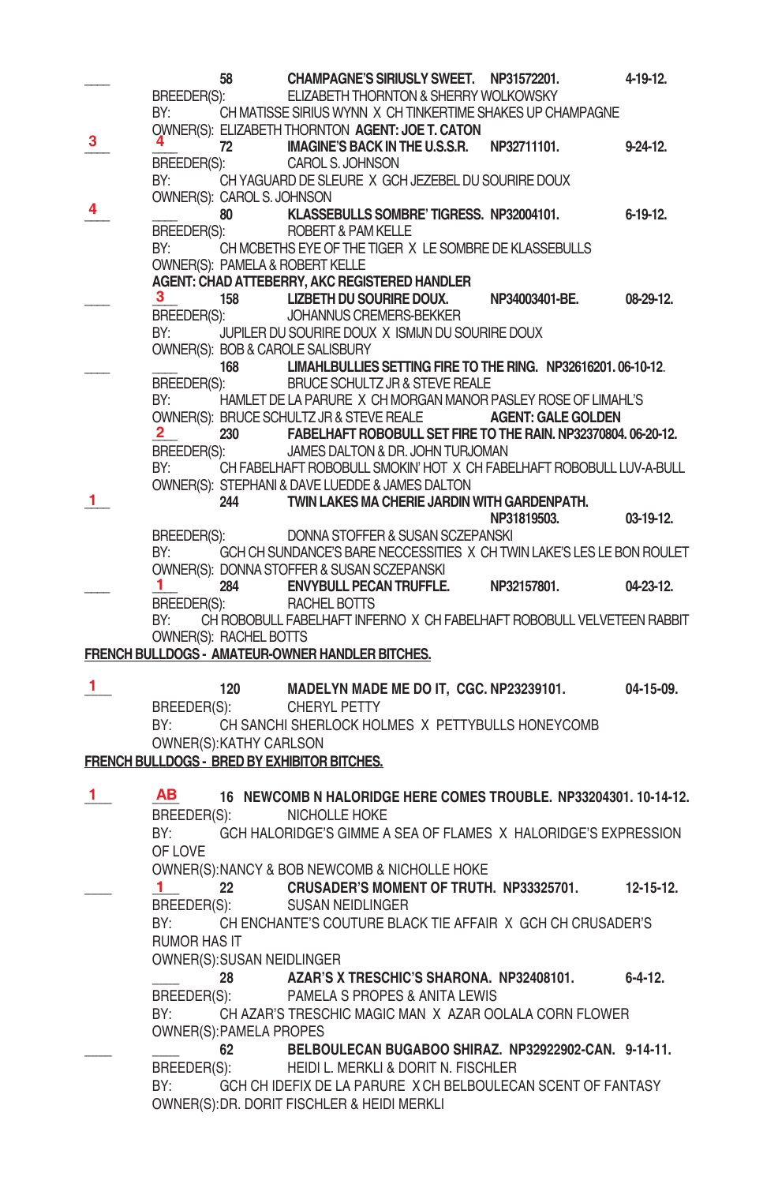\_\_\_\_ 58 **CHAMPAGNE'S SIRIUSLY SWEET. NP31572201. 4-19-12.**
BREEDER(S): ELIZABETH THORNTON & SHERRY WOLKOWSKY
BY: CH MATISSE SIRIUS WYNN X CH TINKERTIME SHAKES UP CHAMPAGNE
OWNER(S): ELIZABETH THORNTON **AGENT: JOE T. CATON**

3 4 72 **IMAGINE'S BACK IN THE U.S.S.R. NP32711101. 9-24-12.**
BREEDER(S): CAROL S. JOHNSON
BY: CH YAGUARD DE SLEURE X GCH JEZEBEL DU SOURIRE DOUX
OWNER(S): CAROL S. JOHNSON

4 \_\_\_\_ 80 **KLASSEBULLS SOMBRE' TIGRESS. NP32004101. 6-19-12.**
BREEDER(S): ROBERT & PAM KELLE
BY: CH MCBETHS EYE OF THE TIGER X LE SOMBRE DE KLASSEBULLS
OWNER(S): PAMELA & ROBERT KELLE
**AGENT: CHAD ATTEBERRY, AKC REGISTERED HANDLER**

\_\_\_\_ 3 158 **LIZBETH DU SOURIRE DOUX. NP34003401-BE. 08-29-12.**
BREEDER(S): JOHANNUS CREMERS-BEKKER
BY: JUPILER DU SOURIRE DOUX X ISMIJN DU SOURIRE DOUX
OWNER(S): BOB & CAROLE SALISBURY

\_\_\_\_ \_\_\_\_ 168 **LIMAHLBULLIES SETTING FIRE TO THE RING. NP32616201. 06-10-12.**
BREEDER(S): BRUCE SCHULTZ JR & STEVE REALE
BY: HAMLET DE LA PARURE X CH MORGAN MANOR PASLEY ROSE OF LIMAHL'S
OWNER(S): BRUCE SCHULTZ JR & STEVE REALE **AGENT: GALE GOLDEN**

2 230 **FABELHAFT ROBOBULL SET FIRE TO THE RAIN. NP32370804. 06-20-12.**
BREEDER(S): JAMES DALTON & DR. JOHN TURJOMAN
BY: CH FABELHAFT ROBOBULL SMOKIN' HOT X CH FABELHAFT ROBOBULL LUV-A-BULL
OWNER(S): STEPHANI & DAVE LUEDDE & JAMES DALTON

1 244 **TWIN LAKES MA CHERIE JARDIN WITH GARDENPATH. NP31819503. 03-19-12.**
BREEDER(S): DONNA STOFFER & SUSAN SCZEPANSKI
BY: GCH CH SUNDANCE'S BARE NECCESSITIES X CH TWIN LAKE'S LES LE BON ROULET
OWNER(S): DONNA STOFFER & SUSAN SCZEPANSKI

\_\_\_\_ 1 284 **ENVYBULL PECAN TRUFFLE. NP32157801. 04-23-12.**
BREEDER(S): RACHEL BOTTS
BY: CH ROBOBULL FABELHAFT INFERNO X CH FABELHAFT ROBOBULL VELVETEEN RABBIT
OWNER(S): RACHEL BOTTS

**FRENCH BULLDOGS - AMATEUR-OWNER HANDLER BITCHES.**

1 120 **MADELYN MADE ME DO IT, CGC. NP23239101. 04-15-09.**
BREEDER(S): CHERYL PETTY
BY: CH SANCHI SHERLOCK HOLMES X PETTYBULLS HONEYCOMB
OWNER(S):KATHY CARLSON

**FRENCH BULLDOGS - BRED BY EXHIBITOR BITCHES.**

1 AB 16 **NEWCOMB N HALORIDGE HERE COMES TROUBLE. NP33204301. 10-14-12.**
BREEDER(S): NICHOLLE HOKE
BY: GCH HALORIDGE'S GIMME A SEA OF FLAMES X HALORIDGE'S EXPRESSION OF LOVE
OWNER(S):NANCY & BOB NEWCOMB & NICHOLLE HOKE

\_\_\_\_ 1 22 **CRUSADER'S MOMENT OF TRUTH. NP33325701. 12-15-12.**
BREEDER(S): SUSAN NEIDLINGER
BY: CH ENCHANTE'S COUTURE BLACK TIE AFFAIR X GCH CH CRUSADER'S RUMOR HAS IT
OWNER(S):SUSAN NEIDLINGER

\_\_\_\_ 28 **AZAR'S X TRESCHIC'S SHARONA. NP32408101. 6-4-12.**
BREEDER(S): PAMELA S PROPES & ANITA LEWIS
BY: CH AZAR'S TRESCHIC MAGIC MAN X AZAR OOLALA CORN FLOWER
OWNER(S):PAMELA PROPES

\_\_\_\_ \_\_\_\_ 62 **BELBOULECAN BUGABOO SHIRAZ. NP32922902-CAN. 9-14-11.**
BREEDER(S): HEIDI L. MERKLI & DORIT N. FISCHLER
BY: GCH CH IDEFIX DE LA PARURE X CH BELBOULECAN SCENT OF FANTASY
OWNER(S):DR. DORIT FISCHLER & HEIDI MERKLI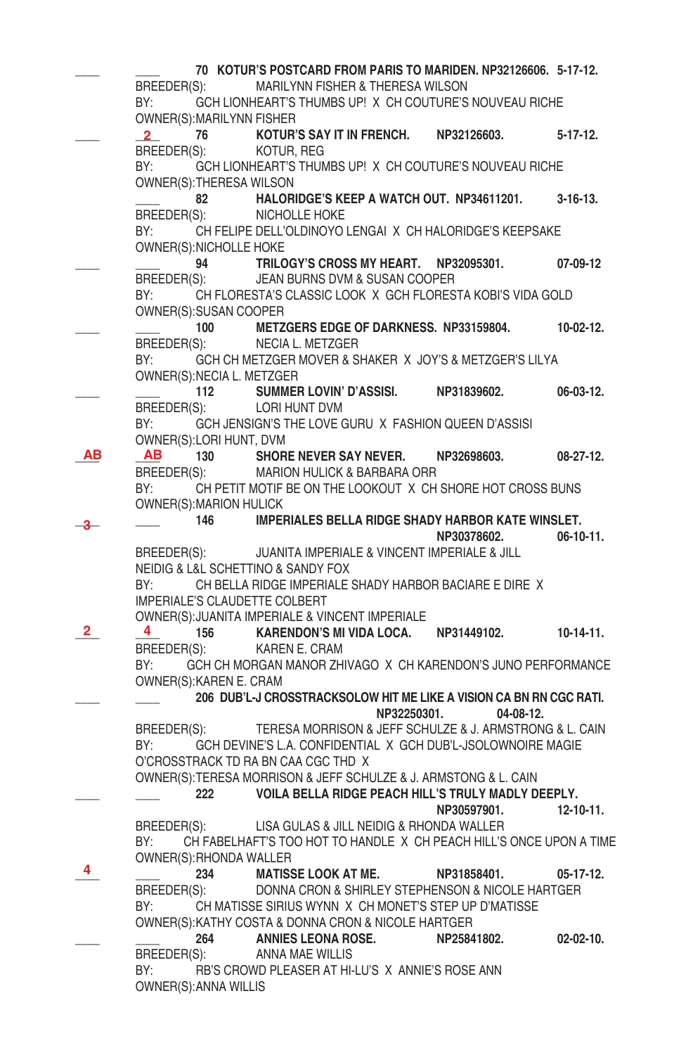____ ____ 70 KOTUR'S POSTCARD FROM PARIS TO MARIDEN. NP32126606. 5-17-12.
BREEDER(S): MARILYNN FISHER & THERESA WILSON
BY: GCH LIONHEART'S THUMBS UP! X CH COUTURE'S NOUVEAU RICHE
OWNER(S):MARILYNN FISHER

____ 2 76 **KOTUR'S SAY IT IN FRENCH. NP32126603. 5-17-12.**
BREEDER(S): KOTUR, REG
BY: GCH LIONHEART'S THUMBS UP! X CH COUTURE'S NOUVEAU RICHE
OWNER(S):THERESA WILSON

____ 82 **HALORIDGE'S KEEP A WATCH OUT. NP34611201. 3-16-13.**
BREEDER(S): NICHOLLE HOKE
BY: CH FELIPE DELL'OLDINOYO LENGAI X CH HALORIDGE'S KEEPSAKE
OWNER(S):NICHOLLE HOKE

____ ____ 94 **TRILOGY'S CROSS MY HEART. NP32095301. 07-09-12**
BREEDER(S): JEAN BURNS DVM & SUSAN COOPER
BY: CH FLORESTA'S CLASSIC LOOK X GCH FLORESTA KOBI'S VIDA GOLD
OWNER(S):SUSAN COOPER

____ ____ 100 **METZGERS EDGE OF DARKNESS. NP33159804. 10-02-12.**
BREEDER(S): NECIA L. METZGER
BY: GCH CH METZGER MOVER & SHAKER X JOY'S & METZGER'S LILYA
OWNER(S):NECIA L. METZGER

____ ____ 112 **SUMMER LOVIN' D'ASSISI. NP31839602. 06-03-12.**
BREEDER(S): LORI HUNT DVM
BY: GCH JENSIGN'S THE LOVE GURU X FASHION QUEEN D'ASSISI
OWNER(S):LORI HUNT, DVM

AB AB 130 **SHORE NEVER SAY NEVER. NP32698603. 08-27-12.**
BREEDER(S): MARION HULICK & BARBARA ORR
BY: CH PETIT MOTIF BE ON THE LOOKOUT X CH SHORE HOT CROSS BUNS
OWNER(S):MARION HULICK

3 ____ 146 **IMPERIALES BELLA RIDGE SHADY HARBOR KATE WINSLET. NP30378602. 06-10-11.**
BREEDER(S): JUANITA IMPERIALE & VINCENT IMPERIALE & JILL NEIDIG & L&L SCHETTINO & SANDY FOX
BY: CH BELLA RIDGE IMPERIALE SHADY HARBOR BACIARE E DIRE X IMPERIALE'S CLAUDETTE COLBERT
OWNER(S):JUANITA IMPERIALE & VINCENT IMPERIALE

2 4 156 **KARENDON'S MI VIDA LOCA. NP31449102. 10-14-11.**
BREEDER(S): KAREN E. CRAM
BY: GCH CH MORGAN MANOR ZHIVAGO X CH KARENDON'S JUNO PERFORMANCE
OWNER(S):KAREN E. CRAM

____ ____ 206 **DUB'L-J CROSSTRACKSOLOW HIT ME LIKE A VISION CA BN RN CGC RATI. NP32250301. 04-08-12.**
BREEDER(S): TERESA MORRISON & JEFF SCHULZE & J. ARMSTRONG & L. CAIN
BY: GCH DEVINE'S L.A. CONFIDENTIAL X GCH DUB'L-JSOLOWNOIRE MAGIE O'CROSSTRACK TD RA BN CAA CGC THD X
OWNER(S):TERESA MORRISON & JEFF SCHULZE & J. ARMSTONG & L. CAIN

____ ____ 222 **VOILA BELLA RIDGE PEACH HILL'S TRULY MADLY DEEPLY. NP30597901. 12-10-11.**
BREEDER(S): LISA GULAS & JILL NEIDIG & RHONDA WALLER
BY: CH FABELHAFT'S TOO HOT TO HANDLE X CH PEACH HILL'S ONCE UPON A TIME
OWNER(S):RHONDA WALLER

4 ____ 234 **MATISSE LOOK AT ME. NP31858401. 05-17-12.**
BREEDER(S): DONNA CRON & SHIRLEY STEPHENSON & NICOLE HARTGER
BY: CH MATISSE SIRIUS WYNN X CH MONET'S STEP UP D'MATISSE
OWNER(S):KATHY COSTA & DONNA CRON & NICOLE HARTGER

____ ____ 264 **ANNIES LEONA ROSE. NP25841802. 02-02-10.**
BREEDER(S): ANNA MAE WILLIS
BY: RB'S CROWD PLEASER AT HI-LU'S X ANNIE'S ROSE ANN
OWNER(S):ANNA WILLIS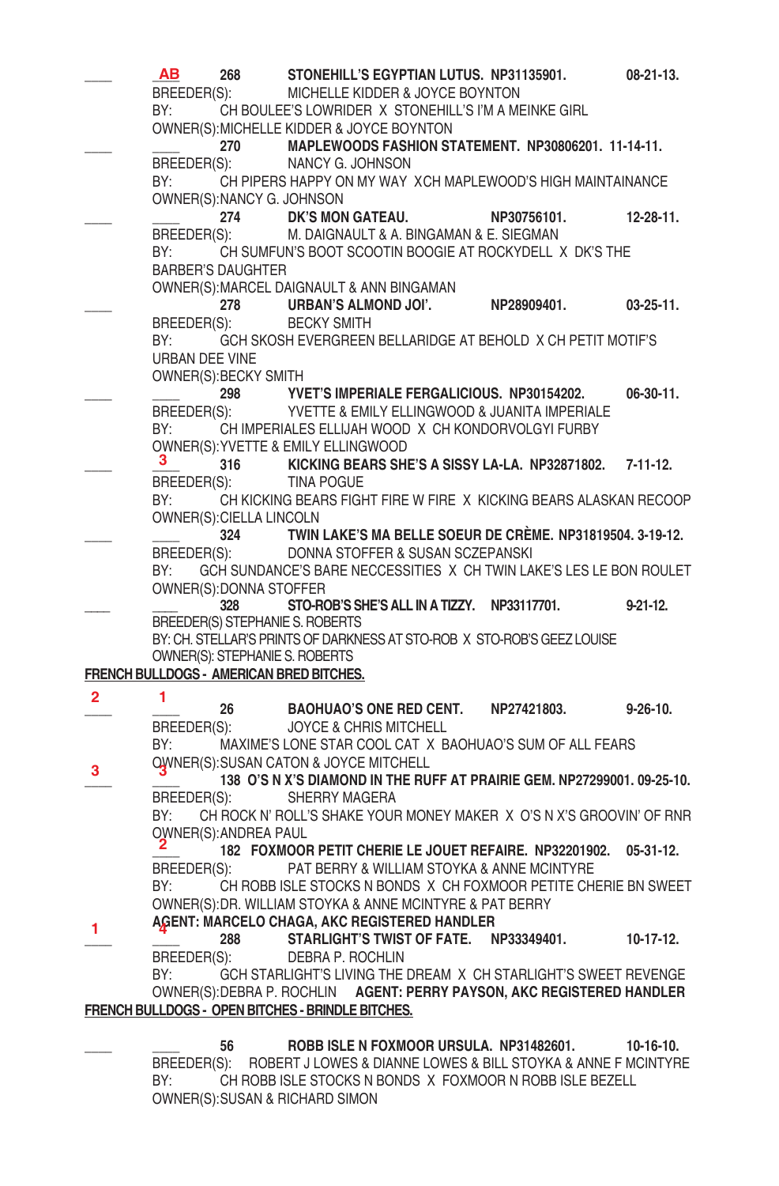____ AB 268 **STONEHILL'S EGYPTIAN LUTUS. NP31135901. 08-21-13.**
BREEDER(S): MICHELLE KIDDER & JOYCE BOYNTON
BY: CH BOULEE'S LOWRIDER X STONEHILL'S I'M A MEINKE GIRL
OWNER(S):MICHELLE KIDDER & JOYCE BOYNTON

____ ____ 270 **MAPLEWOODS FASHION STATEMENT. NP30806201. 11-14-11.**
BREEDER(S): NANCY G. JOHNSON
BY: CH PIPERS HAPPY ON MY WAY XCH MAPLEWOOD'S HIGH MAINTAINANCE
OWNER(S):NANCY G. JOHNSON

____ ____ 274 **DK'S MON GATEAU. NP30756101. 12-28-11.**
BREEDER(S): M. DAIGNAULT & A. BINGAMAN & E. SIEGMAN
BY: CH SUMFUN'S BOOT SCOOTIN BOOGIE AT ROCKYDELL X DK'S THE BARBER'S DAUGHTER
OWNER(S):MARCEL DAIGNAULT & ANN BINGAMAN

____ ____ 278 **URBAN'S ALMOND JOI'. NP28909401. 03-25-11.**
BREEDER(S): BECKY SMITH
BY: GCH SKOSH EVERGREEN BELLARIDGE AT BEHOLD X CH PETIT MOTIF'S URBAN DEE VINE
OWNER(S):BECKY SMITH

____ ____ 298 **YVET'S IMPERIALE FERGALICIOUS. NP30154202. 06-30-11.**
BREEDER(S): YVETTE & EMILY ELLINGWOOD & JUANITA IMPERIALE
BY: CH IMPERIALES ELLIJAH WOOD X CH KONDORVOLGYI FURBY
OWNER(S):YVETTE & EMILY ELLINGWOOD

____ 3 316 **KICKING BEARS SHE'S A SISSY LA-LA. NP32871802. 7-11-12.**
BREEDER(S): TINA POGUE
BY: CH KICKING BEARS FIGHT FIRE W FIRE X KICKING BEARS ALASKAN RECOOP
OWNER(S):CIELLA LINCOLN

____ ____ 324 **TWIN LAKE'S MA BELLE SOEUR DE CRÈME. NP31819504. 3-19-12.**
BREEDER(S): DONNA STOFFER & SUSAN SCZEPANSKI
BY: GCH SUNDANCE'S BARE NECCESSITIES X CH TWIN LAKE'S LES LE BON ROULET
OWNER(S):DONNA STOFFER

____ ____ 328 **STO-ROB'S SHE'S ALL IN A TIZZY. NP33117701. 9-21-12.**
BREEDER(S) STEPHANIE S. ROBERTS
BY: CH. STELLAR'S PRINTS OF DARKNESS AT STO-ROB X STO-ROB'S GEEZ LOUISE
OWNER(S): STEPHANIE S. ROBERTS

**FRENCH BULLDOGS - AMERICAN BRED BITCHES.**

2 1 26 **BAOHUAO'S ONE RED CENT. NP27421803. 9-26-10.**
BREEDER(S): JOYCE & CHRIS MITCHELL
BY: MAXIME'S LONE STAR COOL CAT X BAOHUAO'S SUM OF ALL FEARS
OWNER(S):SUSAN CATON & JOYCE MITCHELL

3 3 138 **O'S N X'S DIAMOND IN THE RUFF AT PRAIRIE GEM. NP27299001. 09-25-10.**
BREEDER(S): SHERRY MAGERA
BY: CH ROCK N' ROLL'S SHAKE YOUR MONEY MAKER X O'S N X'S GROOVIN' OF RNR
OWNER(S):ANDREA PAUL

____ 2 182 **FOXMOOR PETIT CHERIE LE JOUET REFAIRE. NP32201902. 05-31-12.**
BREEDER(S): PAT BERRY & WILLIAM STOYKA & ANNE MCINTYRE
BY: CH ROBB ISLE STOCKS N BONDS X CH FOXMOOR PETITE CHERIE BN SWEET
OWNER(S):DR. WILLIAM STOYKA & ANNE MCINTYRE & PAT BERRY
**AGENT: MARCELO CHAGA, AKC REGISTERED HANDLER**

1 4 288 **STARLIGHT'S TWIST OF FATE. NP33349401. 10-17-12.**
BREEDER(S): DEBRA P. ROCHLIN
BY: GCH STARLIGHT'S LIVING THE DREAM X CH STARLIGHT'S SWEET REVENGE
OWNER(S):DEBRA P. ROCHLIN **AGENT: PERRY PAYSON, AKC REGISTERED HANDLER**

**FRENCH BULLDOGS - OPEN BITCHES - BRINDLE BITCHES.**

____ ____ 56 **ROBB ISLE N FOXMOOR URSULA. NP31482601. 10-16-10.**
BREEDER(S): ROBERT J LOWES & DIANNE LOWES & BILL STOYKA & ANNE F MCINTYRE
BY: CH ROBB ISLE STOCKS N BONDS X FOXMOOR N ROBB ISLE BEZELL
OWNER(S):SUSAN & RICHARD SIMON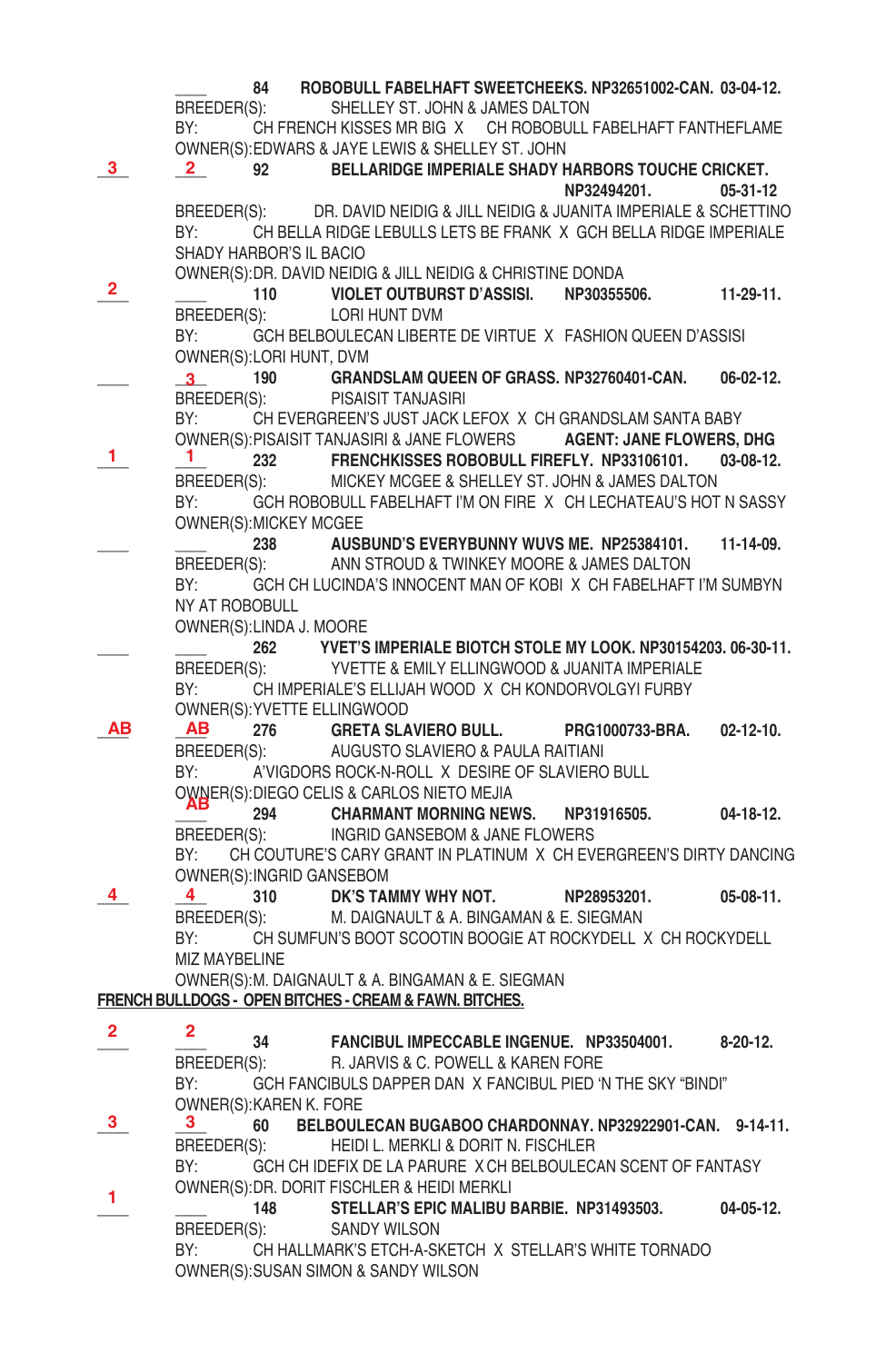____ ____ 84 **ROBOBULL FABELHAFT SWEETCHEEKS. NP32651002-CAN. 03-04-12.**
BREEDER(S): SHELLEY ST. JOHN & JAMES DALTON
BY: CH FRENCH KISSES MR BIG X CH ROBOBULL FABELHAFT FANTHEFLAME
OWNER(S):EDWARS & JAYE LEWIS & SHELLEY ST. JOHN

3 2 92 **BELLARIDGE IMPERIALE SHADY HARBORS TOUCHE CRICKET. NP32494201. 05-31-12**
BREEDER(S): DR. DAVID NEIDIG & JILL NEIDIG & JUANITA IMPERIALE & SCHETTINO
BY: CH BELLA RIDGE LEBULLS LETS BE FRANK X GCH BELLA RIDGE IMPERIALE SHADY HARBOR'S IL BACIO
OWNER(S):DR. DAVID NEIDIG & JILL NEIDIG & CHRISTINE DONDA

2 ____ 110 **VIOLET OUTBURST D'ASSISI. NP30355506. 11-29-11.**
BREEDER(S): LORI HUNT DVM
BY: GCH BELBOULECAN LIBERTE DE VIRTUE X FASHION QUEEN D'ASSISI
OWNER(S):LORI HUNT, DVM

____ 3 190 **GRANDSLAM QUEEN OF GRASS. NP32760401-CAN. 06-02-12.**
BREEDER(S): PISAISIT TANJASIRI
BY: CH EVERGREEN'S JUST JACK LEFOX X CH GRANDSLAM SANTA BABY
OWNER(S):PISAISIT TANJASIRI & JANE FLOWERS **AGENT: JANE FLOWERS, DHG**

1 1 232 **FRENCHKISSES ROBOBULL FIREFLY. NP33106101. 03-08-12.**
BREEDER(S): MICKEY MCGEE & SHELLEY ST. JOHN & JAMES DALTON
BY: GCH ROBOBULL FABELHAFT I'M ON FIRE X CH LECHATEAU'S HOT N SASSY
OWNER(S):MICKEY MCGEE

____ ____ 238 **AUSBUND'S EVERYBUNNY WUVS ME. NP25384101. 11-14-09.**
BREEDER(S): ANN STROUD & TWINKEY MOORE & JAMES DALTON
BY: GCH CH LUCINDA'S INNOCENT MAN OF KOBI X CH FABELHAFT I'M SUMBYN NY AT ROBOBULL
OWNER(S):LINDA J. MOORE

____ ____ 262 **YVET'S IMPERIALE BIOTCH STOLE MY LOOK. NP30154203. 06-30-11.**
BREEDER(S): YVETTE & EMILY ELLINGWOOD & JUANITA IMPERIALE
BY: CH IMPERIALE'S ELLIJAH WOOD X CH KONDORVOLGYI FURBY
OWNER(S):YVETTE ELLINGWOOD

AB AB 276 **GRETA SLAVIERO BULL. PRG1000733-BRA. 02-12-10.**
BREEDER(S): AUGUSTO SLAVIERO & PAULA RAITIANI
BY: A'VIGDORS ROCK-N-ROLL X DESIRE OF SLAVIERO BULL
OWNER(S):DIEGO CELIS & CARLOS NIETO MEJIA

AB 294 **CHARMANT MORNING NEWS. NP31916505. 04-18-12.**
BREEDER(S): INGRID GANSEBOM & JANE FLOWERS
BY: CH COUTURE'S CARY GRANT IN PLATINUM X CH EVERGREEN'S DIRTY DANCING
OWNER(S):INGRID GANSEBOM

4 4 310 **DK'S TAMMY WHY NOT. NP28953201. 05-08-11.**
BREEDER(S): M. DAIGNAULT & A. BINGAMAN & E. SIEGMAN
BY: CH SUMFUN'S BOOT SCOOTIN BOOGIE AT ROCKYDELL X CH ROCKYDELL MIZ MAYBELINE
OWNER(S):M. DAIGNAULT & A. BINGAMAN & E. SIEGMAN

**FRENCH BULLDOGS - OPEN BITCHES - CREAM & FAWN. BITCHES.**

2 2 34 **FANCIBUL IMPECCABLE INGENUE. NP33504001. 8-20-12.**
BREEDER(S): R. JARVIS & C. POWELL & KAREN FORE
BY: GCH FANCIBULS DAPPER DAN X FANCIBUL PIED 'N THE SKY "BINDI"
OWNER(S):KAREN K. FORE

3 3 60 **BELBOULECAN BUGABOO CHARDONNAY. NP32922901-CAN. 9-14-11.**
BREEDER(S): HEIDI L. MERKLI & DORIT N. FISCHLER
BY: GCH CH IDEFIX DE LA PARURE X CH BELBOULECAN SCENT OF FANTASY
OWNER(S):DR. DORIT FISCHLER & HEIDI MERKLI

1 ____ 148 **STELLAR'S EPIC MALIBU BARBIE. NP31493503. 04-05-12.**
BREEDER(S): SANDY WILSON
BY: CH HALLMARK'S ETCH-A-SKETCH X STELLAR'S WHITE TORNADO
OWNER(S):SUSAN SIMON & SANDY WILSON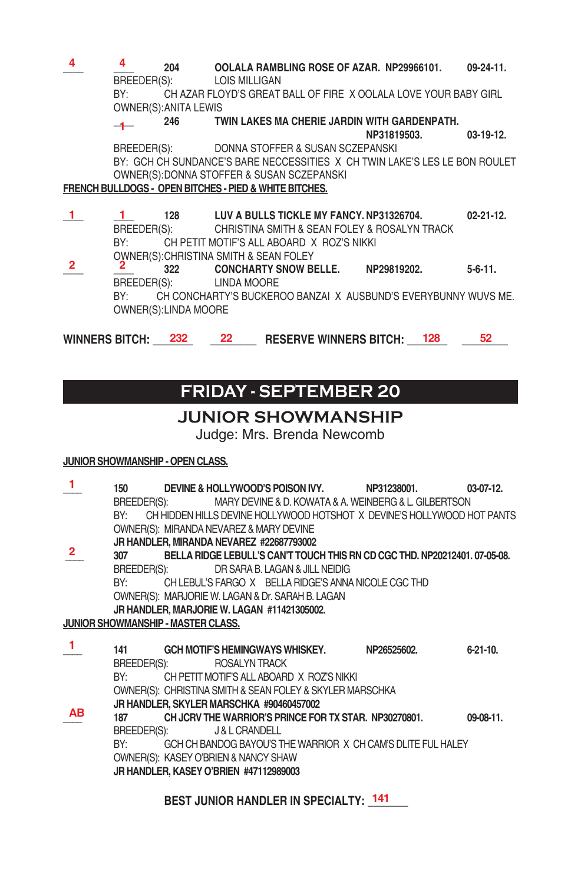4 &nbsp; 4 &nbsp; 204 &nbsp; **OOLALA RAMBLING ROSE OF AZAR. NP29966101. 09-24-11.**
BREEDER(S): LOIS MILLIGAN
BY: CH AZAR FLOYD'S GREAT BALL OF FIRE X OOLALA LOVE YOUR BABY GIRL
OWNER(S):ANITA LEWIS

~~1~~ &nbsp; 246 &nbsp; **TWIN LAKES MA CHERIE JARDIN WITH GARDENPATH. NP31819503. 03-19-12.**
BREEDER(S): DONNA STOFFER & SUSAN SCZEPANSKI
BY: GCH CH SUNDANCE'S BARE NECCESSITIES X CH TWIN LAKE'S LES LE BON ROULET
OWNER(S):DONNA STOFFER & SUSAN SCZEPANSKI

**FRENCH BULLDOGS - OPEN BITCHES - PIED & WHITE BITCHES.**

1 &nbsp; 1 &nbsp; 128 &nbsp; **LUV A BULLS TICKLE MY FANCY. NP31326704. 02-21-12.**
BREEDER(S): CHRISTINA SMITH & SEAN FOLEY & ROSALYN TRACK
BY: CH PETIT MOTIF'S ALL ABOARD X ROZ'S NIKKI
OWNER(S):CHRISTINA SMITH & SEAN FOLEY

2 &nbsp; 2 &nbsp; 322 &nbsp; **CONCHARTY SNOW BELLE. NP29819202. 5-6-11.**
BREEDER(S): LINDA MOORE
BY: CH CONCHARTY'S BUCKEROO BANZAI X AUSBUND'S EVERYBUNNY WUVS ME.
OWNER(S):LINDA MOORE

**WINNERS BITCH:** 232 &nbsp; 22 &nbsp; **RESERVE WINNERS BITCH:** 128 &nbsp; 52

# FRIDAY - SEPTEMBER 20

## JUNIOR SHOWMANSHIP

Judge: Mrs. Brenda Newcomb

**JUNIOR SHOWMANSHIP - OPEN CLASS.**

1 &nbsp; 150 &nbsp; **DEVINE & HOLLYWOOD'S POISON IVY. NP31238001. 03-07-12.**
BREEDER(S): MARY DEVINE & D. KOWATA & A. WEINBERG & L. GILBERTSON
BY: CH HIDDEN HILLS DEVINE HOLLYWOOD HOTSHOT X DEVINE'S HOLLYWOOD HOT PANTS
OWNER(S): MIRANDA NEVAREZ & MARY DEVINE
**JR HANDLER, MIRANDA NEVAREZ #22687793002**

2 &nbsp; 307 &nbsp; **BELLA RIDGE LEBULL'S CAN'T TOUCH THIS RN CD CGC THD. NP20212401. 07-05-08.**
BREEDER(S): DR SARA B. LAGAN & JILL NEIDIG
BY: CH LEBUL'S FARGO X BELLA RIDGE'S ANNA NICOLE CGC THD
OWNER(S): MARJORIE W. LAGAN & Dr. SARAH B. LAGAN
**JR HANDLER, MARJORIE W. LAGAN #11421305002.**

**JUNIOR SHOWMANSHIP - MASTER CLASS.**

1 &nbsp; 141 &nbsp; **GCH MOTIF'S HEMINGWAYS WHISKEY. NP26525602. 6-21-10.**
BREEDER(S): ROSALYN TRACK
BY: CH PETIT MOTIF'S ALL ABOARD X ROZ'S NIKKI
OWNER(S): CHRISTINA SMITH & SEAN FOLEY & SKYLER MARSCHKA
**JR HANDLER, SKYLER MARSCHKA #90460457002**

AB &nbsp; 187 &nbsp; **CH JCRV THE WARRIOR'S PRINCE FOR TX STAR. NP30270801. 09-08-11.**
BREEDER(S): J & L CRANDELL
BY: GCH CH BANDOG BAYOU'S THE WARRIOR X CH CAM'S DLITE FUL HALEY
OWNER(S): KASEY O'BRIEN & NANCY SHAW
**JR HANDLER, KASEY O'BRIEN #47112989003**

**BEST JUNIOR HANDLER IN SPECIALTY:** 141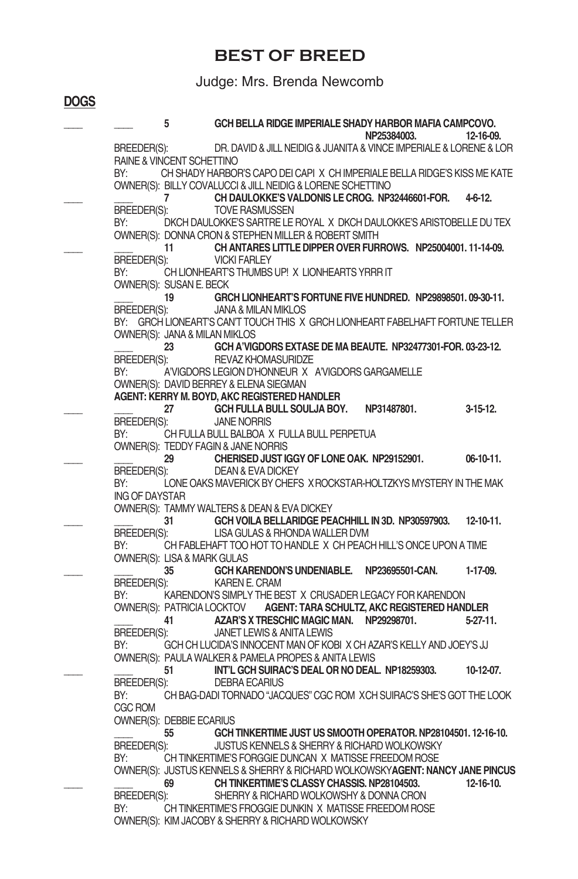# BEST OF BREED

Judge: Mrs. Brenda Newcomb

## DOGS

____ ____ **5** **GCH BELLA RIDGE IMPERIALE SHADY HARBOR MAFIA CAMPCOVO. NP25384003. 12-16-09.**
BREEDER(S): DR. DAVID & JILL NEIDIG & JUANITA & VINCE IMPERIALE & LORENE & LORRAINE & VINCENT SCHETTINO
BY: CH SHADY HARBOR'S CAPO DEI CAPI X CH IMPERIALE BELLA RIDGE'S KISS ME KATE
OWNER(S): BILLY COVALUCCI & JILL NEIDIG & LORENE SCHETTINO

____ ____ **7** **CH DAULOKKE'S VALDONIS LE CROG. NP32446601-FOR. 4-6-12.**
BREEDER(S): TOVE RASMUSSEN
BY: DKCH DAULOKKE'S SARTRE LE ROYAL X DKCH DAULOKKE'S ARISTOBELLE DU TEX
OWNER(S): DONNA CRON & STEPHEN MILLER & ROBERT SMITH

____ ____ **11** **CH ANTARES LITTLE DIPPER OVER FURROWS. NP25004001. 11-14-09.**
BREEDER(S): VICKI FARLEY
BY: CH LIONHEART'S THUMBS UP! X LIONHEARTS YRRR IT
OWNER(S): SUSAN E. BECK

____ **19** **GRCH LIONHEART'S FORTUNE FIVE HUNDRED. NP29898501. 09-30-11.**
BREEDER(S): JANA & MILAN MIKLOS
BY: GRCH LIONEART'S CAN'T TOUCH THIS X GRCH LIONHEART FABELHAFT FORTUNE TELLER
OWNER(S): JANA & MILAN MIKLOS

____ **23** **GCH A'VIGDORS EXTASE DE MA BEAUTE. NP32477301-FOR. 03-23-12.**
BREEDER(S): REVAZ KHOMASURIDZE
BY: A'VIGDORS LEGION D'HONNEUR X A'VIGDORS GARGAMELLE
OWNER(S): DAVID BERREY & ELENA SIEGMAN
**AGENT: KERRY M. BOYD, AKC REGISTERED HANDLER**

____ ____ **27** **GCH FULLA BULL SOULJA BOY. NP31487801. 3-15-12.**
BREEDER(S): JANE NORRIS
BY: CH FULLA BULL BALBOA X FULLA BULL PERPETUA
OWNER(S): TEDDY FAGIN & JANE NORRIS

____ ____ **29** **CHERISED JUST IGGY OF LONE OAK. NP29152901. 06-10-11.**
BREEDER(S): DEAN & EVA DICKEY
BY: LONE OAKS MAVERICK BY CHEFS X ROCKSTAR-HOLTZKYS MYSTERY IN THE MAKING OF DAYSTAR
OWNER(S): TAMMY WALTERS & DEAN & EVA DICKEY

____ ____ **31** **GCH VOILA BELLARIDGE PEACHHILL IN 3D. NP30597903. 12-10-11.**
BREEDER(S): LISA GULAS & RHONDA WALLER DVM
BY: CH FABLEHAFT TOO HOT TO HANDLE X CH PEACH HILL'S ONCE UPON A TIME
OWNER(S): LISA & MARK GULAS

____ ____ **35** **GCH KARENDON'S UNDENIABLE. NP23695501-CAN. 1-17-09.**
BREEDER(S): KAREN E. CRAM
BY: KARENDON'S SIMPLY THE BEST X CRUSADER LEGACY FOR KARENDON
OWNER(S): PATRICIA LOCKTOV **AGENT: TARA SCHULTZ, AKC REGISTERED HANDLER**

____ **41** **AZAR'S X TRESCHIC MAGIC MAN. NP29298701. 5-27-11.**
BREEDER(S): JANET LEWIS & ANITA LEWIS
BY: GCH CH LUCIDA'S INNOCENT MAN OF KOBI X CH AZAR'S KELLY AND JOEY'S JJ
OWNER(S): PAULA WALKER & PAMELA PROPES & ANITA LEWIS

____ ____ **51** **INT'L GCH SUIRAC'S DEAL OR NO DEAL. NP18259303. 10-12-07.**
BREEDER(S): DEBRA ECARIUS
BY: CH BAG-DADI TORNADO "JACQUES" CGC ROM X CH SUIRAC'S SHE'S GOT THE LOOK CGC ROM
OWNER(S): DEBBIE ECARIUS

____ **55** **GCH TINKERTIME JUST US SMOOTH OPERATOR. NP28104501. 12-16-10.**
BREEDER(S): JUSTUS KENNELS & SHERRY & RICHARD WOLKOWSKY
BY: CH TINKERTIME'S FORGGIE DUNCAN X MATISSE FREEDOM ROSE
OWNER(S): JUSTUS KENNELS & SHERRY & RICHARD WOLKOWSKY **AGENT: NANCY JANE PINCUS**

____ ____ **69** **CH TINKERTIME'S CLASSY CHASSIS. NP28104503. 12-16-10.**
BREEDER(S): SHERRY & RICHARD WOLKOWSHY & DONNA CRON
BY: CH TINKERTIME'S FROGGIE DUNKIN X MATISSE FREEDOM ROSE
OWNER(S): KIM JACOBY & SHERRY & RICHARD WOLKOWSKY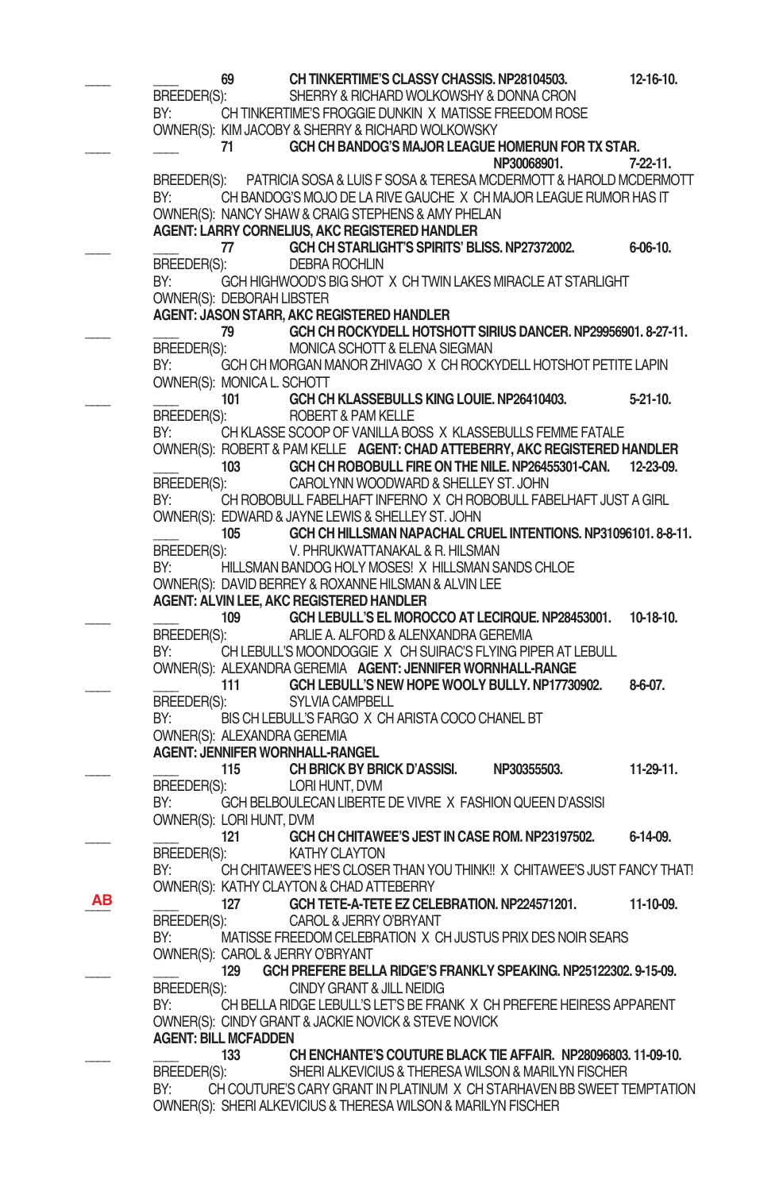\_\_\_\_ \_\_\_\_ 69 **CH TINKERTIME'S CLASSY CHASSIS. NP28104503. 12-16-10.**
BREEDER(S): SHERRY & RICHARD WOLKOWSKY & DONNA CRON
BY: CH TINKERTIME'S FROGGIE DUNKIN X MATISSE FREEDOM ROSE
OWNER(S): KIM JACOBY & SHERRY & RICHARD WOLKOWSKY

\_\_\_\_ \_\_\_\_ 71 **GCH CH BANDOG'S MAJOR LEAGUE HOMERUN FOR TX STAR. NP30068901. 7-22-11.**
BREEDER(S): PATRICIA SOSA & LUIS F SOSA & TERESA MCDERMOTT & HAROLD MCDERMOTT
BY: CH BANDOG'S MOJO DE LA RIVE GAUCHE X CH MAJOR LEAGUE RUMOR HAS IT
OWNER(S): NANCY SHAW & CRAIG STEPHENS & AMY PHELAN
**AGENT: LARRY CORNELIUS, AKC REGISTERED HANDLER**

\_\_\_\_ \_\_\_\_ 77 **GCH CH STARLIGHT'S SPIRITS' BLISS. NP27372002. 6-06-10.**
BREEDER(S): DEBRA ROCHLIN
BY: GCH HIGHWOOD'S BIG SHOT X CH TWIN LAKES MIRACLE AT STARLIGHT
OWNER(S): DEBORAH LIBSTER
**AGENT: JASON STARR, AKC REGISTERED HANDLER**

\_\_\_\_ \_\_\_\_ 79 **GCH CH ROCKYDELL HOTSHOTT SIRIUS DANCER. NP29956901. 8-27-11.**
BREEDER(S): MONICA SCHOTT & ELENA SIEGMAN
BY: GCH CH MORGAN MANOR ZHIVAGO X CH ROCKYDELL HOTSHOT PETITE LAPIN
OWNER(S): MONICA L. SCHOTT

\_\_\_\_ \_\_\_\_ 101 **GCH CH KLASSEBULLS KING LOUIE. NP26410403. 5-21-10.**
BREEDER(S): ROBERT & PAM KELLE
BY: CH KLASSE SCOOP OF VANILLA BOSS X KLASSEBULLS FEMME FATALE
OWNER(S): ROBERT & PAM KELLE **AGENT: CHAD ATTEBERRY, AKC REGISTERED HANDLER**

\_\_\_\_ \_\_\_\_ 103 **GCH CH ROBOBULL FIRE ON THE NILE. NP26455301-CAN. 12-23-09.**
BREEDER(S): CAROLYNN WOODWARD & SHELLEY ST. JOHN
BY: CH ROBOBULL FABELHAFT INFERNO X CH ROBOBULL FABELHAFT JUST A GIRL
OWNER(S): EDWARD & JAYNE LEWIS & SHELLEY ST. JOHN

\_\_\_\_ \_\_\_\_ 105 **GCH CH HILLSMAN NAPACHAL CRUEL INTENTIONS. NP31096101. 8-8-11.**
BREEDER(S): V. PHRUKWATTANAKAL & R. HILSMAN
BY: HILLSMAN BANDOG HOLY MOSES! X HILLSMAN SANDS CHLOE
OWNER(S): DAVID BERREY & ROXANNE HILSMAN & ALVIN LEE
**AGENT: ALVIN LEE, AKC REGISTERED HANDLER**

\_\_\_\_ \_\_\_\_ 109 **GCH LEBULL'S EL MOROCCO AT LECIRQUE. NP28453001. 10-18-10.**
BREEDER(S): ARLIE A. ALFORD & ALENXANDRA GEREMIA
BY: CH LEBULL'S MOONDOGGIE X CH SUIRAC'S FLYING PIPER AT LEBULL
OWNER(S): ALEXANDRA GEREMIA **AGENT: JENNIFER WORNHALL-RANGE**

\_\_\_\_ \_\_\_\_ 111 **GCH LEBULL'S NEW HOPE WOOLY BULLY. NP17730902. 8-6-07.**
BREEDER(S): SYLVIA CAMPBELL
BY: BIS CH LEBULL'S FARGO X CH ARISTA COCO CHANEL BT
OWNER(S): ALEXANDRA GEREMIA
**AGENT: JENNIFER WORNHALL-RANGEL**

\_\_\_\_ \_\_\_\_ 115 **CH BRICK BY BRICK D'ASSISI. NP30355503. 11-29-11.**
BREEDER(S): LORI HUNT, DVM
BY: GCH BELBOULECAN LIBERTE DE VIVRE X FASHION QUEEN D'ASSISI
OWNER(S): LORI HUNT, DVM

\_\_\_\_ \_\_\_\_ 121 **GCH CH CHITAWEE'S JEST IN CASE ROM. NP23197502. 6-14-09.**
BREEDER(S): KATHY CLAYTON
BY: CH CHITAWEE'S HE'S CLOSER THAN YOU THINK!! X CHITAWEE'S JUST FANCY THAT!
OWNER(S): KATHY CLAYTON & CHAD ATTEBERRY

AB \_\_\_\_ 127 **GCH TETE-A-TETE EZ CELEBRATION. NP224571201. 11-10-09.**
BREEDER(S): CAROL & JERRY O'BRYANT
BY: MATISSE FREEDOM CELEBRATION X CH JUSTUS PRIX DES NOIR SEARS
OWNER(S): CAROL & JERRY O'BRYANT

\_\_\_\_ \_\_\_\_ 129 **GCH PREFERE BELLA RIDGE'S FRANKLY SPEAKING. NP25122302. 9-15-09.**
BREEDER(S): CINDY GRANT & JILL NEIDIG
BY: CH BELLA RIDGE LEBULL'S LET'S BE FRANK X CH PREFERE HEIRESS APPARENT
OWNER(S): CINDY GRANT & JACKIE NOVICK & STEVE NOVICK
**AGENT: BILL MCFADDEN**

\_\_\_\_ \_\_\_\_ 133 **CH ENCHANTE'S COUTURE BLACK TIE AFFAIR. NP28096803. 11-09-10.**
BREEDER(S): SHERI ALKEVICIUS & THERESA WILSON & MARILYN FISCHER
BY: CH COUTURE'S CARY GRANT IN PLATINUM X CH STARHAVEN BB SWEET TEMPTATION
OWNER(S): SHERI ALKEVICIUS & THERESA WILSON & MARILYN FISCHER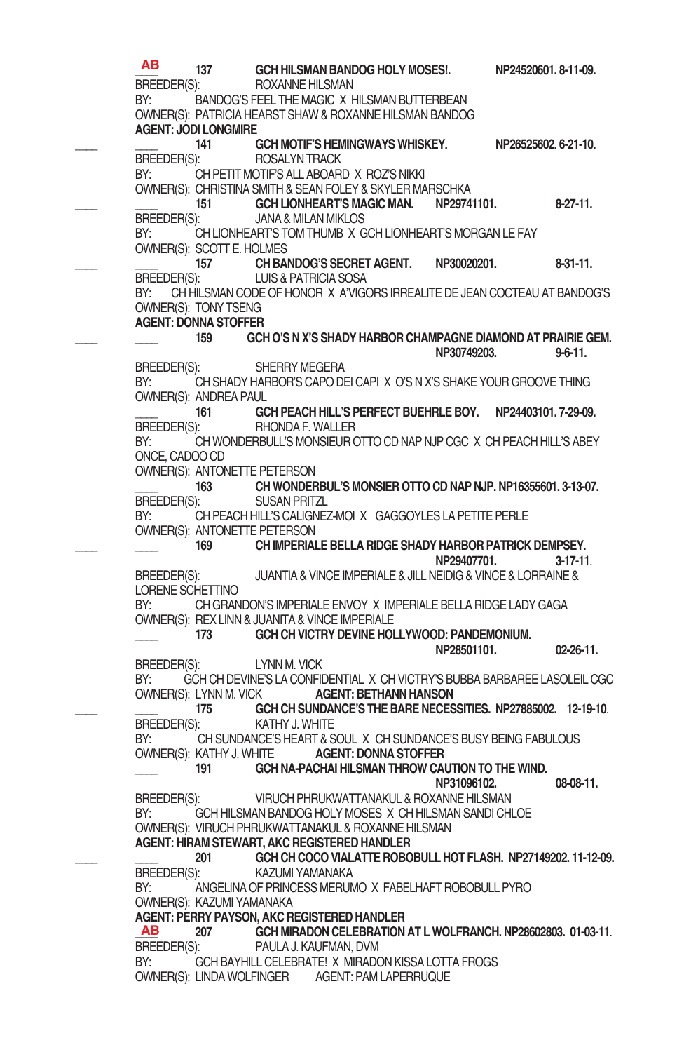**AB** 137 **GCH HILSMAN BANDOG HOLY MOSES!. NP24520601. 8-11-09.**
BREEDER(S): ROXANNE HILSMAN
BY: BANDOG'S FEEL THE MAGIC X HILSMAN BUTTERBEAN
OWNER(S): PATRICIA HEARST SHAW & ROXANNE HILSMAN BANDOG
**AGENT: JODI LONGMIRE**

____ ____ 141 **GCH MOTIF'S HEMINGWAYS WHISKEY. NP26525602. 6-21-10.**
BREEDER(S): ROSALYN TRACK
BY: CH PETIT MOTIF'S ALL ABOARD X ROZ'S NIKKI
OWNER(S): CHRISTINA SMITH & SEAN FOLEY & SKYLER MARSCHKA

____ ____ 151 **GCH LIONHEART'S MAGIC MAN. NP29741101. 8-27-11.**
BREEDER(S): JANA & MILAN MIKLOS
BY: CH LIONHEART'S TOM THUMB X GCH LIONHEART'S MORGAN LE FAY
OWNER(S): SCOTT E. HOLMES

____ ____ 157 **CH BANDOG'S SECRET AGENT. NP30020201. 8-31-11.**
BREEDER(S): LUIS & PATRICIA SOSA
BY: CH HILSMAN CODE OF HONOR X A'VIGORS IRREALITE DE JEAN COCTEAU AT BANDOG'S
OWNER(S): TONY TSENG
**AGENT: DONNA STOFFER**

____ ____ 159 **GCH O'S N X'S SHADY HARBOR CHAMPAGNE DIAMOND AT PRAIRIE GEM. NP30749203. 9-6-11.**
BREEDER(S): SHERRY MEGERA
BY: CH SHADY HARBOR'S CAPO DEI CAPI X O'S N X'S SHAKE YOUR GROOVE THING
OWNER(S): ANDREA PAUL

____ 161 **GCH PEACH HILL'S PERFECT BUEHRLE BOY. NP24403101. 7-29-09.**
BREEDER(S): RHONDA F. WALLER
BY: CH WONDERBULL'S MONSIEUR OTTO CD NAP NJP CGC X CH PEACH HILL'S ABEY ONCE, CADOO CD
OWNER(S): ANTONETTE PETERSON

____ 163 **CH WONDERBUL'S MONSIER OTTO CD NAP NJP. NP16355601. 3-13-07.**
BREEDER(S): SUSAN PRITZL
BY: CH PEACH HILL'S CALIGNEZ-MOI X GAGGOYLES LA PETITE PERLE
OWNER(S): ANTONETTE PETERSON

____ ____ 169 **CH IMPERIALE BELLA RIDGE SHADY HARBOR PATRICK DEMPSEY. NP29407701. 3-17-11.**
BREEDER(S): JUANTIA & VINCE IMPERIALE & JILL NEIDIG & VINCE & LORRAINE & LORENE SCHETTINO
BY: CH GRANDON'S IMPERIALE ENVOY X IMPERIALE BELLA RIDGE LADY GAGA
OWNER(S): REX LINN & JUANITA & VINCE IMPERIALE

____ 173 **GCH CH VICTRY DEVINE HOLLYWOOD: PANDEMONIUM. NP28501101. 02-26-11.**
BREEDER(S): LYNN M. VICK
BY: GCH CH DEVINE'S LA CONFIDENTIAL X CH VICTRY'S BUBBA BARBAREE LASOLEIL CGC
OWNER(S): LYNN M. VICK **AGENT: BETHANN HANSON**

____ ____ 175 **GCH CH SUNDANCE'S THE BARE NECESSITIES. NP27885002. 12-19-10.**
BREEDER(S): KATHY J. WHITE
BY: CH SUNDANCE'S HEART & SOUL X CH SUNDANCE'S BUSY BEING FABULOUS
OWNER(S): KATHY J. WHITE **AGENT: DONNA STOFFER**

____ 191 **GCH NA-PACHAI HILSMAN THROW CAUTION TO THE WIND. NP31096102. 08-08-11.**
BREEDER(S): VIRUCH PHRUKWATTANAKUL & ROXANNE HILSMAN
BY: GCH HILSMAN BANDOG HOLY MOSES X CH HILSMAN SANDI CHLOE
OWNER(S): VIRUCH PHRUKWATTANAKUL & ROXANNE HILSMAN
**AGENT: HIRAM STEWART, AKC REGISTERED HANDLER**

____ ____ 201 **GCH CH COCO VIALATTE ROBOBULL HOT FLASH. NP27149202. 11-12-09.**
BREEDER(S): KAZUMI YAMANAKA
BY: ANGELINA OF PRINCESS MERUMO X FABELHAFT ROBOBULL PYRO
OWNER(S): KAZUMI YAMANAKA
**AGENT: PERRY PAYSON, AKC REGISTERED HANDLER**

**AB** 207 **GCH MIRADON CELEBRATION AT L WOLFRANCH. NP28602803. 01-03-11.**
BREEDER(S): PAULA J. KAUFMAN, DVM
BY: GCH BAYHILL CELEBRATE! X MIRADON KISSA LOTTA FROGS
OWNER(S): LINDA WOLFINGER AGENT: PAM LAPERRUQUE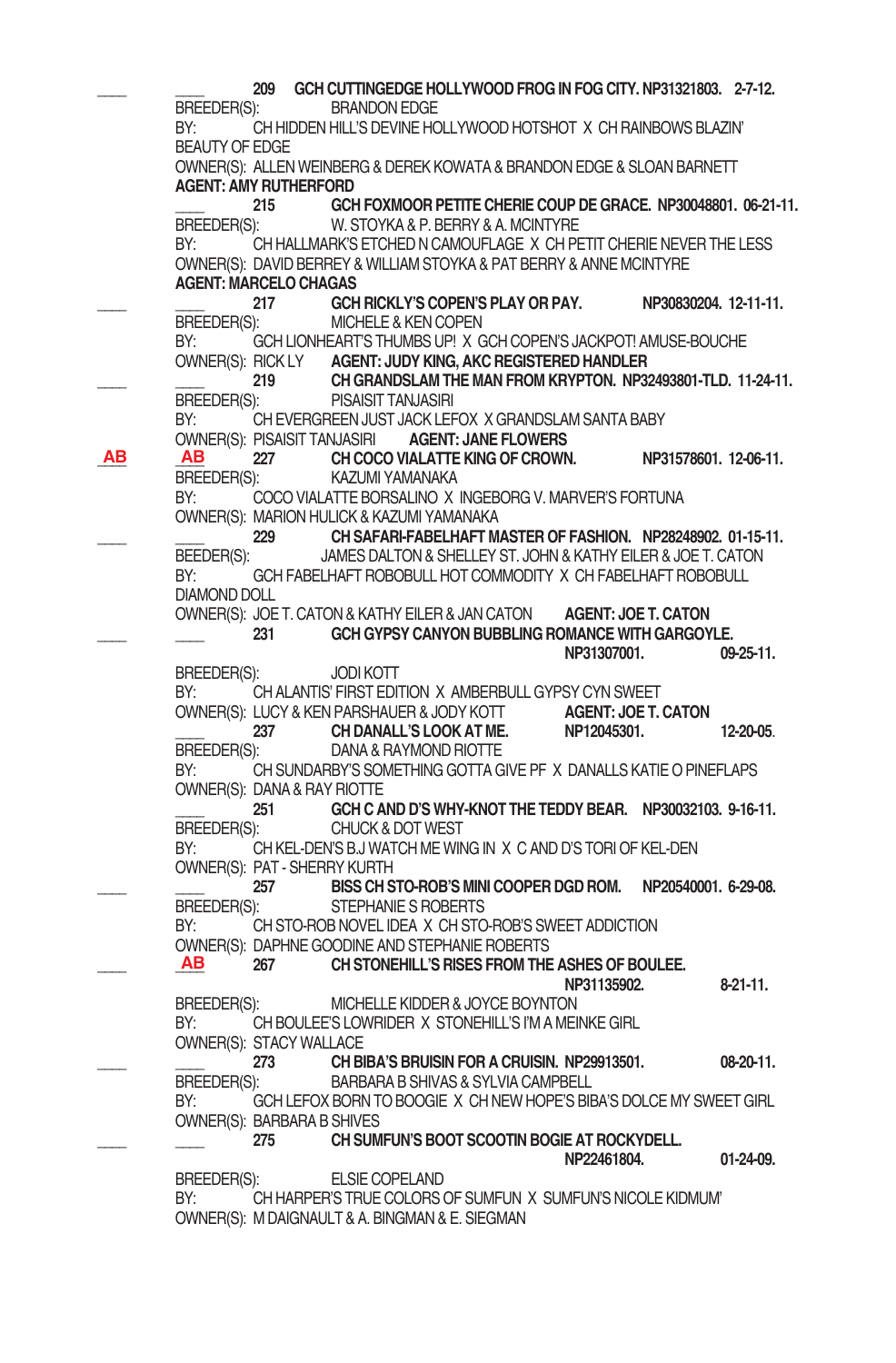\_\_\_\_ \_\_\_\_ **209 GCH CUTTINGEDGE HOLLYWOOD FROG IN FOG CITY. NP31321803. 2-7-12.**
BREEDER(S): BRANDON EDGE
BY: CH HIDDEN HILL'S DEVINE HOLLYWOOD HOTSHOT X CH RAINBOWS BLAZIN' BEAUTY OF EDGE
OWNER(S): ALLEN WEINBERG & DEREK KOWATA & BRANDON EDGE & SLOAN BARNETT
**AGENT: AMY RUTHERFORD**

\_\_\_\_ **215 GCH FOXMOOR PETITE CHERIE COUP DE GRACE. NP30048801. 06-21-11.**
BREEDER(S): W. STOYKA & P. BERRY & A. MCINTYRE
BY: CH HALLMARK'S ETCHED N CAMOUFLAGE X CH PETIT CHERIE NEVER THE LESS
OWNER(S): DAVID BERREY & WILLIAM STOYKA & PAT BERRY & ANNE MCINTYRE
**AGENT: MARCELO CHAGAS**

\_\_\_\_ \_\_\_\_ **217 GCH RICKLY'S COPEN'S PLAY OR PAY. NP30830204. 12-11-11.**
BREEDER(S): MICHELE & KEN COPEN
BY: GCH LIONHEART'S THUMBS UP! X GCH COPEN'S JACKPOT! AMUSE-BOUCHE
OWNER(S): RICK LY **AGENT: JUDY KING, AKC REGISTERED HANDLER**

\_\_\_\_ \_\_\_\_ **219 CH GRANDSLAM THE MAN FROM KRYPTON. NP32493801-TLD. 11-24-11.**
BREEDER(S): PISAISIT TANJASIRI
BY: CH EVERGREEN JUST JACK LEFOX X GRANDSLAM SANTA BABY
OWNER(S): PISAISIT TANJASIRI **AGENT: JANE FLOWERS**

AB AB **227 CH COCO VIALATTE KING OF CROWN. NP31578601. 12-06-11.**
BREEDER(S): KAZUMI YAMANAKA
BY: COCO VIALATTE BORSALINO X INGEBORG V. MARVER'S FORTUNA
OWNER(S): MARION HULICK & KAZUMI YAMANAKA

\_\_\_\_ \_\_\_\_ **229 CH SAFARI-FABELHAFT MASTER OF FASHION. NP28248902. 01-15-11.**
BEEDER(S): JAMES DALTON & SHELLEY ST. JOHN & KATHY EILER & JOE T. CATON
BY: GCH FABELHAFT ROBOBULL HOT COMMODITY X CH FABELHAFT ROBOBULL DIAMOND DOLL
OWNER(S): JOE T. CATON & KATHY EILER & JAN CATON **AGENT: JOE T. CATON**

\_\_\_\_ \_\_\_\_ **231 GCH GYPSY CANYON BUBBLING ROMANCE WITH GARGOYLE. NP31307001. 09-25-11.**
BREEDER(S): JODI KOTT
BY: CH ALANTIS' FIRST EDITION X AMBERBULL GYPSY CYN SWEET
OWNER(S): LUCY & KEN PARSHAUER & JODY KOTT **AGENT: JOE T. CATON**

\_\_\_\_ **237 CH DANALL'S LOOK AT ME. NP12045301. 12-20-05.**
BREEDER(S): DANA & RAYMOND RIOTTE
BY: CH SUNDARBY'S SOMETHING GOTTA GIVE PF X DANALLS KATIE O PINEFLAPS
OWNER(S): DANA & RAY RIOTTE

\_\_\_\_ **251 GCH C AND D'S WHY-KNOT THE TEDDY BEAR. NP30032103. 9-16-11.**
BREEDER(S): CHUCK & DOT WEST
BY: CH KEL-DEN'S B.J WATCH ME WING IN X C AND D'S TORI OF KEL-DEN
OWNER(S): PAT - SHERRY KURTH

\_\_\_\_ \_\_\_\_ **257 BISS CH STO-ROB'S MINI COOPER DGD ROM. NP20540001. 6-29-08.**
BREEDER(S): STEPHANIE S ROBERTS
BY: CH STO-ROB NOVEL IDEA X CH STO-ROB'S SWEET ADDICTION
OWNER(S): DAPHNE GOODINE AND STEPHANIE ROBERTS

\_\_\_\_ AB **267 CH STONEHILL'S RISES FROM THE ASHES OF BOULEE. NP31135902. 8-21-11.**
BREEDER(S): MICHELLE KIDDER & JOYCE BOYNTON
BY: CH BOULEE'S LOWRIDER X STONEHILL'S I'M A MEINKE GIRL
OWNER(S): STACY WALLACE

\_\_\_\_ \_\_\_\_ **273 CH BIBA'S BRUISIN FOR A CRUISIN. NP29913501. 08-20-11.**
BREEDER(S): BARBARA B SHIVAS & SYLVIA CAMPBELL
BY: GCH LEFOX BORN TO BOOGIE X CH NEW HOPE'S BIBA'S DOLCE MY SWEET GIRL
OWNER(S): BARBARA B SHIVES

\_\_\_\_ \_\_\_\_ **275 CH SUMFUN'S BOOT SCOOTIN BOGIE AT ROCKYDELL. NP22461804. 01-24-09.**
BREEDER(S): ELSIE COPELAND
BY: CH HARPER'S TRUE COLORS OF SUMFUN X SUMFUN'S NICOLE KIDMUM'
OWNER(S): M DAIGNAULT & A. BINGMAN & E. SIEGMAN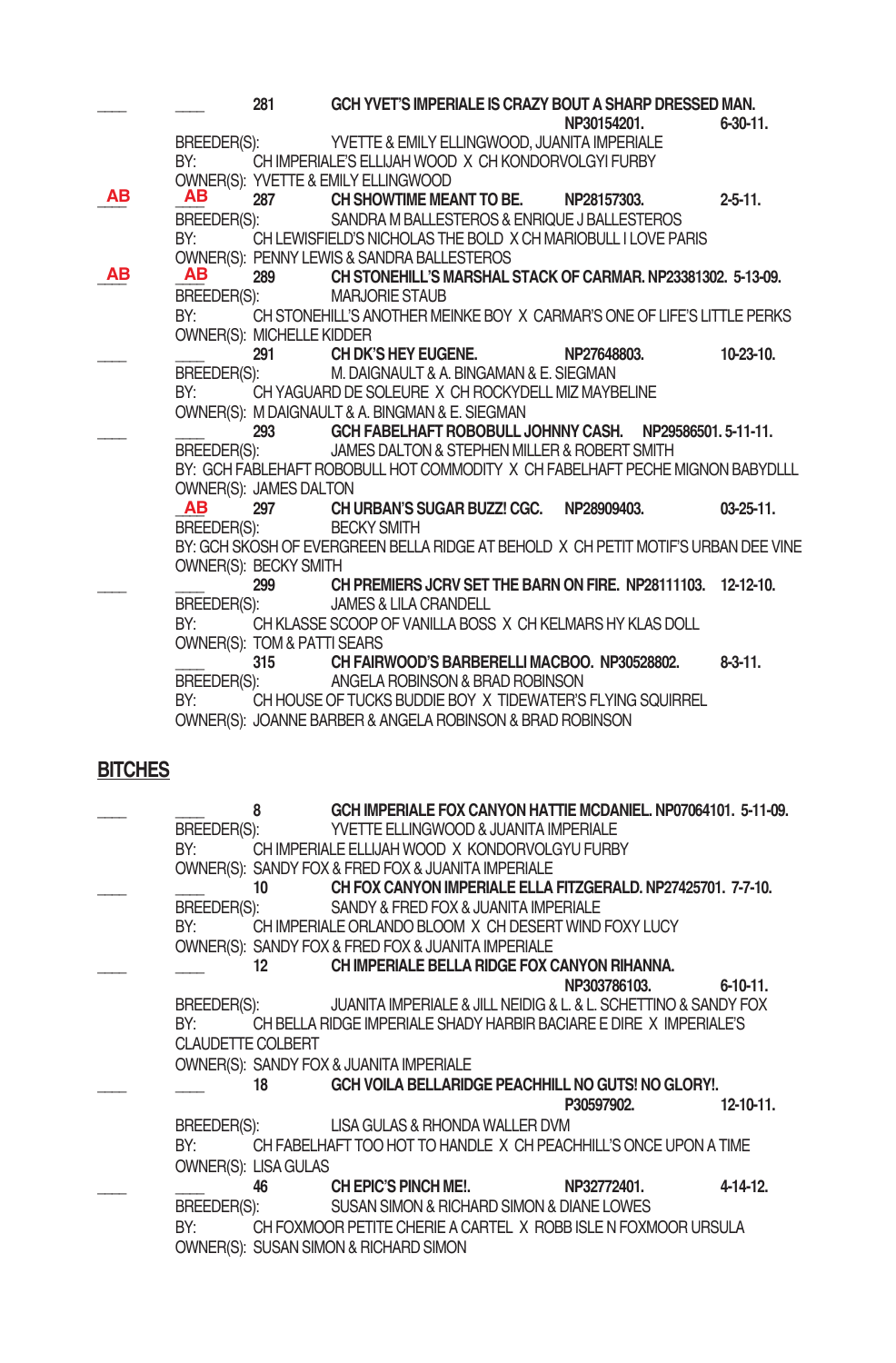\_\_\_\_ \_\_\_\_ **281** **GCH YVET'S IMPERIALE IS CRAZY BOUT A SHARP DRESSED MAN. NP30154201. 6-30-11.**
BREEDER(S): YVETTE & EMILY ELLINGWOOD, JUANITA IMPERIALE
BY: CH IMPERIALE'S ELLIJAH WOOD X CH KONDORVOLGYI FURBY
OWNER(S): YVETTE & EMILY ELLINGWOOD

AB AB **287** **CH SHOWTIME MEANT TO BE. NP28157303. 2-5-11.**
BREEDER(S): SANDRA M BALLESTEROS & ENRIQUE J BALLESTEROS
BY: CH LEWISFIELD'S NICHOLAS THE BOLD X CH MARIOBULL I LOVE PARIS
OWNER(S): PENNY LEWIS & SANDRA BALLESTEROS

AB AB **289** **CH STONEHILL'S MARSHAL STACK OF CARMAR. NP23381302. 5-13-09.**
BREEDER(S): MARJORIE STAUB
BY: CH STONEHILL'S ANOTHER MEINKE BOY X CARMAR'S ONE OF LIFE'S LITTLE PERKS
OWNER(S): MICHELLE KIDDER

\_\_\_\_ \_\_\_\_ **291** **CH DK'S HEY EUGENE. NP27648803. 10-23-10.**
BREEDER(S): M. DAIGNAULT & A. BINGAMAN & E. SIEGMAN
BY: CH YAGUARD DE SOLEURE X CH ROCKYDELL MIZ MAYBELINE
OWNER(S): M DAIGNAULT & A. BINGMAN & E. SIEGMAN

\_\_\_\_ \_\_\_\_ **293** **GCH FABELHAFT ROBOBULL JOHNNY CASH. NP29586501. 5-11-11.**
BREEDER(S): JAMES DALTON & STEPHEN MILLER & ROBERT SMITH
BY: GCH FABLEHAFT ROBOBULL HOT COMMODITY X CH FABELHAFT PECHE MIGNON BABYDLL
OWNER(S): JAMES DALTON

AB **297** **CH URBAN'S SUGAR BUZZ! CGC. NP28909403. 03-25-11.**
BREEDER(S): BECKY SMITH
BY: GCH SKOSH OF EVERGREEN BELLA RIDGE AT BEHOLD X CH PETIT MOTIF'S URBAN DEE VINE
OWNER(S): BECKY SMITH

\_\_\_\_ \_\_\_\_ **299** **CH PREMIERS JCRV SET THE BARN ON FIRE. NP28111103. 12-12-10.**
BREEDER(S): JAMES & LILA CRANDELL
BY: CH KLASSE SCOOP OF VANILLA BOSS X CH KELMARS HY KLAS DOLL
OWNER(S): TOM & PATTI SEARS

\_\_\_\_ **315** **CH FAIRWOOD'S BARBERELLI MACBOO. NP30528802. 8-3-11.**
BREEDER(S): ANGELA ROBINSON & BRAD ROBINSON
BY: CH HOUSE OF TUCKS BUDDIE BOY X TIDEWATER'S FLYING SQUIRREL
OWNER(S): JOANNE BARBER & ANGELA ROBINSON & BRAD ROBINSON

## BITCHES

\_\_\_\_ \_\_\_\_ **8** **GCH IMPERIALE FOX CANYON HATTIE MCDANIEL. NP07064101. 5-11-09.**
BREEDER(S): YVETTE ELLINGWOOD & JUANITA IMPERIALE
BY: CH IMPERIALE ELLIJAH WOOD X KONDORVOLGYU FURBY
OWNER(S): SANDY FOX & FRED FOX & JUANITA IMPERIALE

\_\_\_\_ \_\_\_\_ **10** **CH FOX CANYON IMPERIALE ELLA FITZGERALD. NP27425701. 7-7-10.**
BREEDER(S): SANDY & FRED FOX & JUANITA IMPERIALE
BY: CH IMPERIALE ORLANDO BLOOM X CH DESERT WIND FOXY LUCY
OWNER(S): SANDY FOX & FRED FOX & JUANITA IMPERIALE

\_\_\_\_ \_\_\_\_ **12** **CH IMPERIALE BELLA RIDGE FOX CANYON RIHANNA. NP303786103. 6-10-11.**
BREEDER(S): JUANITA IMPERIALE & JILL NEIDIG & L. & L. SCHETTINO & SANDY FOX
BY: CH BELLA RIDGE IMPERIALE SHADY HARBIR BACIARE E DIRE X IMPERIALE'S CLAUDETTE COLBERT
OWNER(S): SANDY FOX & JUANITA IMPERIALE

\_\_\_\_ \_\_\_\_ **18** **GCH VOILA BELLARIDGE PEACHHILL NO GUTS! NO GLORY!. P30597902. 12-10-11.**
BREEDER(S): LISA GULAS & RHONDA WALLER DVM
BY: CH FABELHAFT TOO HOT TO HANDLE X CH PEACHHILL'S ONCE UPON A TIME
OWNER(S): LISA GULAS

\_\_\_\_ \_\_\_\_ **46** **CH EPIC'S PINCH ME!. NP32772401. 4-14-12.**
BREEDER(S): SUSAN SIMON & RICHARD SIMON & DIANE LOWES
BY: CH FOXMOOR PETITE CHERIE A CARTEL X ROBB ISLE N FOXMOOR URSULA
OWNER(S): SUSAN SIMON & RICHARD SIMON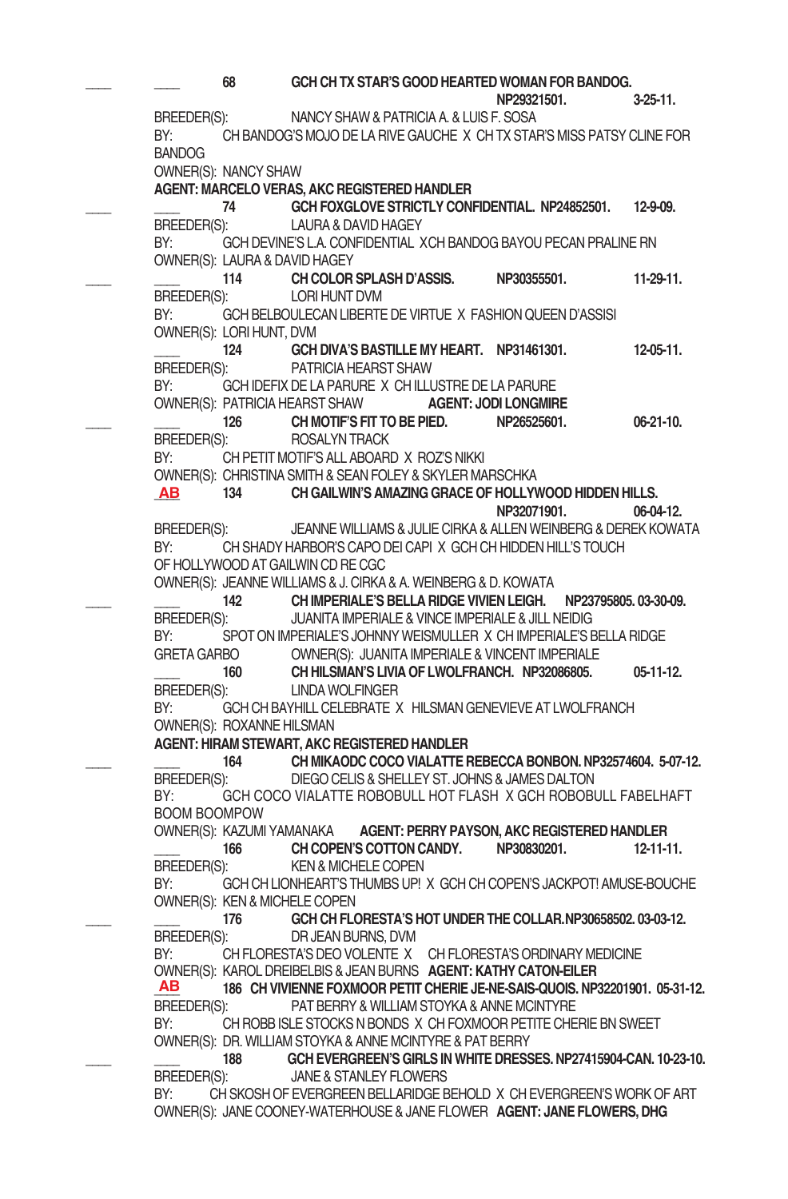\_\_\_\_ \_\_\_\_ **68 GCH CH TX STAR'S GOOD HEARTED WOMAN FOR BANDOG.**
**NP29321501. 3-25-11.**
BREEDER(S): NANCY SHAW & PATRICIA A. & LUIS F. SOSA
BY: CH BANDOG'S MOJO DE LA RIVE GAUCHE X CH TX STAR'S MISS PATSY CLINE FOR BANDOG
OWNER(S): NANCY SHAW
**AGENT: MARCELO VERAS, AKC REGISTERED HANDLER**

\_\_\_\_ \_\_\_\_ **74 GCH FOXGLOVE STRICTLY CONFIDENTIAL. NP24852501. 12-9-09.**
BREEDER(S): LAURA & DAVID HAGEY
BY: GCH DEVINE'S L.A. CONFIDENTIAL XCH BANDOG BAYOU PECAN PRALINE RN
OWNER(S): LAURA & DAVID HAGEY

\_\_\_\_ \_\_\_\_ **114 CH COLOR SPLASH D'ASSIS. NP30355501. 11-29-11.**
BREEDER(S): LORI HUNT DVM
BY: GCH BELBOULECAN LIBERTE DE VIRTUE X FASHION QUEEN D'ASSISI
OWNER(S): LORI HUNT, DVM

\_\_\_\_ **124 GCH DIVA'S BASTILLE MY HEART. NP31461301. 12-05-11.**
BREEDER(S): PATRICIA HEARST SHAW
BY: GCH IDEFIX DE LA PARURE X CH ILLUSTRE DE LA PARURE
OWNER(S): PATRICIA HEARST SHAW **AGENT: JODI LONGMIRE**

\_\_\_\_ \_\_\_\_ **126 CH MOTIF'S FIT TO BE PIED. NP26525601. 06-21-10.**
BREEDER(S): ROSALYN TRACK
BY: CH PETIT MOTIF'S ALL ABOARD X ROZ'S NIKKI
OWNER(S): CHRISTINA SMITH & SEAN FOLEY & SKYLER MARSCHKA

**AB** **134 CH GAILWIN'S AMAZING GRACE OF HOLLYWOOD HIDDEN HILLS.**
**NP32071901. 06-04-12.**
BREEDER(S): JEANNE WILLIAMS & JULIE CIRKA & ALLEN WEINBERG & DEREK KOWATA
BY: CH SHADY HARBOR'S CAPO DEI CAPI X GCH CH HIDDEN HILL'S TOUCH OF HOLLYWOOD AT GAILWIN CD RE CGC
OWNER(S): JEANNE WILLIAMS & J. CIRKA & A. WEINBERG & D. KOWATA

\_\_\_\_ \_\_\_\_ **142 CH IMPERIALE'S BELLA RIDGE VIVIEN LEIGH. NP23795805. 03-30-09.**
BREEDER(S): JUANITA IMPERIALE & VINCE IMPERIALE & JILL NEIDIG
BY: SPOT ON IMPERIALE'S JOHNNY WEISMULLER X CH IMPERIALE'S BELLA RIDGE GRETA GARBO OWNER(S): JUANITA IMPERIALE & VINCENT IMPERIALE

\_\_\_\_ **160 CH HILSMAN'S LIVIA OF LWOLFRANCH. NP32086805. 05-11-12.**
BREEDER(S): LINDA WOLFINGER
BY: GCH CH BAYHILL CELEBRATE X HILSMAN GENEVIEVE AT LWOLFRANCH
OWNER(S): ROXANNE HILSMAN
**AGENT: HIRAM STEWART, AKC REGISTERED HANDLER**

\_\_\_\_ \_\_\_\_ **164 CH MIKAODC COCO VIALATTE REBECCA BONBON. NP32574604. 5-07-12.**
BREEDER(S): DIEGO CELIS & SHELLEY ST. JOHNS & JAMES DALTON
BY: GCH COCO VIALATTE ROBOBULL HOT FLASH X GCH ROBOBULL FABELHAFT BOOM BOOMPOW
OWNER(S): KAZUMI YAMANAKA **AGENT: PERRY PAYSON, AKC REGISTERED HANDLER**

\_\_\_\_ **166 CH COPEN'S COTTON CANDY. NP30830201. 12-11-11.**
BREEDER(S): KEN & MICHELE COPEN
BY: GCH CH LIONHEART'S THUMBS UP! X GCH CH COPEN'S JACKPOT! AMUSE-BOUCHE
OWNER(S): KEN & MICHELE COPEN

\_\_\_\_ \_\_\_\_ **176 GCH CH FLORESTA'S HOT UNDER THE COLLAR. NP30658502. 03-03-12.**
BREEDER(S): DR JEAN BURNS, DVM
BY: CH FLORESTA'S DEO VOLENTE X CH FLORESTA'S ORDINARY MEDICINE
OWNER(S): KAROL DREIBELBIS & JEAN BURNS **AGENT: KATHY CATON-EILER**

**AB** **186 CH VIVIENNE FOXMOOR PETIT CHERIE JE-NE-SAIS-QUOIS. NP32201901. 05-31-12.**
BREEDER(S): PAT BERRY & WILLIAM STOYKA & ANNE MCINTYRE
BY: CH ROBB ISLE STOCKS N BONDS X CH FOXMOOR PETITE CHERIE BN SWEET
OWNER(S): DR. WILLIAM STOYKA & ANNE MCINTYRE & PAT BERRY

\_\_\_\_ \_\_\_\_ **188 GCH EVERGREEN'S GIRLS IN WHITE DRESSES. NP27415904-CAN. 10-23-10.**
BREEDER(S): JANE & STANLEY FLOWERS
BY: CH SKOSH OF EVERGREEN BELLARIDGE BEHOLD X CH EVERGREEN'S WORK OF ART
OWNER(S): JANE COONEY-WATERHOUSE & JANE FLOWER **AGENT: JANE FLOWERS, DHG**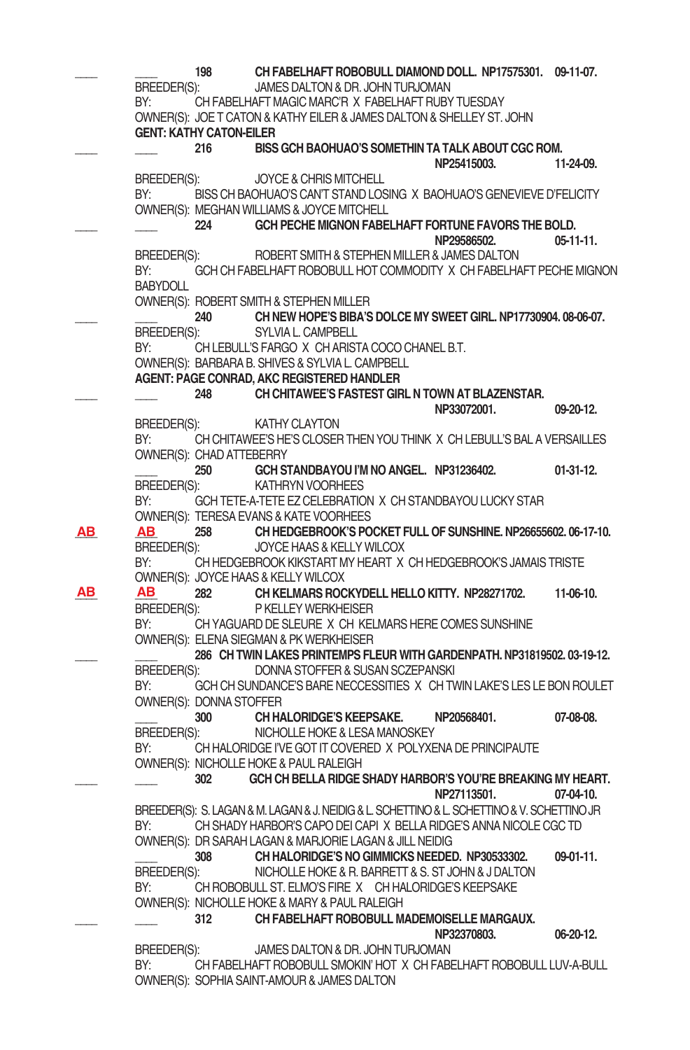____ ____ 198 **CH FABELHAFT ROBOBULL DIAMOND DOLL. NP17575301. 09-11-07.**
BREEDER(S): JAMES DALTON & DR. JOHN TURJOMAN
BY: CH FABELHAFT MAGIC MARC'R X FABELHAFT RUBY TUESDAY
OWNER(S): JOE T CATON & KATHY EILER & JAMES DALTON & SHELLEY ST. JOHN
**GENT: KATHY CATON-EILER**

____ ____ 216 **BISS GCH BAOHUAO'S SOMETHIN TA TALK ABOUT CGC ROM. NP25415003. 11-24-09.**
BREEDER(S): JOYCE & CHRIS MITCHELL
BY: BISS CH BAOHUAO'S CAN'T STAND LOSING X BAOHUAO'S GENEVIEVE D'FELICITY
OWNER(S): MEGHAN WILLIAMS & JOYCE MITCHELL

____ ____ 224 **GCH PECHE MIGNON FABELHAFT FORTUNE FAVORS THE BOLD. NP29586502. 05-11-11.**
BREEDER(S): ROBERT SMITH & STEPHEN MILLER & JAMES DALTON
BY: GCH CH FABELHAFT ROBOBULL HOT COMMODITY X CH FABELHAFT PECHE MIGNON BABYDOLL
OWNER(S): ROBERT SMITH & STEPHEN MILLER

____ ____ 240 **CH NEW HOPE'S BIBA'S DOLCE MY SWEET GIRL. NP17730904. 08-06-07.**
BREEDER(S): SYLVIA L. CAMPBELL
BY: CH LEBULL'S FARGO X CH ARISTA COCO CHANEL B.T.
OWNER(S): BARBARA B. SHIVES & SYLVIA L. CAMPBELL
**AGENT: PAGE CONRAD, AKC REGISTERED HANDLER**

____ ____ 248 **CH CHITAWEE'S FASTEST GIRL N TOWN AT BLAZENSTAR. NP33072001. 09-20-12.**
BREEDER(S): KATHY CLAYTON
BY: CH CHITAWEE'S HE'S CLOSER THEN YOU THINK X CH LEBULL'S BAL A VERSAILLES
OWNER(S): CHAD ATTEBERRY

____ 250 **GCH STANDBAYOU I'M NO ANGEL. NP31236402. 01-31-12.**
BREEDER(S): KATHRYN VOORHEES
BY: GCH TETE-A-TETE EZ CELEBRATION X CH STANDBAYOU LUCKY STAR
OWNER(S): TERESA EVANS & KATE VOORHEES

AB AB 258 **CH HEDGEBROOK'S POCKET FULL OF SUNSHINE. NP26655602. 06-17-10.**
BREEDER(S): JOYCE HAAS & KELLY WILCOX
BY: CH HEDGEBROOK KIKSTART MY HEART X CH HEDGEBROOK'S JAMAIS TRISTE
OWNER(S): JOYCE HAAS & KELLY WILCOX

AB AB 282 **CH KELMARS ROCKYDELL HELLO KITTY. NP28271702. 11-06-10.**
BREEDER(S): P KELLEY WERKHEISER
BY: CH YAGUARD DE SLEURE X CH KELMARS HERE COMES SUNSHINE
OWNER(S): ELENA SIEGMAN & PK WERKHEISER

____ ____ 286 **CH TWIN LAKES PRINTEMPS FLEUR WITH GARDENPATH. NP31819502. 03-19-12.**
BREEDER(S): DONNA STOFFER & SUSAN SCZEPANSKI
BY: GCH CH SUNDANCE'S BARE NECCESSITIES X CH TWIN LAKE'S LES LE BON ROULET
OWNER(S): DONNA STOFFER

____ 300 **CH HALORIDGE'S KEEPSAKE. NP20568401. 07-08-08.**
BREEDER(S): NICHOLLE HOKE & LESA MANOSKEY
BY: CH HALORIDGE I'VE GOT IT COVERED X POLYXENA DE PRINCIPAUTE
OWNER(S): NICHOLLE HOKE & PAUL RALEIGH

____ ____ 302 **GCH CH BELLA RIDGE SHADY HARBOR'S YOU'RE BREAKING MY HEART. NP27113501. 07-04-10.**
BREEDER(S): S. LAGAN & M. LAGAN & J. NEIDIG & L. SCHETTINO & L. SCHETTINO & V. SCHETTINO JR
BY: CH SHADY HARBOR'S CAPO DEI CAPI X BELLA RIDGE'S ANNA NICOLE CGC TD
OWNER(S): DR SARAH LAGAN & MARJORIE LAGAN & JILL NEIDIG

____ 308 **CH HALORIDGE'S NO GIMMICKS NEEDED. NP30533302. 09-01-11.**
BREEDER(S): NICHOLLE HOKE & R. BARRETT & S. ST JOHN & J DALTON
BY: CH ROBOBULL ST. ELMO'S FIRE X CH HALORIDGE'S KEEPSAKE
OWNER(S): NICHOLLE HOKE & MARY & PAUL RALEIGH

____ ____ 312 **CH FABELHAFT ROBOBULL MADEMOISELLE MARGAUX. NP32370803. 06-20-12.**
BREEDER(S): JAMES DALTON & DR. JOHN TURJOMAN
BY: CH FABELHAFT ROBOBULL SMOKIN' HOT X CH FABELHAFT ROBOBULL LUV-A-BULL
OWNER(S): SOPHIA SAINT-AMOUR & JAMES DALTON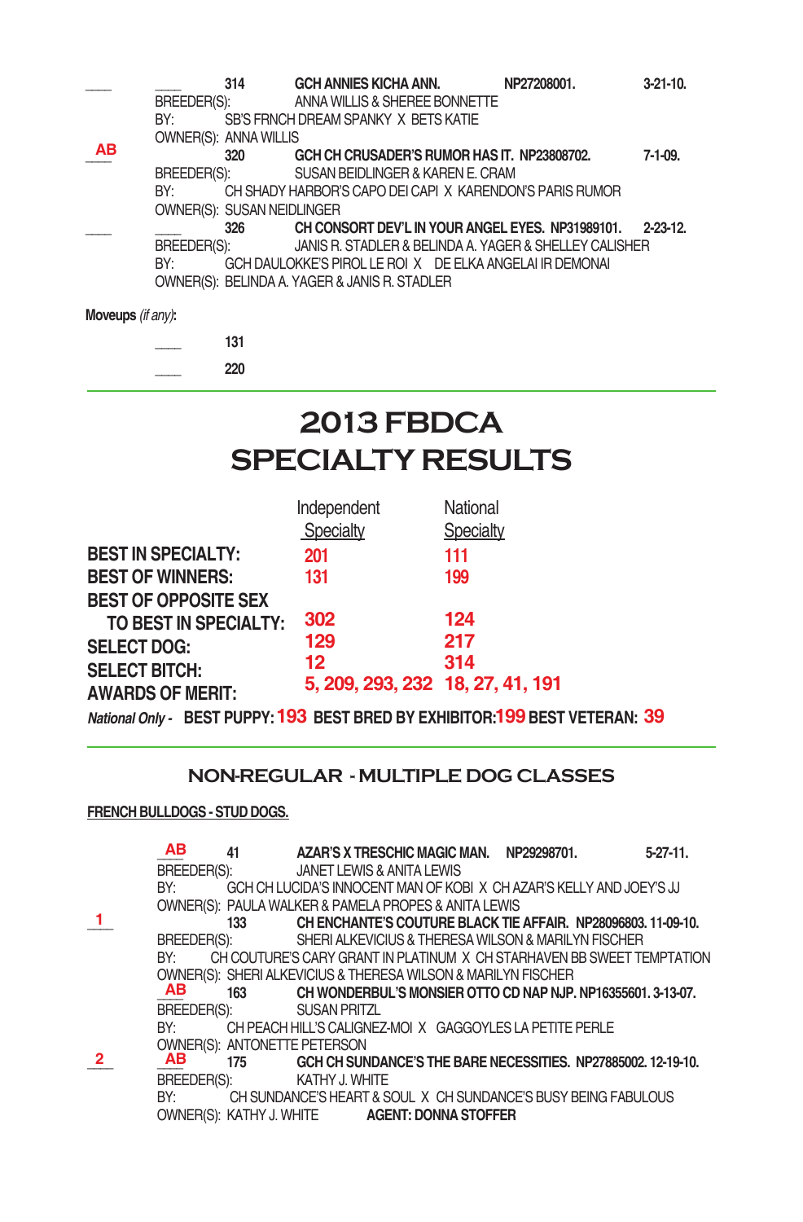____ ____ 314 **GCH ANNIES KICHA ANN.** **NP27208001.** **3-21-10.**
BREEDER(S): ANNA WILLIS & SHEREE BONNETTE
BY: SB'S FRNCH DREAM SPANKY X BETS KATIE
OWNER(S): ANNA WILLIS

AB 320 **GCH CH CRUSADER'S RUMOR HAS IT.** **NP23808702.** **7-1-09.**
BREEDER(S): SUSAN BEIDLINGER & KAREN E. CRAM
BY: CH SHADY HARBOR'S CAPO DEI CAPI X KARENDON'S PARIS RUMOR
OWNER(S): SUSAN NEIDLINGER

____ ____ 326 **CH CONSORT DEV'L IN YOUR ANGEL EYES.** **NP31989101.** **2-23-12.**
BREEDER(S): JANIS R. STADLER & BELINDA A. YAGER & SHELLEY CALISHER
BY: GCH DAULOKKE'S PIROL LE ROI X DE ELKA ANGELAI IR DEMONAI
OWNER(S): BELINDA A. YAGER & JANIS R. STADLER

**Moveups** *(if any)*:

____ 131

____ 220

# 2013 FBDCA SPECIALTY RESULTS

| | Independent Specialty | National Specialty |
|---|---|---|
| **BEST IN SPECIALTY:** | 201 | 111 |
| **BEST OF WINNERS:** | 131 | 199 |
| **BEST OF OPPOSITE SEX TO BEST IN SPECIALTY:** | 302 | 124 |
| **SELECT DOG:** | 129 | 217 |
| **SELECT BITCH:** | 12 | 314 |
| **AWARDS OF MERIT:** | 5, 209, 293, 232 | 18, 27, 41, 191 |

*National Only* - **BEST PUPPY:** 193 **BEST BRED BY EXHIBITOR:** 199 **BEST VETERAN:** 39

## NON-REGULAR - MULTIPLE DOG CLASSES

**FRENCH BULLDOGS - STUD DOGS.**

AB 41 **AZAR'S X TRESCHIC MAGIC MAN.** **NP29298701.** **5-27-11.**
BREEDER(S): JANET LEWIS & ANITA LEWIS
BY: GCH CH LUCIDA'S INNOCENT MAN OF KOBI X CH AZAR'S KELLY AND JOEY'S JJ
OWNER(S): PAULA WALKER & PAMELA PROPES & ANITA LEWIS

1 133 **CH ENCHANTE'S COUTURE BLACK TIE AFFAIR.** **NP28096803.** **11-09-10.**
BREEDER(S): SHERI ALKEVICIUS & THERESA WILSON & MARILYN FISCHER
BY: CH COUTURE'S CARY GRANT IN PLATINUM X CH STARHAVEN BB SWEET TEMPTATION
OWNER(S): SHERI ALKEVICIUS & THERESA WILSON & MARILYN FISCHER

AB 163 **CH WONDERBUL'S MONSIER OTTO CD NAP NJP.** **NP16355601.** **3-13-07.**
BREEDER(S): SUSAN PRITZL
BY: CH PEACH HILL'S CALIGNEZ-MOI X GAGGOYLES LA PETITE PERLE
OWNER(S): ANTONETTE PETERSON

2 AB 175 **GCH CH SUNDANCE'S THE BARE NECESSITIES.** **NP27885002.** **12-19-10.**
BREEDER(S): KATHY J. WHITE
BY: CH SUNDANCE'S HEART & SOUL X CH SUNDANCE'S BUSY BEING FABULOUS
OWNER(S): KATHY J. WHITE **AGENT: DONNA STOFFER**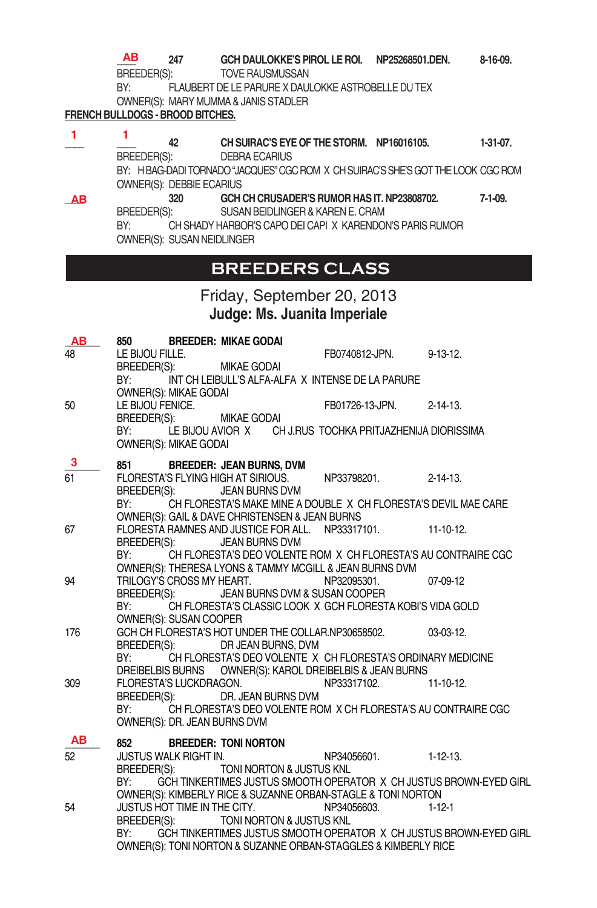AB 247 **GCH DAULOKKE'S PIROL LE ROI. NP25268501.DEN. 8-16-09.**
BREEDER(S): TOVE RAUSMUSSAN
BY: FLAUBERT DE LE PARURE X DAULOKKE ASTROBELLE DU TEX
OWNER(S): MARY MUMMA & JANIS STADLER

**FRENCH BULLDOGS - BROOD BITCHES.**

1 1 42 **CH SUIRAC'S EYE OF THE STORM. NP16016105. 1-31-07.**
BREEDER(S): DEBRA ECARIUS
BY: H BAG-DADI TORNADO "JACQUES" CGC ROM X CH SUIRAC'S SHE'S GOT THE LOOK CGC ROM
OWNER(S): DEBBIE ECARIUS

AB 320 **GCH CH CRUSADER'S RUMOR HAS IT. NP23808702. 7-1-09.**
BREEDER(S): SUSAN BEIDLINGER & KAREN E. CRAM
BY: CH SHADY HARBOR'S CAPO DEI CAPI X KARENDON'S PARIS RUMOR
OWNER(S): SUSAN NEIDLINGER

## BREEDERS CLASS

### Friday, September 20, 2013
### Judge: Ms. Juanita Imperiale

AB 850 **BREEDER: MIKAE GODAI**

48 LE BIJOU FILLE. FB0740812-JPN. 9-13-12.
BREEDER(S): MIKAE GODAI
BY: INT CH LEIBULL'S ALFA-ALFA X INTENSE DE LA PARURE
OWNER(S): MIKAE GODAI

50 LE BIJOU FENICE. FB01726-13-JPN. 2-14-13.
BREEDER(S): MIKAE GODAI
BY: LE BIJOU AVIOR X CH J.RUS TOCHKA PRITJAZHENIJA DIORISSIMA
OWNER(S): MIKAE GODAI

3 851 **BREEDER: JEAN BURNS, DVM**

61 FLORESTA'S FLYING HIGH AT SIRIOUS. NP33798201. 2-14-13.
BREEDER(S): JEAN BURNS DVM
BY: CH FLORESTA'S MAKE MINE A DOUBLE X CH FLORESTA'S DEVIL MAE CARE
OWNER(S): GAIL & DAVE CHRISTENSEN & JEAN BURNS

67 FLORESTA RAMNES AND JUSTICE FOR ALL. NP33317101. 11-10-12.
BREEDER(S): JEAN BURNS DVM
BY: CH FLORESTA'S DEO VOLENTE ROM X CH FLORESTA'S AU CONTRAIRE CGC
OWNER(S): THERESA LYONS & TAMMY MCGILL & JEAN BURNS DVM

94 TRILOGY'S CROSS MY HEART. NP32095301. 07-09-12
BREEDER(S): JEAN BURNS DVM & SUSAN COOPER
BY: CH FLORESTA'S CLASSIC LOOK X GCH FLORESTA KOBI'S VIDA GOLD
OWNER(S): SUSAN COOPER

176 GCH CH FLORESTA'S HOT UNDER THE COLLAR.NP30658502. 03-03-12.
BREEDER(S): DR JEAN BURNS, DVM
BY: CH FLORESTA'S DEO VOLENTE X CH FLORESTA'S ORDINARY MEDICINE
DREIBELBIS BURNS OWNER(S): KAROL DREIBELBIS & JEAN BURNS

309 FLORESTA'S LUCKDRAGON. NP33317102. 11-10-12.
BREEDER(S): DR. JEAN BURNS DVM
BY: CH FLORESTA'S DEO VOLENTE ROM X CH FLORESTA'S AU CONTRAIRE CGC
OWNER(S): DR. JEAN BURNS DVM

AB 852 **BREEDER: TONI NORTON**

52 JUSTUS WALK RIGHT IN. NP34056601. 1-12-13.
BREEDER(S): TONI NORTON & JUSTUS KNL
BY: GCH TINKERTIMES JUSTUS SMOOTH OPERATOR X CH JUSTUS BROWN-EYED GIRL
OWNER(S): KIMBERLY RICE & SUZANNE ORBAN-STAGLE & TONI NORTON

54 JUSTUS HOT TIME IN THE CITY. NP34056603. 1-12-1
BREEDER(S): TONI NORTON & JUSTUS KNL
BY: GCH TINKERTIMES JUSTUS SMOOTH OPERATOR X CH JUSTUS BROWN-EYED GIRL
OWNER(S): TONI NORTON & SUZANNE ORBAN-STAGGLES & KIMBERLY RICE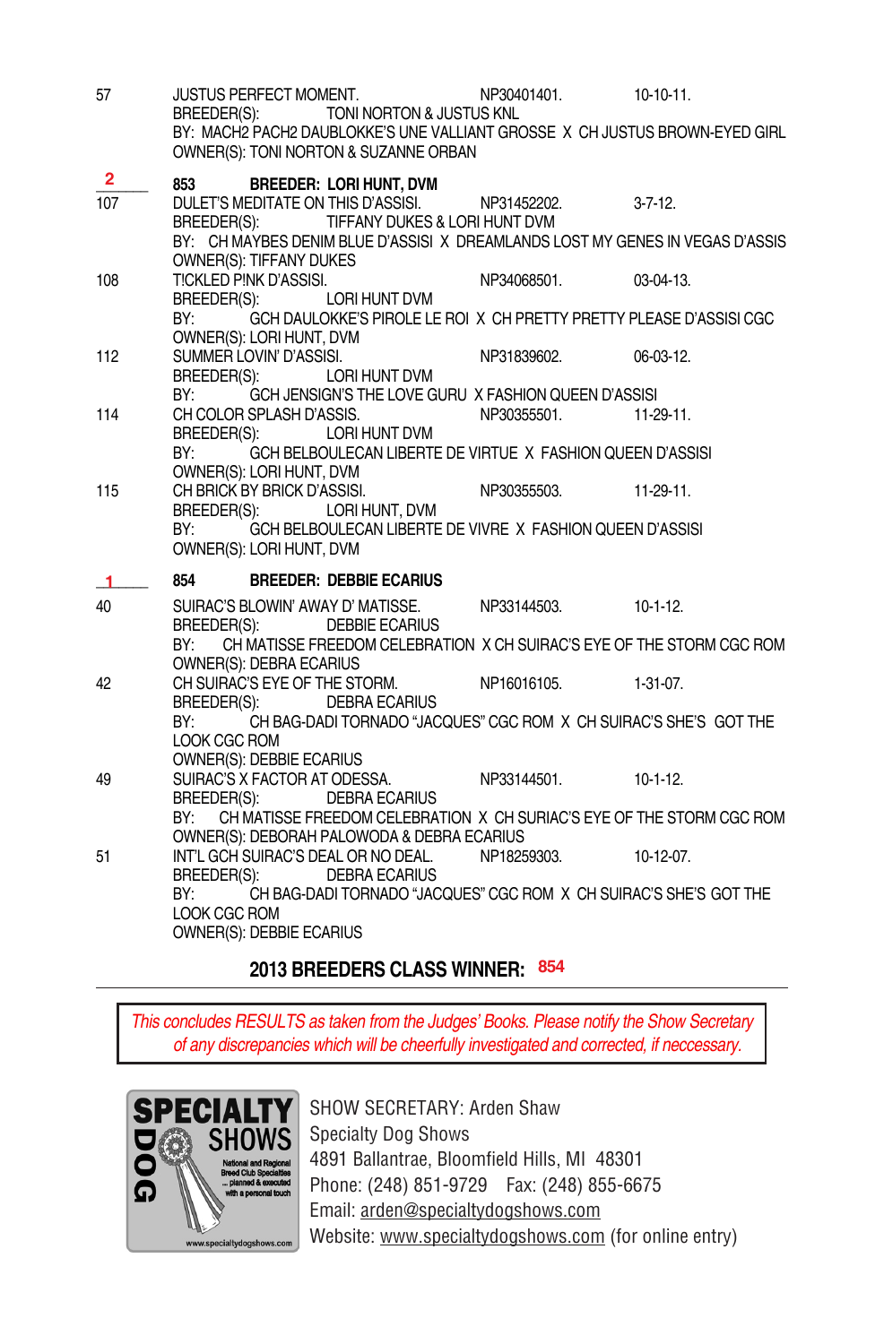57 JUSTUS PERFECT MOMENT. NP30401401. 10-10-11.
BREEDER(S): TONI NORTON & JUSTUS KNL
BY: MACH2 PACH2 DAUBLOKKE'S UNE VALLIANT GROSSE X CH JUSTUS BROWN-EYED GIRL
OWNER(S): TONI NORTON & SUZANNE ORBAN

**2** **853 BREEDER: LORI HUNT, DVM**

107 DULET'S MEDITATE ON THIS D'ASSISI. NP31452202. 3-7-12.
BREEDER(S): TIFFANY DUKES & LORI HUNT DVM
BY: CH MAYBES DENIM BLUE D'ASSISI X DREAMLANDS LOST MY GENES IN VEGAS D'ASSIS
OWNER(S): TIFFANY DUKES

108 T!CKLED P!NK D'ASSISI. NP34068501. 03-04-13.
BREEDER(S): LORI HUNT DVM
BY: GCH DAULOKKE'S PIROLE LE ROI X CH PRETTY PRETTY PLEASE D'ASSISI CGC
OWNER(S): LORI HUNT, DVM

112 SUMMER LOVIN' D'ASSISI. NP31839602. 06-03-12.
BREEDER(S): LORI HUNT DVM
BY: GCH JENSIGN'S THE LOVE GURU X FASHION QUEEN D'ASSISI

114 CH COLOR SPLASH D'ASSIS. NP30355501. 11-29-11.
BREEDER(S): LORI HUNT DVM
BY: GCH BELBOULECAN LIBERTE DE VIRTUE X FASHION QUEEN D'ASSISI
OWNER(S): LORI HUNT, DVM

115 CH BRICK BY BRICK D'ASSISI. NP30355503. 11-29-11.
BREEDER(S): LORI HUNT, DVM
BY: GCH BELBOULECAN LIBERTE DE VIVRE X FASHION QUEEN D'ASSISI
OWNER(S): LORI HUNT, DVM

**1** **854 BREEDER: DEBBIE ECARIUS**

40 SUIRAC'S BLOWIN' AWAY D' MATISSE. NP33144503. 10-1-12.
BREEDER(S): DEBBIE ECARIUS
BY: CH MATISSE FREEDOM CELEBRATION X CH SUIRAC'S EYE OF THE STORM CGC ROM
OWNER(S): DEBRA ECARIUS

42 CH SUIRAC'S EYE OF THE STORM. NP16016105. 1-31-07.
BREEDER(S): DEBRA ECARIUS
BY: CH BAG-DADI TORNADO "JACQUES" CGC ROM X CH SUIRAC'S SHE'S GOT THE LOOK CGC ROM
OWNER(S): DEBBIE ECARIUS

49 SUIRAC'S X FACTOR AT ODESSA. NP33144501. 10-1-12.
BREEDER(S): DEBRA ECARIUS
BY: CH MATISSE FREEDOM CELEBRATION X CH SUIAC'S EYE OF THE STORM CGC ROM
OWNER(S): DEBORAH PALOWODA & DEBRA ECARIUS

51 INT'L GCH SUIRAC'S DEAL OR NO DEAL. NP18259303. 10-12-07.
BREEDER(S): DEBRA ECARIUS
BY: CH BAG-DADI TORNADO "JACQUES" CGC ROM X CH SUIRAC'S SHE'S GOT THE LOOK CGC ROM
OWNER(S): DEBBIE ECARIUS

**2013 BREEDERS CLASS WINNER: 854**

---

*This concludes RESULTS as taken from the Judges' Books. Please notify the Show Secretary of any discrepancies which will be cheerfully investigated and corrected, if neccessary.*

SPECIALTY DOG SHOWS
National and Regional Breed Club Specialties ... planned & executed with a personal touch
www.specialtydogshows.com

SHOW SECRETARY: Arden Shaw
Specialty Dog Shows
4891 Ballantrae, Bloomfield Hills, MI 48301
Phone: (248) 851-9729 Fax: (248) 855-6675
Email: arden@specialtydogshows.com
Website: www.specialtydogshows.com (for online entry)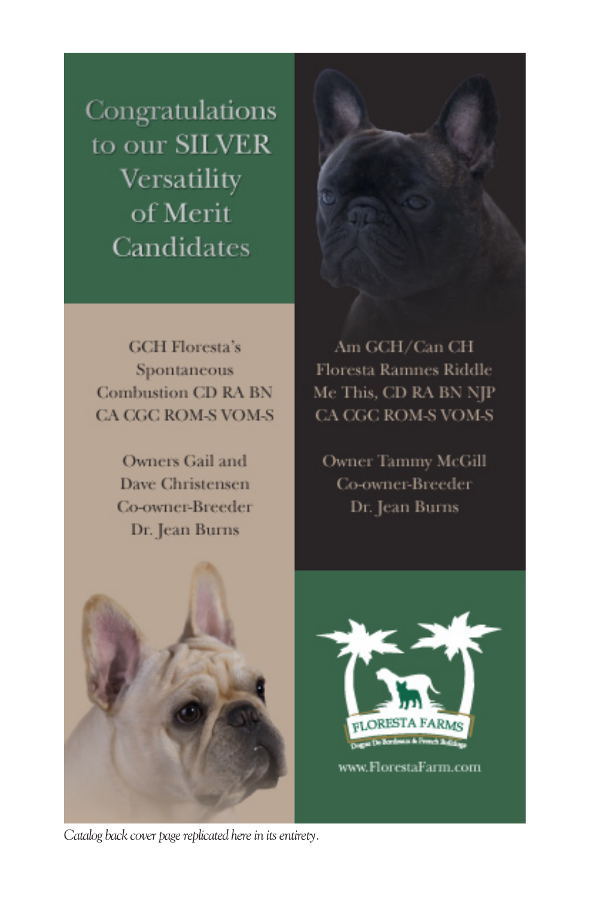# Congratulations to our SILVER Versatility of Merit Candidates

GCH Floresta's Spontaneous Combustion CD RA BN CA CGC ROM-S VOM-S

Owners Gail and Dave Christensen
Co-owner-Breeder
Dr. Jean Burns

Am GCH/Can CH Floresta Ramnes Riddle Me This, CD RA BN NJP CA CGC ROM-S VOM-S

Owner Tammy McGill
Co-owner-Breeder
Dr. Jean Burns

FLORESTA FARMS
Dogue De Bordeaux & French Bulldogs

www.FlorestaFarm.com

*Catalog back cover page replicated here in its entirety.*